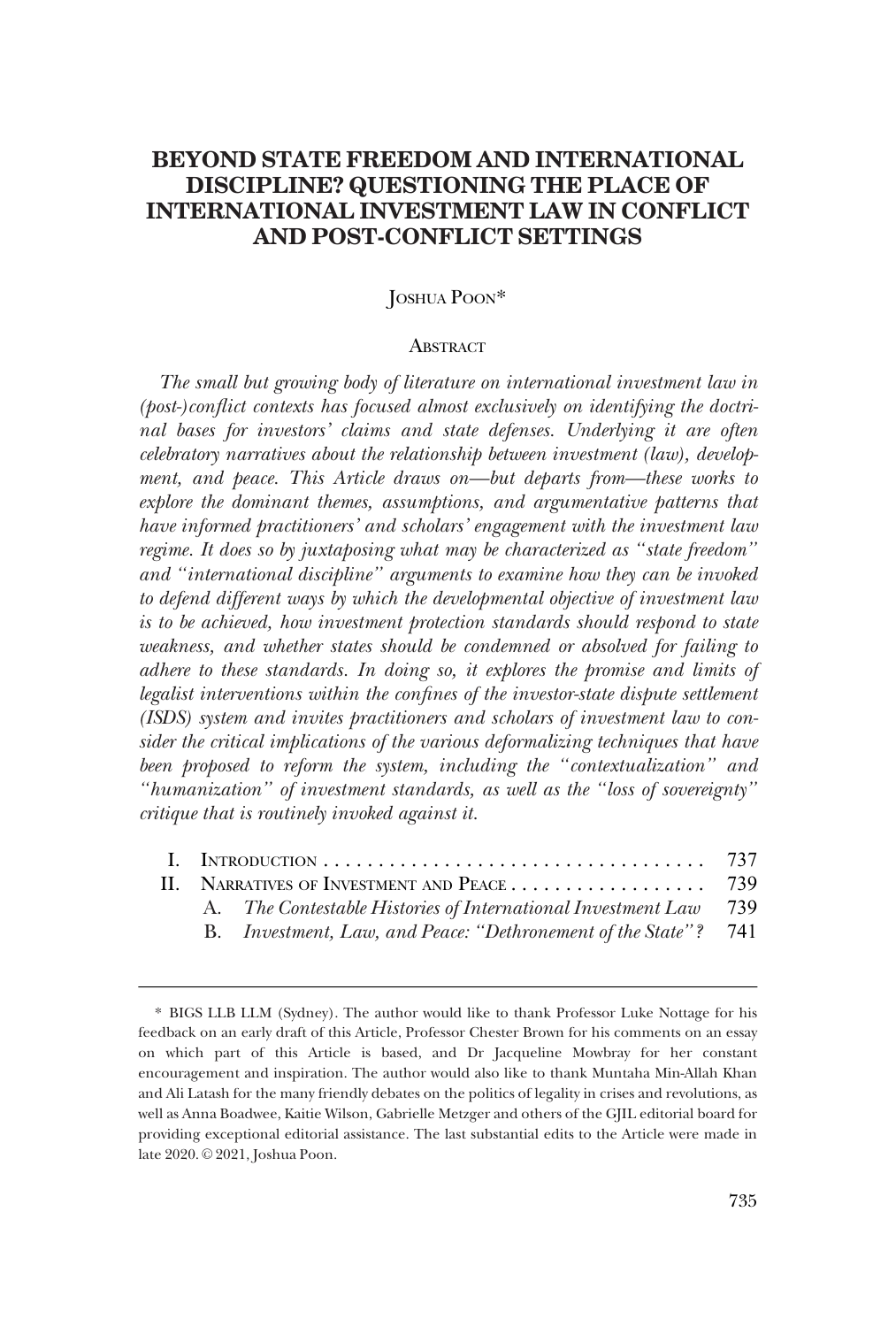# BEYOND STATE FREEDOM AND INTERNATIONAL DISCIPLINE? QUESTIONING THE PLACE OF INTERNATIONAL INVESTMENT LAW IN CONFLICT AND POST-CONFLICT SETTINGS

JOSHUA POON*

## ABSTRACT

*The small but growing body of literature on international investment law in (post-)conflict contexts has focused almost exclusively on identifying the doctrinal bases for investors' claims and state defenses. Underlying it are often celebratory narratives about the relationship between investment (law), development, and peace. This Article draws on—but departs from—these works to explore the dominant themes, assumptions, and argumentative patterns that have informed practitioners' and scholars' engagement with the investment law regime. It does so by juxtaposing what may be characterized as "state freedom" and "international discipline" arguments to examine how they can be invoked to defend different ways by which the developmental objective of investment law is to be achieved, how investment protection standards should respond to state weakness, and whether states should be condemned or absolved for failing to adhere to these standards. In doing so, it explores the promise and limits of legalist interventions within the confines of the investor-state dispute settlement (ISDS) system and invites practitioners and scholars of investment law to consider the critical implications of the various deformalizing techniques that have been proposed to reform the system, including the "contextualization" and "humanization" of investment standards, as well as the "loss of sovereignty" critique that is routinely invoked against it.*

| | | |
|---|---|---|
| I. | INTRODUCTION | 737 |
| II. | NARRATIVES OF INVESTMENT AND PEACE | 739 |
| | A. *The Contestable Histories of International Investment Law* | 739 |
| | B. *Investment, Law, and Peace: "Dethronement of the State"?* | 741 |

---

\* BIGS LLB LLM (Sydney). The author would like to thank Professor Luke Nottage for his feedback on an early draft of this Article, Professor Chester Brown for his comments on an essay on which part of this Article is based, and Dr Jacqueline Mowbray for her constant encouragement and inspiration. The author would also like to thank Muntaha Min-Allah Khan and Ali Latash for the many friendly debates on the politics of legality in crises and revolutions, as well as Anna Boadwee, Kaitie Wilson, Gabrielle Metzger and others of the GJIL editorial board for providing exceptional editorial assistance. The last substantial edits to the Article were made in late 2020. © 2021, Joshua Poon.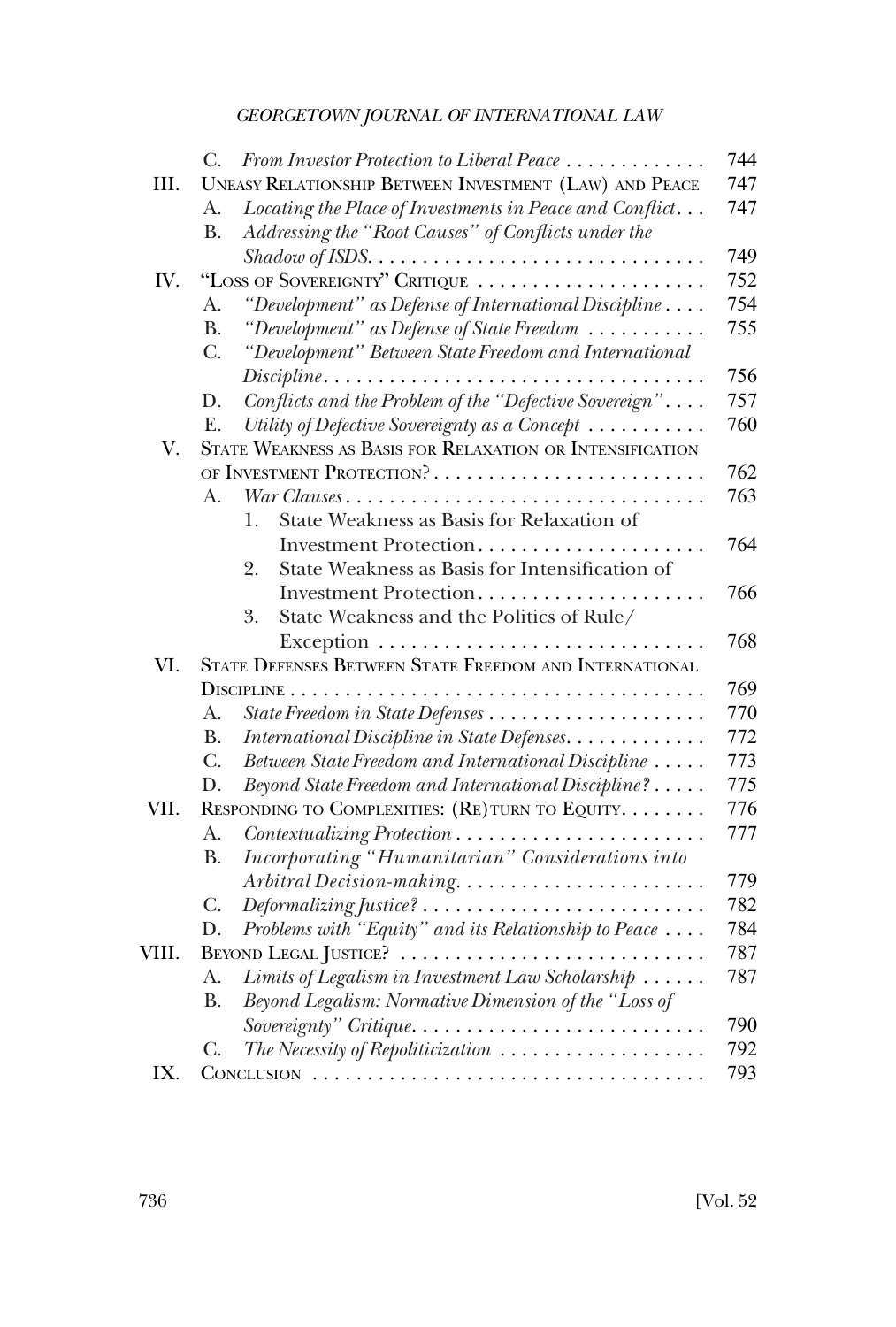C. *From Investor Protection to Liberal Peace* . . . . . . . . . . . . . 744

III. UNEASY RELATIONSHIP BETWEEN INVESTMENT (LAW) AND PEACE 747

A. *Locating the Place of Investments in Peace and Conflict*. . . 747

B. *Addressing the "Root Causes" of Conflicts under the Shadow of ISDS*. . . . . . . . . . . . . . . . . . . . . . . . . . . . . . . 749

IV. "LOSS OF SOVEREIGNTY" CRITIQUE . . . . . . . . . . . . . . . . . . . . . 752

A. *"Development" as Defense of International Discipline* . . . . 754

B. *"Development" as Defense of State Freedom* . . . . . . . . . . . 755

C. *"Development" Between State Freedom and International Discipline*. . . . . . . . . . . . . . . . . . . . . . . . . . . . . . . . . . . 756

D. *Conflicts and the Problem of the "Defective Sovereign"* . . . . 757

E. *Utility of Defective Sovereignty as a Concept* . . . . . . . . . . . 760

V. STATE WEAKNESS AS BASIS FOR RELAXATION OR INTENSIFICATION OF INVESTMENT PROTECTION? . . . . . . . . . . . . . . . . . . . . . . . . . 762

A. *War Clauses* . . . . . . . . . . . . . . . . . . . . . . . . . . . . . . . . . 763

1. State Weakness as Basis for Relaxation of Investment Protection. . . . . . . . . . . . . . . . . . . . . . 764

2. State Weakness as Basis for Intensification of Investment Protection. . . . . . . . . . . . . . . . . . . . . . 766

3. State Weakness and the Politics of Rule/Exception . . . . . . . . . . . . . . . . . . . . . . . . . . . . . . 768

VI. STATE DEFENSES BETWEEN STATE FREEDOM AND INTERNATIONAL DISCIPLINE . . . . . . . . . . . . . . . . . . . . . . . . . . . . . . . . . . . . . . 769

A. *State Freedom in State Defenses* . . . . . . . . . . . . . . . . . . . . 770

B. *International Discipline in State Defenses*. . . . . . . . . . . . . 772

C. *Between State Freedom and International Discipline* . . . . . 773

D. *Beyond State Freedom and International Discipline?* . . . . . 775

VII. RESPONDING TO COMPLEXITIES: (RE)TURN TO EQUITY. . . . . . . . 776

A. *Contextualizing Protection* . . . . . . . . . . . . . . . . . . . . . . . 777

B. *Incorporating "Humanitarian" Considerations into Arbitral Decision-making*. . . . . . . . . . . . . . . . . . . . . . . 779

C. *Deformalizing Justice?* . . . . . . . . . . . . . . . . . . . . . . . . . . 782

D. *Problems with "Equity" and its Relationship to Peace* . . . . 784

VIII. BEYOND LEGAL JUSTICE? . . . . . . . . . . . . . . . . . . . . . . . . . . . . 787

A. *Limits of Legalism in Investment Law Scholarship* . . . . . . 787

B. *Beyond Legalism: Normative Dimension of the "Loss of Sovereignty" Critique*. . . . . . . . . . . . . . . . . . . . . . . . . . . 790

C. *The Necessity of Repoliticization* . . . . . . . . . . . . . . . . . . . 792

IX. CONCLUSION . . . . . . . . . . . . . . . . . . . . . . . . . . . . . . . . . . . . 793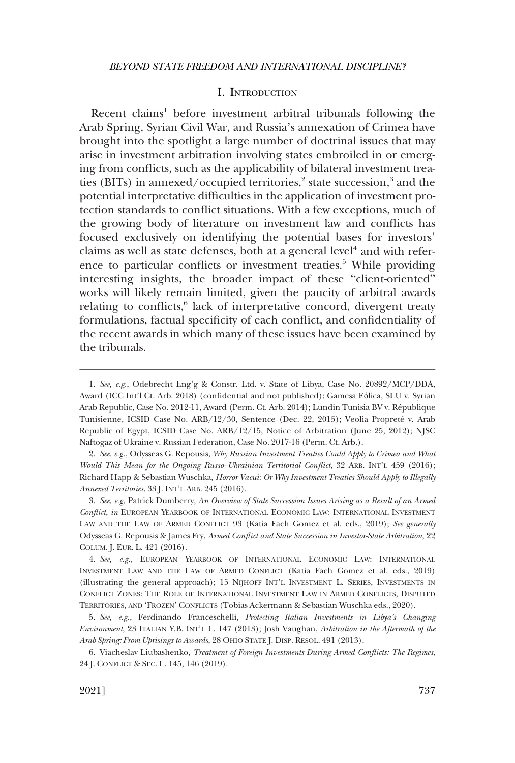## I. Introduction

Recent claims[1] before investment arbitral tribunals following the Arab Spring, Syrian Civil War, and Russia's annexation of Crimea have brought into the spotlight a large number of doctrinal issues that may arise in investment arbitration involving states embroiled in or emerging from conflicts, such as the applicability of bilateral investment treaties (BITs) in annexed/occupied territories,[2] state succession,[3] and the potential interpretative difficulties in the application of investment protection standards to conflict situations. With a few exceptions, much of the growing body of literature on investment law and conflicts has focused exclusively on identifying the potential bases for investors' claims as well as state defenses, both at a general level[4] and with reference to particular conflicts or investment treaties.[5] While providing interesting insights, the broader impact of these "client-oriented" works will likely remain limited, given the paucity of arbitral awards relating to conflicts,[6] lack of interpretative concord, divergent treaty formulations, factual specificity of each conflict, and confidentiality of the recent awards in which many of these issues have been examined by the tribunals.

---

1. *See, e.g.*, Odebrecht Eng'g & Constr. Ltd. v. State of Libya, Case No. 20892/MCP/DDA, Award (ICC Int'l Ct. Arb. 2018) (confidential and not published); Gamesa Eólica, SLU v. Syrian Arab Republic, Case No. 2012-11, Award (Perm. Ct. Arb. 2014); Lundin Tunisia BV v. République Tunisienne, ICSID Case No. ARB/12/30, Sentence (Dec. 22, 2015); Veolia Propreté v. Arab Republic of Egypt, ICSID Case No. ARB/12/15, Notice of Arbitration (June 25, 2012); NJSC Naftogaz of Ukraine v. Russian Federation, Case No. 2017-16 (Perm. Ct. Arb.).

2. *See, e.g.*, Odysseas G. Repousis, *Why Russian Investment Treaties Could Apply to Crimea and What Would This Mean for the Ongoing Russo–Ukrainian Territorial Conflict*, 32 ARB. INT'L 459 (2016); Richard Happ & Sebastian Wuschka, *Horror Vacui: Or Why Investment Treaties Should Apply to Illegally Annexed Territories*, 33 J. INT'L ARB. 245 (2016).

3. *See, e.g*, Patrick Dumberry, *An Overview of State Succession Issues Arising as a Result of an Armed Conflict*, *in* EUROPEAN YEARBOOK OF INTERNATIONAL ECONOMIC LAW: INTERNATIONAL INVESTMENT LAW AND THE LAW OF ARMED CONFLICT 93 (Katia Fach Gomez et al. eds., 2019); *See generally* Odysseas G. Repousis & James Fry, *Armed Conflict and State Succession in Investor-State Arbitration*, 22 COLUM. J. EUR. L. 421 (2016).

4. *See, e.g.*, EUROPEAN YEARBOOK OF INTERNATIONAL ECONOMIC LAW: INTERNATIONAL INVESTMENT LAW AND THE LAW OF ARMED CONFLICT (Katia Fach Gomez et al. eds., 2019) (illustrating the general approach); 15 NIJHOFF INT'L INVESTMENT L. SERIES, INVESTMENTS IN CONFLICT ZONES: THE ROLE OF INTERNATIONAL INVESTMENT LAW IN ARMED CONFLICTS, DISPUTED TERRITORIES, AND 'FROZEN' CONFLICTS (Tobias Ackermann & Sebastian Wuschka eds., 2020).

5. *See, e.g.*, Ferdinando Franceschelli, *Protecting Italian Investments in Libya's Changing Environment*, 23 ITALIAN Y.B. INT'L L. 147 (2013); Josh Vaughan, *Arbitration in the Aftermath of the Arab Spring: From Uprisings to Awards*, 28 OHIO STATE J. DISP. RESOL. 491 (2013).

6. Viacheslav Liubashenko, *Treatment of Foreign Investments During Armed Conflicts: The Regimes*, 24 J. CONFLICT & SEC. L. 145, 146 (2019).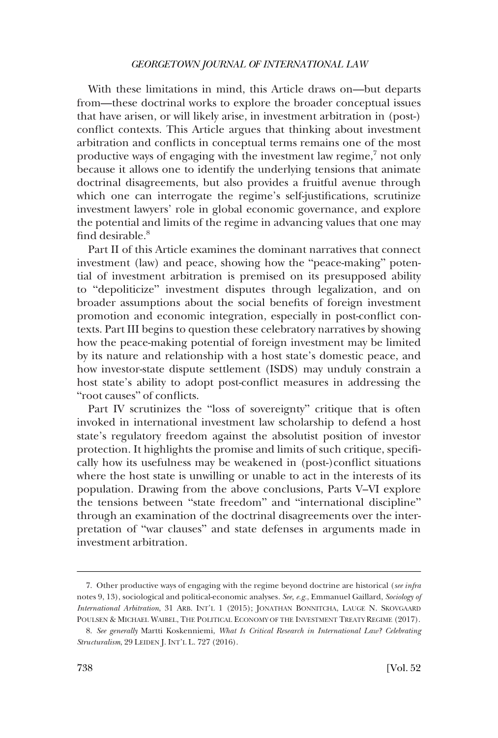With these limitations in mind, this Article draws on—but departs from—these doctrinal works to explore the broader conceptual issues that have arisen, or will likely arise, in investment arbitration in (post-) conflict contexts. This Article argues that thinking about investment arbitration and conflicts in conceptual terms remains one of the most productive ways of engaging with the investment law regime,[7] not only because it allows one to identify the underlying tensions that animate doctrinal disagreements, but also provides a fruitful avenue through which one can interrogate the regime's self-justifications, scrutinize investment lawyers' role in global economic governance, and explore the potential and limits of the regime in advancing values that one may find desirable.[8]

Part II of this Article examines the dominant narratives that connect investment (law) and peace, showing how the "peace-making" potential of investment arbitration is premised on its presupposed ability to "depoliticize" investment disputes through legalization, and on broader assumptions about the social benefits of foreign investment promotion and economic integration, especially in post-conflict contexts. Part III begins to question these celebratory narratives by showing how the peace-making potential of foreign investment may be limited by its nature and relationship with a host state's domestic peace, and how investor-state dispute settlement (ISDS) may unduly constrain a host state's ability to adopt post-conflict measures in addressing the "root causes" of conflicts.

Part IV scrutinizes the "loss of sovereignty" critique that is often invoked in international investment law scholarship to defend a host state's regulatory freedom against the absolutist position of investor protection. It highlights the promise and limits of such critique, specifically how its usefulness may be weakened in (post-)conflict situations where the host state is unwilling or unable to act in the interests of its population. Drawing from the above conclusions, Parts V–VI explore the tensions between "state freedom" and "international discipline" through an examination of the doctrinal disagreements over the interpretation of "war clauses" and state defenses in arguments made in investment arbitration.

---

7. Other productive ways of engaging with the regime beyond doctrine are historical (*see infra* notes 9, 13), sociological and political-economic analyses. *See, e.g.*, Emmanuel Gaillard, *Sociology of International Arbitration*, 31 ARB. INT'L 1 (2015); JONATHAN BONNITCHA, LAUGE N. SKOVGAARD POULSEN & MICHAEL WAIBEL, THE POLITICAL ECONOMY OF THE INVESTMENT TREATY REGIME (2017).

8. *See generally* Martti Koskenniemi, *What Is Critical Research in International Law? Celebrating Structuralism*, 29 LEIDEN J. INT'L L. 727 (2016).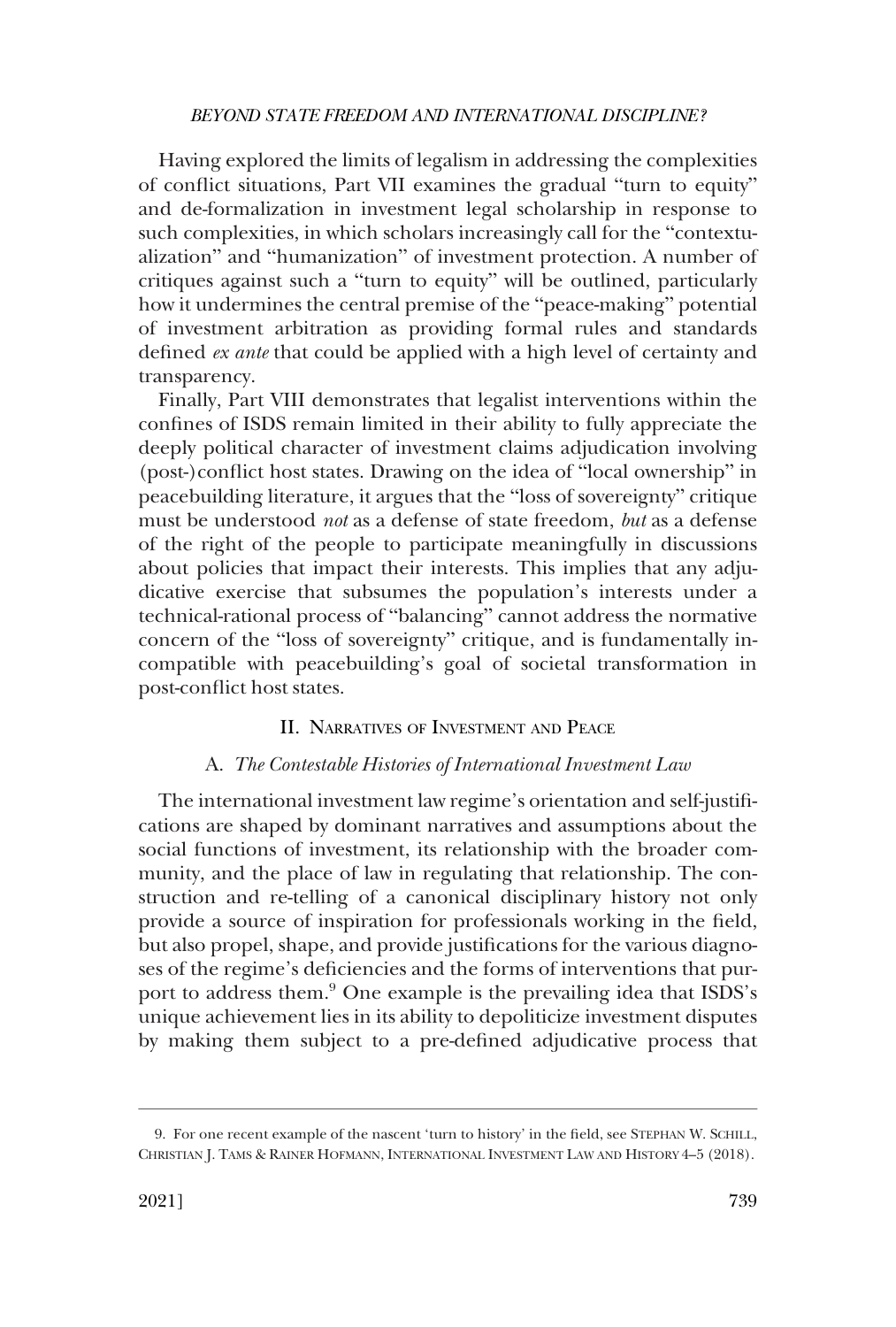Having explored the limits of legalism in addressing the complexities of conflict situations, Part VII examines the gradual "turn to equity" and de-formalization in investment legal scholarship in response to such complexities, in which scholars increasingly call for the "contextualization" and "humanization" of investment protection. A number of critiques against such a "turn to equity" will be outlined, particularly how it undermines the central premise of the "peace-making" potential of investment arbitration as providing formal rules and standards defined *ex ante* that could be applied with a high level of certainty and transparency.

Finally, Part VIII demonstrates that legalist interventions within the confines of ISDS remain limited in their ability to fully appreciate the deeply political character of investment claims adjudication involving (post-)conflict host states. Drawing on the idea of "local ownership" in peacebuilding literature, it argues that the "loss of sovereignty" critique must be understood *not* as a defense of state freedom, *but* as a defense of the right of the people to participate meaningfully in discussions about policies that impact their interests. This implies that any adjudicative exercise that subsumes the population's interests under a technical-rational process of "balancing" cannot address the normative concern of the "loss of sovereignty" critique, and is fundamentally incompatible with peacebuilding's goal of societal transformation in post-conflict host states.

## II. Narratives of Investment and Peace

### A. *The Contestable Histories of International Investment Law*

The international investment law regime's orientation and self-justifications are shaped by dominant narratives and assumptions about the social functions of investment, its relationship with the broader community, and the place of law in regulating that relationship. The construction and re-telling of a canonical disciplinary history not only provide a source of inspiration for professionals working in the field, but also propel, shape, and provide justifications for the various diagnoses of the regime's deficiencies and the forms of interventions that purport to address them.[9] One example is the prevailing idea that ISDS's unique achievement lies in its ability to depoliticize investment disputes by making them subject to a pre-defined adjudicative process that

---

9. For one recent example of the nascent 'turn to history' in the field, see Stephan W. Schill, Christian J. Tams & Rainer Hofmann, International Investment Law and History 4–5 (2018).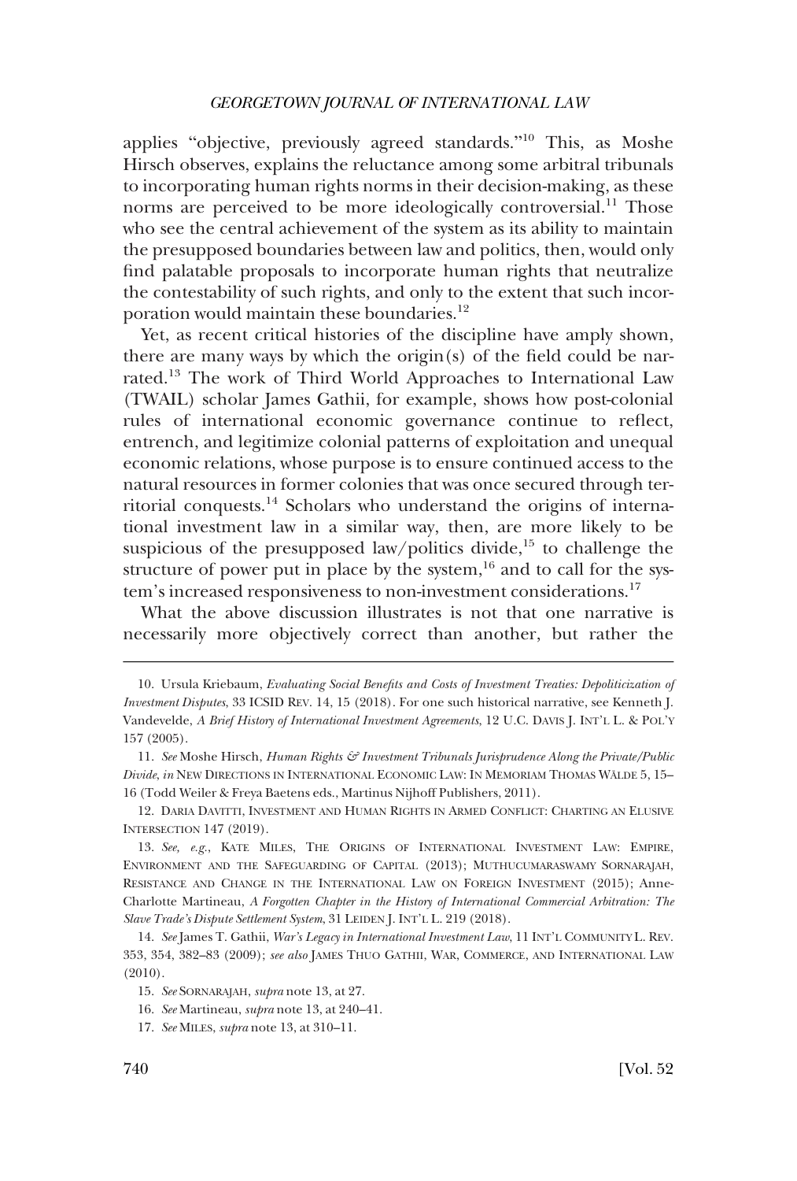applies "objective, previously agreed standards."[10] This, as Moshe Hirsch observes, explains the reluctance among some arbitral tribunals to incorporating human rights norms in their decision-making, as these norms are perceived to be more ideologically controversial.[11] Those who see the central achievement of the system as its ability to maintain the presupposed boundaries between law and politics, then, would only find palatable proposals to incorporate human rights that neutralize the contestability of such rights, and only to the extent that such incorporation would maintain these boundaries.[12]

Yet, as recent critical histories of the discipline have amply shown, there are many ways by which the origin(s) of the field could be narrated.[13] The work of Third World Approaches to International Law (TWAIL) scholar James Gathii, for example, shows how post-colonial rules of international economic governance continue to reflect, entrench, and legitimize colonial patterns of exploitation and unequal economic relations, whose purpose is to ensure continued access to the natural resources in former colonies that was once secured through territorial conquests.[14] Scholars who understand the origins of international investment law in a similar way, then, are more likely to be suspicious of the presupposed law/politics divide,[15] to challenge the structure of power put in place by the system,[16] and to call for the system's increased responsiveness to non-investment considerations.[17]

What the above discussion illustrates is not that one narrative is necessarily more objectively correct than another, but rather the

---

10. Ursula Kriebaum, *Evaluating Social Benefits and Costs of Investment Treaties: Depoliticization of Investment Disputes*, 33 ICSID REV. 14, 15 (2018). For one such historical narrative, see Kenneth J. Vandevelde, *A Brief History of International Investment Agreements*, 12 U.C. DAVIS J. INT'L L. & POL'Y 157 (2005).

11. *See* Moshe Hirsch, *Human Rights & Investment Tribunals Jurisprudence Along the Private/Public Divide*, *in* NEW DIRECTIONS IN INTERNATIONAL ECONOMIC LAW: IN MEMORIAM THOMAS WÄLDE 5, 15–16 (Todd Weiler & Freya Baetens eds., Martinus Nijhoff Publishers, 2011).

12. DARIA DAVITTI, INVESTMENT AND HUMAN RIGHTS IN ARMED CONFLICT: CHARTING AN ELUSIVE INTERSECTION 147 (2019).

13. *See, e.g.*, KATE MILES, THE ORIGINS OF INTERNATIONAL INVESTMENT LAW: EMPIRE, ENVIRONMENT AND THE SAFEGUARDING OF CAPITAL (2013); MUTHUCUMARASWAMY SORNARAJAH, RESISTANCE AND CHANGE IN THE INTERNATIONAL LAW ON FOREIGN INVESTMENT (2015); Anne-Charlotte Martineau, *A Forgotten Chapter in the History of International Commercial Arbitration: The Slave Trade's Dispute Settlement System*, 31 LEIDEN J. INT'L L. 219 (2018).

14. *See* James T. Gathii, *War's Legacy in International Investment Law*, 11 INT'L COMMUNITY L. REV. 353, 354, 382–83 (2009); *see also* JAMES THUO GATHII, WAR, COMMERCE, AND INTERNATIONAL LAW (2010).

15. *See* SORNARAJAH, *supra* note 13, at 27.

16. *See* Martineau, *supra* note 13, at 240–41.

17. *See* MILES, *supra* note 13, at 310–11.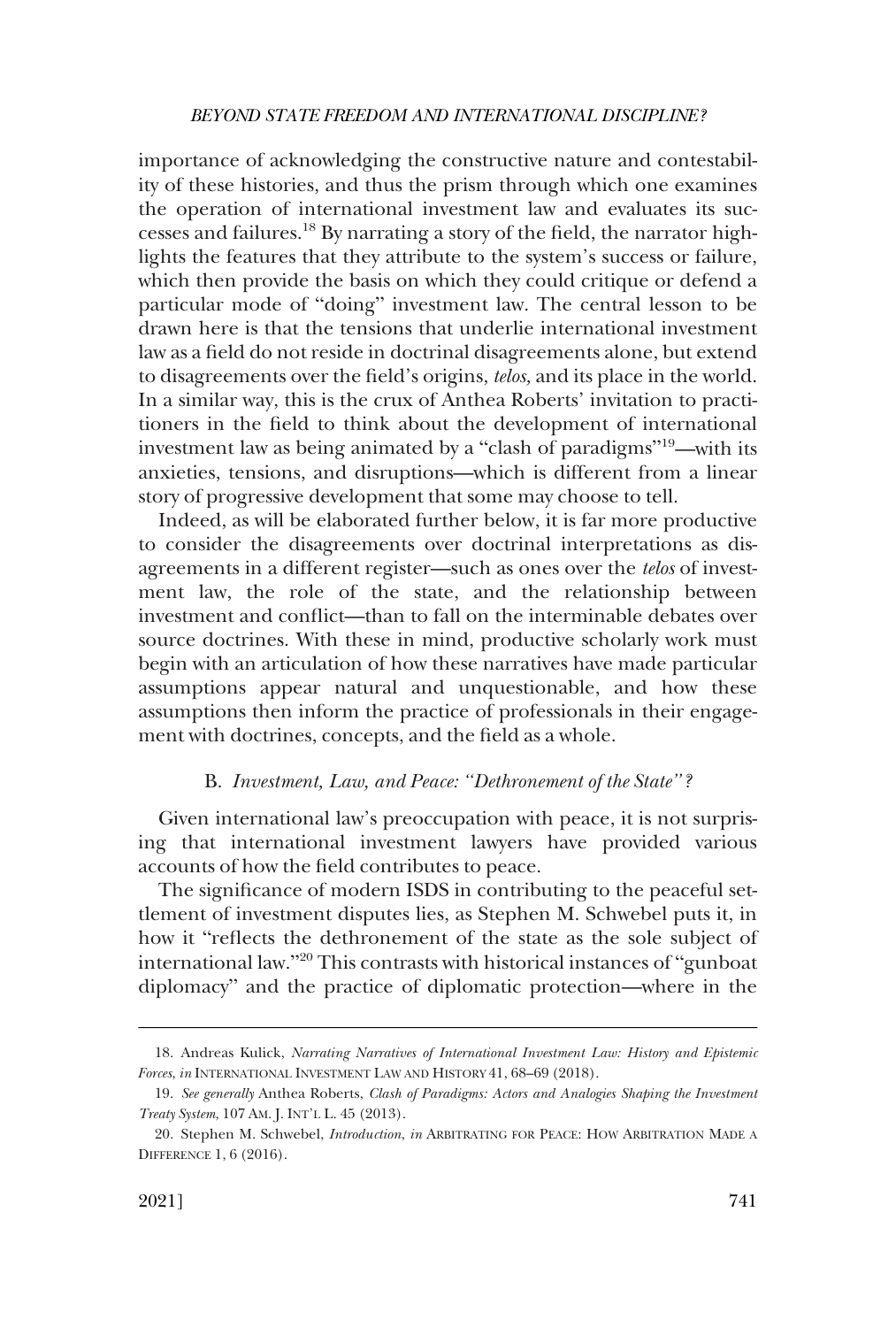importance of acknowledging the constructive nature and contestability of these histories, and thus the prism through which one examines the operation of international investment law and evaluates its successes and failures.[18] By narrating a story of the field, the narrator highlights the features that they attribute to the system's success or failure, which then provide the basis on which they could critique or defend a particular mode of "doing" investment law. The central lesson to be drawn here is that the tensions that underlie international investment law as a field do not reside in doctrinal disagreements alone, but extend to disagreements over the field's origins, *telos,* and its place in the world. In a similar way, this is the crux of Anthea Roberts' invitation to practitioners in the field to think about the development of international investment law as being animated by a "clash of paradigms"[19]—with its anxieties, tensions, and disruptions—which is different from a linear story of progressive development that some may choose to tell.

Indeed, as will be elaborated further below, it is far more productive to consider the disagreements over doctrinal interpretations as disagreements in a different register—such as ones over the *telos* of investment law, the role of the state, and the relationship between investment and conflict—than to fall on the interminable debates over source doctrines. With these in mind, productive scholarly work must begin with an articulation of how these narratives have made particular assumptions appear natural and unquestionable, and how these assumptions then inform the practice of professionals in their engagement with doctrines, concepts, and the field as a whole.

### B. *Investment, Law, and Peace: "Dethronement of the State"?*

Given international law's preoccupation with peace, it is not surprising that international investment lawyers have provided various accounts of how the field contributes to peace.

The significance of modern ISDS in contributing to the peaceful settlement of investment disputes lies, as Stephen M. Schwebel puts it, in how it "reflects the dethronement of the state as the sole subject of international law."[20] This contrasts with historical instances of "gunboat diplomacy" and the practice of diplomatic protection—where in the

---

18. Andreas Kulick, *Narrating Narratives of International Investment Law: History and Epistemic Forces*, *in* INTERNATIONAL INVESTMENT LAW AND HISTORY 41, 68–69 (2018).

19. *See generally* Anthea Roberts, *Clash of Paradigms: Actors and Analogies Shaping the Investment Treaty System*, 107 AM. J. INT'L L. 45 (2013).

20. Stephen M. Schwebel, *Introduction*, *in* ARBITRATING FOR PEACE: HOW ARBITRATION MADE A DIFFERENCE 1, 6 (2016).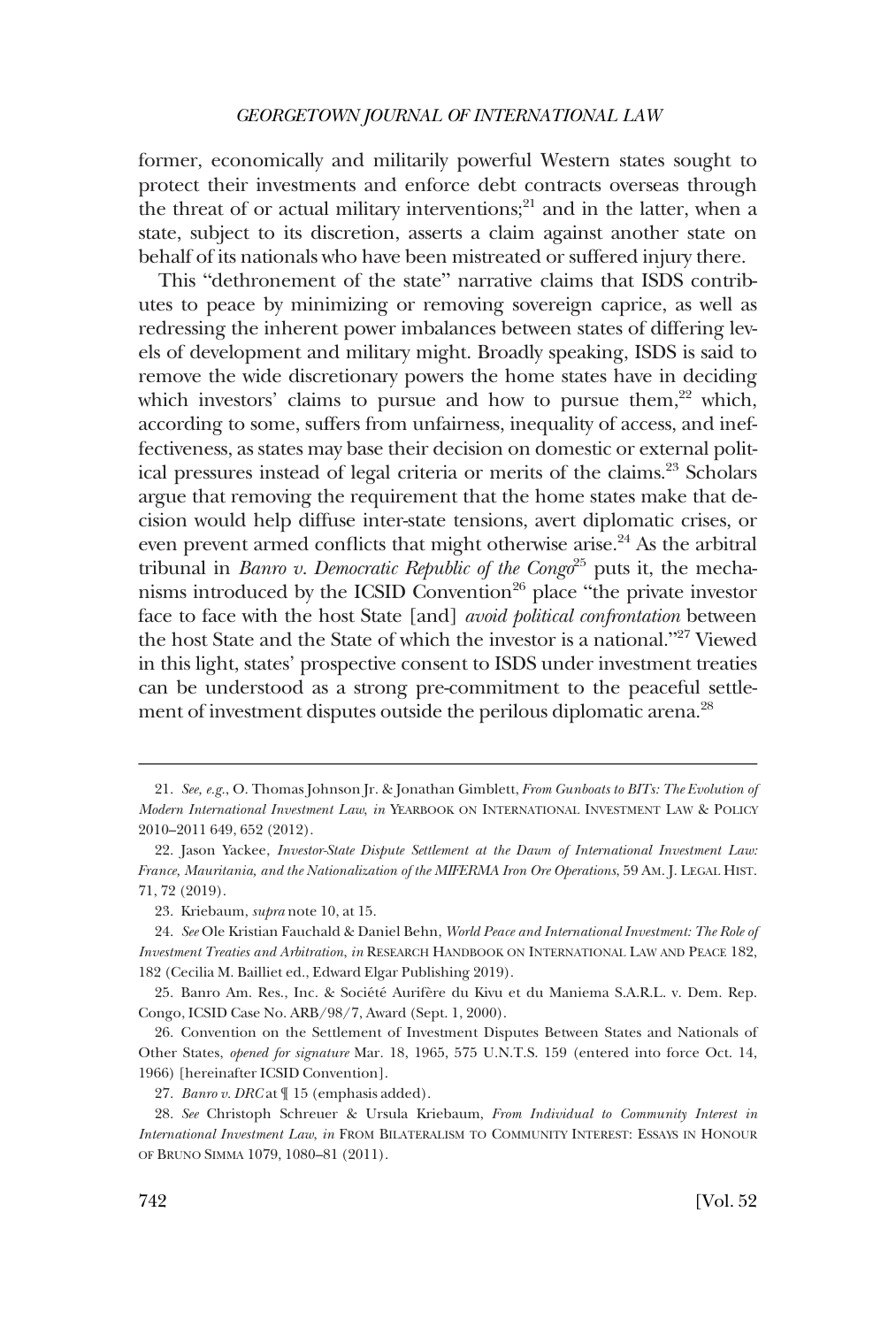former, economically and militarily powerful Western states sought to protect their investments and enforce debt contracts overseas through the threat of or actual military interventions;[21] and in the latter, when a state, subject to its discretion, asserts a claim against another state on behalf of its nationals who have been mistreated or suffered injury there.

This "dethronement of the state" narrative claims that ISDS contributes to peace by minimizing or removing sovereign caprice, as well as redressing the inherent power imbalances between states of differing levels of development and military might. Broadly speaking, ISDS is said to remove the wide discretionary powers the home states have in deciding which investors' claims to pursue and how to pursue them,[22] which, according to some, suffers from unfairness, inequality of access, and ineffectiveness, as states may base their decision on domestic or external political pressures instead of legal criteria or merits of the claims.[23] Scholars argue that removing the requirement that the home states make that decision would help diffuse inter-state tensions, avert diplomatic crises, or even prevent armed conflicts that might otherwise arise.[24] As the arbitral tribunal in *Banro v. Democratic Republic of the Congo*[25] puts it, the mechanisms introduced by the ICSID Convention[26] place "the private investor face to face with the host State [and] *avoid political confrontation* between the host State and the State of which the investor is a national."[27] Viewed in this light, states' prospective consent to ISDS under investment treaties can be understood as a strong pre-commitment to the peaceful settlement of investment disputes outside the perilous diplomatic arena.[28]

---

21. *See, e.g.*, O. Thomas Johnson Jr. & Jonathan Gimblett, *From Gunboats to BITs: The Evolution of Modern International Investment Law*, *in* YEARBOOK ON INTERNATIONAL INVESTMENT LAW & POLICY 2010–2011 649, 652 (2012).

22. Jason Yackee, *Investor-State Dispute Settlement at the Dawn of International Investment Law: France, Mauritania, and the Nationalization of the MIFERMA Iron Ore Operations*, 59 AM. J. LEGAL HIST. 71, 72 (2019).

23. Kriebaum, *supra* note 10, at 15.

24. *See* Ole Kristian Fauchald & Daniel Behn, *World Peace and International Investment: The Role of Investment Treaties and Arbitration*, *in* RESEARCH HANDBOOK ON INTERNATIONAL LAW AND PEACE 182, 182 (Cecilia M. Bailliet ed., Edward Elgar Publishing 2019).

25. Banro Am. Res., Inc. & Société Aurifère du Kivu et du Maniema S.A.R.L. v. Dem. Rep. Congo, ICSID Case No. ARB/98/7, Award (Sept. 1, 2000).

26. Convention on the Settlement of Investment Disputes Between States and Nationals of Other States, *opened for signature* Mar. 18, 1965, 575 U.N.T.S. 159 (entered into force Oct. 14, 1966) [hereinafter ICSID Convention].

27. *Banro v. DRC* at ¶ 15 (emphasis added).

28. *See* Christoph Schreuer & Ursula Kriebaum, *From Individual to Community Interest in International Investment Law*, *in* FROM BILATERALISM TO COMMUNITY INTEREST: ESSAYS IN HONOUR OF BRUNO SIMMA 1079, 1080–81 (2011).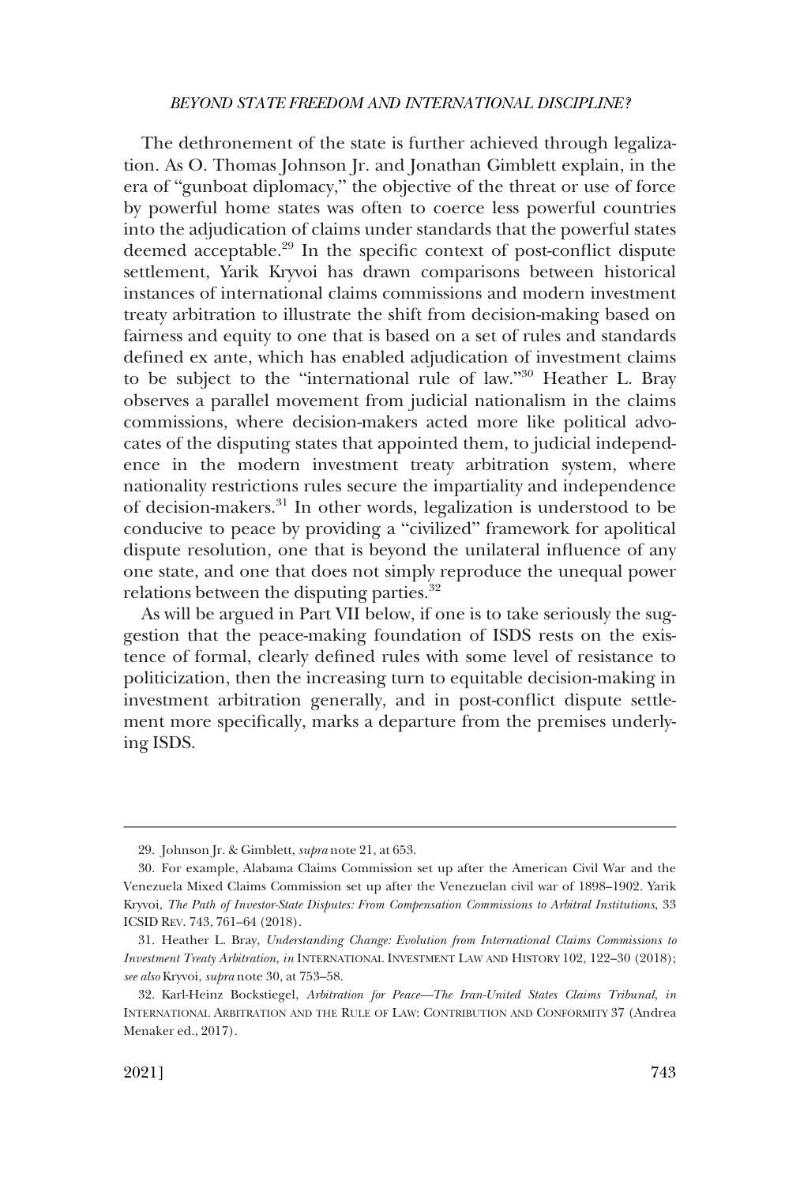The dethronement of the state is further achieved through legalization. As O. Thomas Johnson Jr. and Jonathan Gimblett explain, in the era of "gunboat diplomacy," the objective of the threat or use of force by powerful home states was often to coerce less powerful countries into the adjudication of claims under standards that the powerful states deemed acceptable.[29] In the specific context of post-conflict dispute settlement, Yarik Kryvoi has drawn comparisons between historical instances of international claims commissions and modern investment treaty arbitration to illustrate the shift from decision-making based on fairness and equity to one that is based on a set of rules and standards defined ex ante, which has enabled adjudication of investment claims to be subject to the "international rule of law."[30] Heather L. Bray observes a parallel movement from judicial nationalism in the claims commissions, where decision-makers acted more like political advocates of the disputing states that appointed them, to judicial independence in the modern investment treaty arbitration system, where nationality restrictions rules secure the impartiality and independence of decision-makers.[31] In other words, legalization is understood to be conducive to peace by providing a "civilized" framework for apolitical dispute resolution, one that is beyond the unilateral influence of any one state, and one that does not simply reproduce the unequal power relations between the disputing parties.[32]

As will be argued in Part VII below, if one is to take seriously the suggestion that the peace-making foundation of ISDS rests on the existence of formal, clearly defined rules with some level of resistance to politicization, then the increasing turn to equitable decision-making in investment arbitration generally, and in post-conflict dispute settlement more specifically, marks a departure from the premises underlying ISDS.

---

29. Johnson Jr. & Gimblett, *supra* note 21, at 653.

30. For example, Alabama Claims Commission set up after the American Civil War and the Venezuela Mixed Claims Commission set up after the Venezuelan civil war of 1898–1902. Yarik Kryvoi, *The Path of Investor-State Disputes: From Compensation Commissions to Arbitral Institutions*, 33 ICSID REV. 743, 761–64 (2018).

31. Heather L. Bray, *Understanding Change: Evolution from International Claims Commissions to Investment Treaty Arbitration*, *in* INTERNATIONAL INVESTMENT LAW AND HISTORY 102, 122–30 (2018); *see also* Kryvoi, *supra* note 30, at 753–58.

32. Karl-Heinz Bockstiegel, *Arbitration for Peace—The Iran-United States Claims Tribunal*, *in* INTERNATIONAL ARBITRATION AND THE RULE OF LAW: CONTRIBUTION AND CONFORMITY 37 (Andrea Menaker ed., 2017).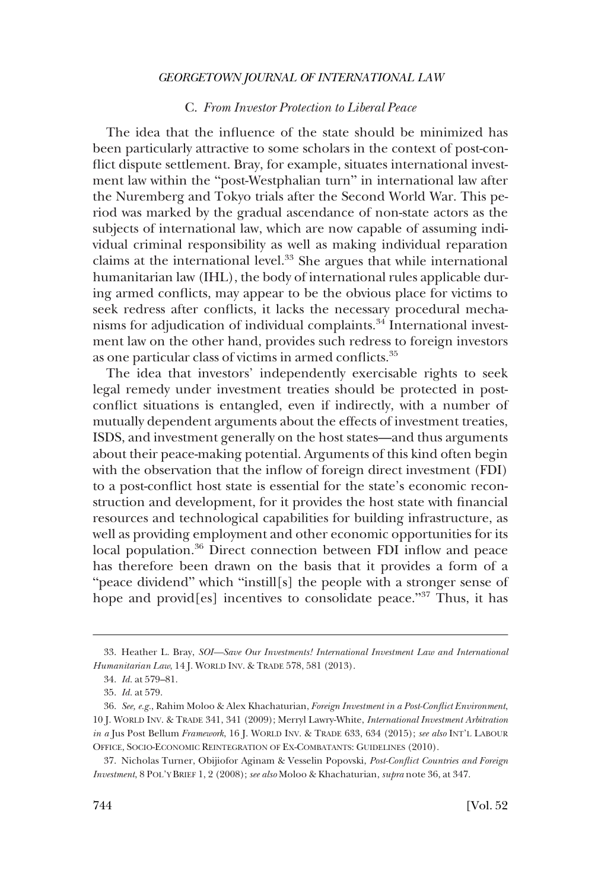### C. *From Investor Protection to Liberal Peace*

The idea that the influence of the state should be minimized has been particularly attractive to some scholars in the context of post-conflict dispute settlement. Bray, for example, situates international investment law within the "post-Westphalian turn" in international law after the Nuremberg and Tokyo trials after the Second World War. This period was marked by the gradual ascendance of non-state actors as the subjects of international law, which are now capable of assuming individual criminal responsibility as well as making individual reparation claims at the international level.[33] She argues that while international humanitarian law (IHL), the body of international rules applicable during armed conflicts, may appear to be the obvious place for victims to seek redress after conflicts, it lacks the necessary procedural mechanisms for adjudication of individual complaints.[34] International investment law on the other hand, provides such redress to foreign investors as one particular class of victims in armed conflicts.[35]

The idea that investors' independently exercisable rights to seek legal remedy under investment treaties should be protected in post-conflict situations is entangled, even if indirectly, with a number of mutually dependent arguments about the effects of investment treaties, ISDS, and investment generally on the host states—and thus arguments about their peace-making potential. Arguments of this kind often begin with the observation that the inflow of foreign direct investment (FDI) to a post-conflict host state is essential for the state's economic reconstruction and development, for it provides the host state with financial resources and technological capabilities for building infrastructure, as well as providing employment and other economic opportunities for its local population.[36] Direct connection between FDI inflow and peace has therefore been drawn on the basis that it provides a form of a "peace dividend" which "instill[s] the people with a stronger sense of hope and provid[es] incentives to consolidate peace."[37] Thus, it has

---

33. Heather L. Bray, *SOI—Save Our Investments! International Investment Law and International Humanitarian Law*, 14 J. WORLD INV. & TRADE 578, 581 (2013).

34. *Id.* at 579–81.

35. *Id.* at 579.

36. *See, e.g.*, Rahim Moloo & Alex Khachaturian, *Foreign Investment in a Post-Conflict Environment*, 10 J. WORLD INV. & TRADE 341, 341 (2009); Merryl Lawry-White, *International Investment Arbitration in a* Jus Post Bellum *Framework*, 16 J. WORLD INV. & TRADE 633, 634 (2015); *see also* INT'L LABOUR OFFICE, SOCIO-ECONOMIC REINTEGRATION OF EX-COMBATANTS: GUIDELINES (2010).

37. Nicholas Turner, Obijiofor Aginam & Vesselin Popovski, *Post-Conflict Countries and Foreign Investment*, 8 POL'Y BRIEF 1, 2 (2008); *see also* Moloo & Khachaturian, *supra* note 36, at 347.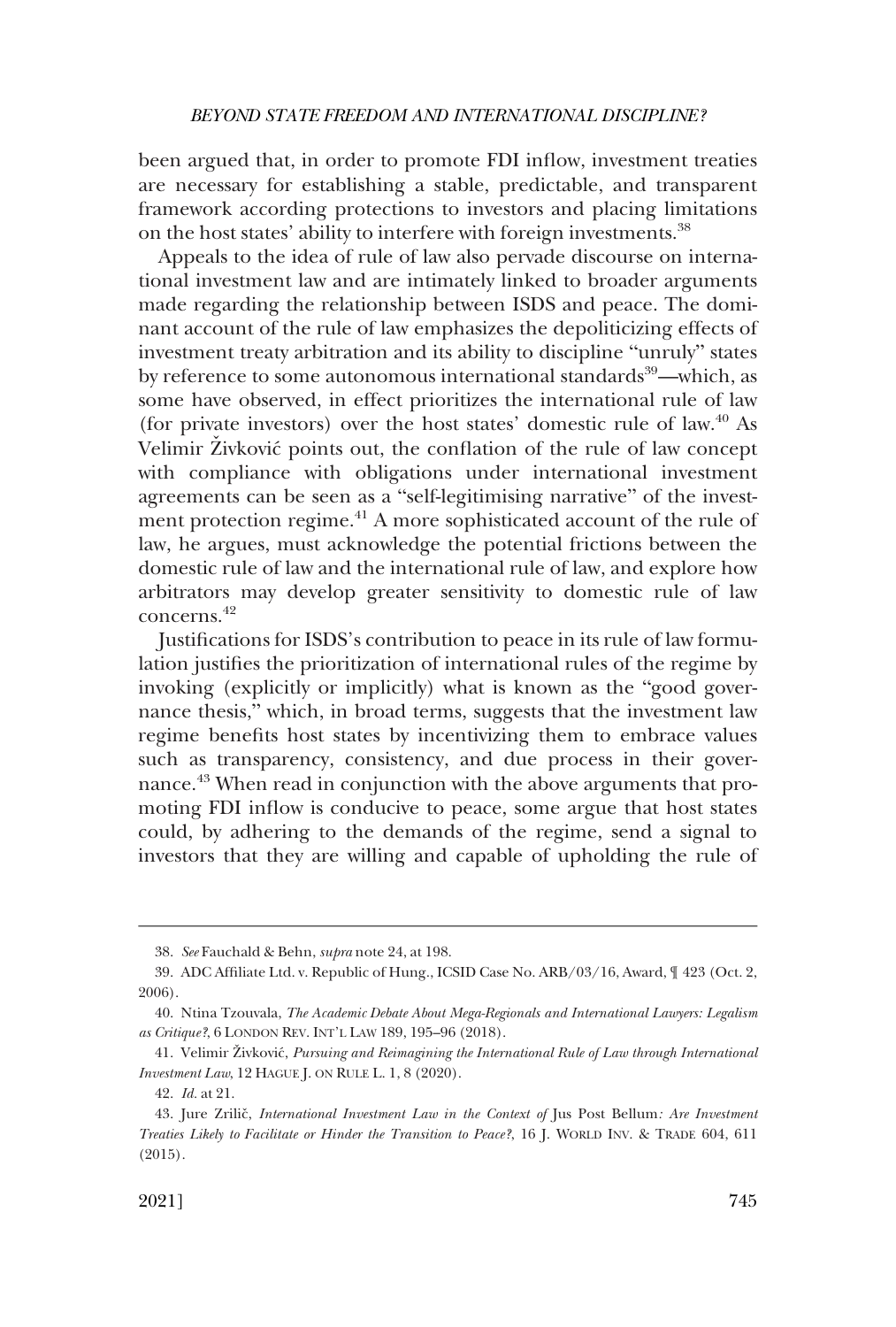been argued that, in order to promote FDI inflow, investment treaties are necessary for establishing a stable, predictable, and transparent framework according protections to investors and placing limitations on the host states' ability to interfere with foreign investments.[38]

Appeals to the idea of rule of law also pervade discourse on international investment law and are intimately linked to broader arguments made regarding the relationship between ISDS and peace. The dominant account of the rule of law emphasizes the depoliticizing effects of investment treaty arbitration and its ability to discipline "unruly" states by reference to some autonomous international standards[39]—which, as some have observed, in effect prioritizes the international rule of law (for private investors) over the host states' domestic rule of law.[40] As Velimir Živković points out, the conflation of the rule of law concept with compliance with obligations under international investment agreements can be seen as a "self-legitimising narrative" of the investment protection regime.[41] A more sophisticated account of the rule of law, he argues, must acknowledge the potential frictions between the domestic rule of law and the international rule of law, and explore how arbitrators may develop greater sensitivity to domestic rule of law concerns.[42]

Justifications for ISDS's contribution to peace in its rule of law formulation justifies the prioritization of international rules of the regime by invoking (explicitly or implicitly) what is known as the "good governance thesis," which, in broad terms, suggests that the investment law regime benefits host states by incentivizing them to embrace values such as transparency, consistency, and due process in their governance.[43] When read in conjunction with the above arguments that promoting FDI inflow is conducive to peace, some argue that host states could, by adhering to the demands of the regime, send a signal to investors that they are willing and capable of upholding the rule of

---

38. *See* Fauchald & Behn, *supra* note 24, at 198.

39. ADC Affiliate Ltd. v. Republic of Hung., ICSID Case No. ARB/03/16, Award, ¶ 423 (Oct. 2, 2006).

40. Ntina Tzouvala, *The Academic Debate About Mega-Regionals and International Lawyers: Legalism as Critique?*, 6 LONDON REV. INT'L LAW 189, 195–96 (2018).

41. Velimir Živković, *Pursuing and Reimagining the International Rule of Law through International Investment Law*, 12 HAGUE J. ON RULE L. 1, 8 (2020).

42. *Id.* at 21.

43. Jure Zrilič, *International Investment Law in the Context of* Jus Post Bellum*: Are Investment Treaties Likely to Facilitate or Hinder the Transition to Peace?*, 16 J. WORLD INV. & TRADE 604, 611 (2015).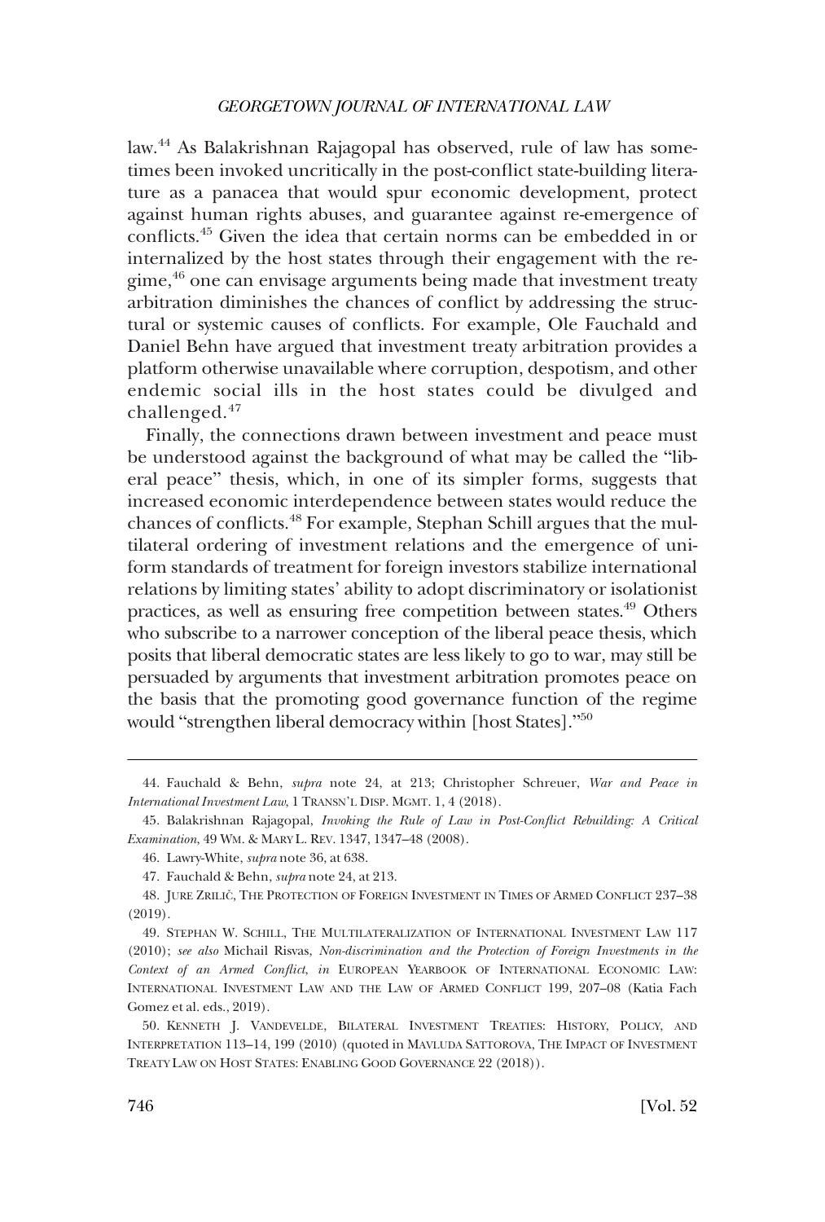law.[44] As Balakrishnan Rajagopal has observed, rule of law has sometimes been invoked uncritically in the post-conflict state-building literature as a panacea that would spur economic development, protect against human rights abuses, and guarantee against re-emergence of conflicts.[45] Given the idea that certain norms can be embedded in or internalized by the host states through their engagement with the regime,[46] one can envisage arguments being made that investment treaty arbitration diminishes the chances of conflict by addressing the structural or systemic causes of conflicts. For example, Ole Fauchald and Daniel Behn have argued that investment treaty arbitration provides a platform otherwise unavailable where corruption, despotism, and other endemic social ills in the host states could be divulged and challenged.[47]

Finally, the connections drawn between investment and peace must be understood against the background of what may be called the "liberal peace" thesis, which, in one of its simpler forms, suggests that increased economic interdependence between states would reduce the chances of conflicts.[48] For example, Stephan Schill argues that the multilateral ordering of investment relations and the emergence of uniform standards of treatment for foreign investors stabilize international relations by limiting states' ability to adopt discriminatory or isolationist practices, as well as ensuring free competition between states.[49] Others who subscribe to a narrower conception of the liberal peace thesis, which posits that liberal democratic states are less likely to go to war, may still be persuaded by arguments that investment arbitration promotes peace on the basis that the promoting good governance function of the regime would "strengthen liberal democracy within [host States]."[50]

---

44. Fauchald & Behn, *supra* note 24, at 213; Christopher Schreuer, *War and Peace in International Investment Law*, 1 TRANSN'L DISP. MGMT. 1, 4 (2018).

45. Balakrishnan Rajagopal, *Invoking the Rule of Law in Post-Conflict Rebuilding: A Critical Examination*, 49 WM. & MARY L. REV. 1347, 1347–48 (2008).

46. Lawry-White, *supra* note 36, at 638.

47. Fauchald & Behn, *supra* note 24, at 213.

48. JURE ZRILIČ, THE PROTECTION OF FOREIGN INVESTMENT IN TIMES OF ARMED CONFLICT 237–38 (2019).

49. STEPHAN W. SCHILL, THE MULTILATERALIZATION OF INTERNATIONAL INVESTMENT LAW 117 (2010); *see also* Michail Risvas, *Non-discrimination and the Protection of Foreign Investments in the Context of an Armed Conflict*, *in* EUROPEAN YEARBOOK OF INTERNATIONAL ECONOMIC LAW: INTERNATIONAL INVESTMENT LAW AND THE LAW OF ARMED CONFLICT 199, 207–08 (Katia Fach Gomez et al. eds., 2019).

50. KENNETH J. VANDEVELDE, BILATERAL INVESTMENT TREATIES: HISTORY, POLICY, AND INTERPRETATION 113–14, 199 (2010) (quoted in MAVLUDA SATTOROVA, THE IMPACT OF INVESTMENT TREATY LAW ON HOST STATES: ENABLING GOOD GOVERNANCE 22 (2018)).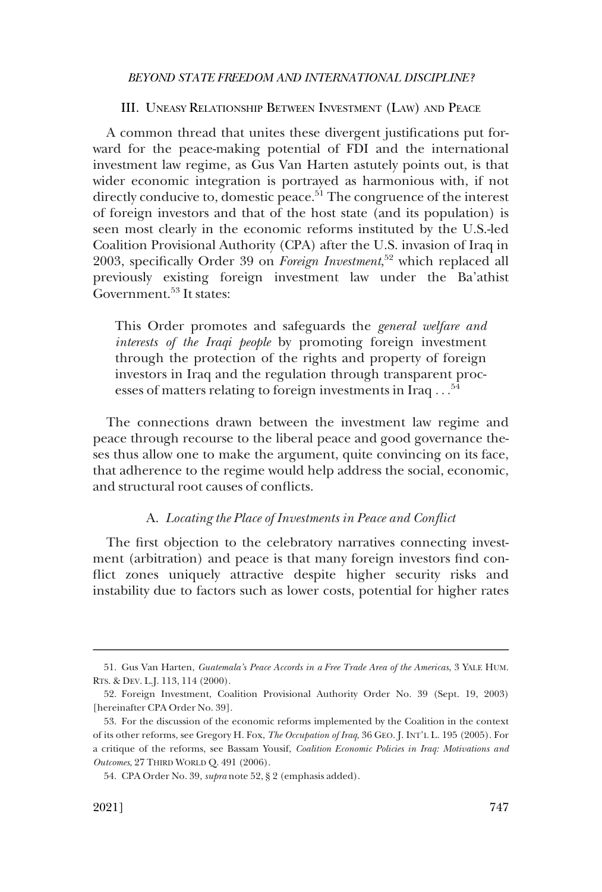## III. Uneasy Relationship Between Investment (Law) and Peace

A common thread that unites these divergent justifications put forward for the peace-making potential of FDI and the international investment law regime, as Gus Van Harten astutely points out, is that wider economic integration is portrayed as harmonious with, if not directly conducive to, domestic peace.[51] The congruence of the interest of foreign investors and that of the host state (and its population) is seen most clearly in the economic reforms instituted by the U.S.-led Coalition Provisional Authority (CPA) after the U.S. invasion of Iraq in 2003, specifically Order 39 on *Foreign Investment*,[52] which replaced all previously existing foreign investment law under the Ba'athist Government.[53] It states:

> This Order promotes and safeguards the *general welfare and interests of the Iraqi people* by promoting foreign investment through the protection of the rights and property of foreign investors in Iraq and the regulation through transparent processes of matters relating to foreign investments in Iraq . . .[54]

The connections drawn between the investment law regime and peace through recourse to the liberal peace and good governance theses thus allow one to make the argument, quite convincing on its face, that adherence to the regime would help address the social, economic, and structural root causes of conflicts.

### A. *Locating the Place of Investments in Peace and Conflict*

The first objection to the celebratory narratives connecting investment (arbitration) and peace is that many foreign investors find conflict zones uniquely attractive despite higher security risks and instability due to factors such as lower costs, potential for higher rates

---

51. Gus Van Harten, *Guatemala's Peace Accords in a Free Trade Area of the Americas*, 3 YALE HUM. RTS. & DEV. L.J. 113, 114 (2000).

52. Foreign Investment, Coalition Provisional Authority Order No. 39 (Sept. 19, 2003) [hereinafter CPA Order No. 39].

53. For the discussion of the economic reforms implemented by the Coalition in the context of its other reforms, see Gregory H. Fox, *The Occupation of Iraq*, 36 GEO. J. INT'L L. 195 (2005). For a critique of the reforms, see Bassam Yousif, *Coalition Economic Policies in Iraq: Motivations and Outcomes*, 27 THIRD WORLD Q. 491 (2006).

54. CPA Order No. 39, *supra* note 52, § 2 (emphasis added).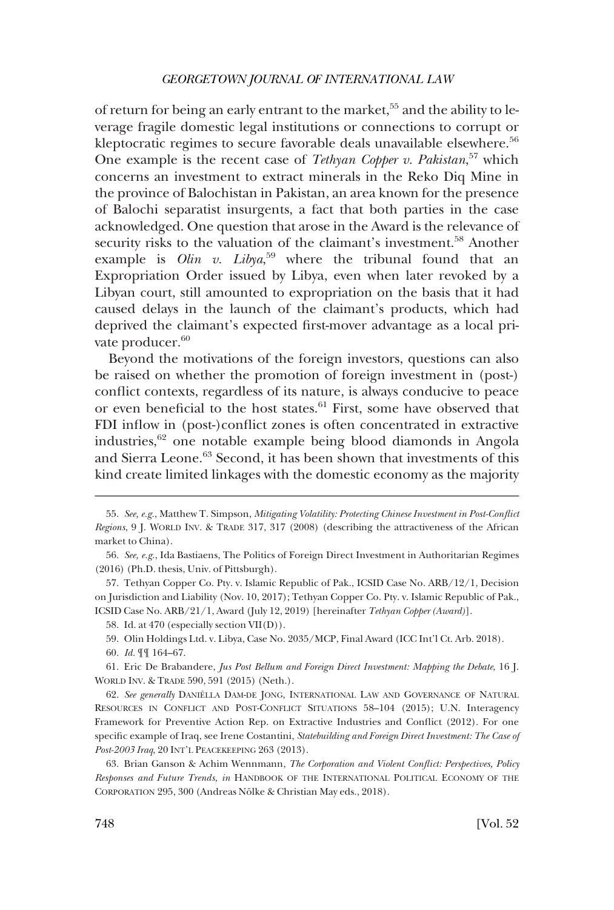of return for being an early entrant to the market,[55] and the ability to leverage fragile domestic legal institutions or connections to corrupt or kleptocratic regimes to secure favorable deals unavailable elsewhere.[56] One example is the recent case of *Tethyan Copper v. Pakistan*,[57] which concerns an investment to extract minerals in the Reko Diq Mine in the province of Balochistan in Pakistan, an area known for the presence of Balochi separatist insurgents, a fact that both parties in the case acknowledged. One question that arose in the Award is the relevance of security risks to the valuation of the claimant's investment.[58] Another example is *Olin v. Libya*,[59] where the tribunal found that an Expropriation Order issued by Libya, even when later revoked by a Libyan court, still amounted to expropriation on the basis that it had caused delays in the launch of the claimant's products, which had deprived the claimant's expected first-mover advantage as a local private producer.[60]

Beyond the motivations of the foreign investors, questions can also be raised on whether the promotion of foreign investment in (post-) conflict contexts, regardless of its nature, is always conducive to peace or even beneficial to the host states.[61] First, some have observed that FDI inflow in (post-)conflict zones is often concentrated in extractive industries,[62] one notable example being blood diamonds in Angola and Sierra Leone.[63] Second, it has been shown that investments of this kind create limited linkages with the domestic economy as the majority

---

55. *See, e.g.*, Matthew T. Simpson, *Mitigating Volatility: Protecting Chinese Investment in Post-Conflict Regions*, 9 J. WORLD INV. & TRADE 317, 317 (2008) (describing the attractiveness of the African market to China).

56. *See, e.g.*, Ida Bastiaens, The Politics of Foreign Direct Investment in Authoritarian Regimes (2016) (Ph.D. thesis, Univ. of Pittsburgh).

57. Tethyan Copper Co. Pty. v. Islamic Republic of Pak., ICSID Case No. ARB/12/1, Decision on Jurisdiction and Liability (Nov. 10, 2017); Tethyan Copper Co. Pty. v. Islamic Republic of Pak., ICSID Case No. ARB/21/1, Award (July 12, 2019) [hereinafter *Tethyan Copper (Award)*].

58. Id. at 470 (especially section VII(D)).

59. Olin Holdings Ltd. v. Libya, Case No. 2035/MCP, Final Award (ICC Int'l Ct. Arb. 2018).

60. *Id.* ¶¶ 164–67.

61. Eric De Brabandere, *Jus Post Bellum and Foreign Direct Investment: Mapping the Debate*, 16 J. WORLD INV. & TRADE 590, 591 (2015) (Neth.).

62. *See generally* DANIËLLA DAM-DE JONG, INTERNATIONAL LAW AND GOVERNANCE OF NATURAL RESOURCES IN CONFLICT AND POST-CONFLICT SITUATIONS 58–104 (2015); U.N. Interagency Framework for Preventive Action Rep. on Extractive Industries and Conflict (2012). For one specific example of Iraq, see Irene Costantini, *Statebuilding and Foreign Direct Investment: The Case of Post-2003 Iraq*, 20 INT'L PEACEKEEPING 263 (2013).

63. Brian Ganson & Achim Wennmann, *The Corporation and Violent Conflict: Perspectives, Policy Responses and Future Trends*, *in* HANDBOOK OF THE INTERNATIONAL POLITICAL ECONOMY OF THE CORPORATION 295, 300 (Andreas Nölke & Christian May eds., 2018).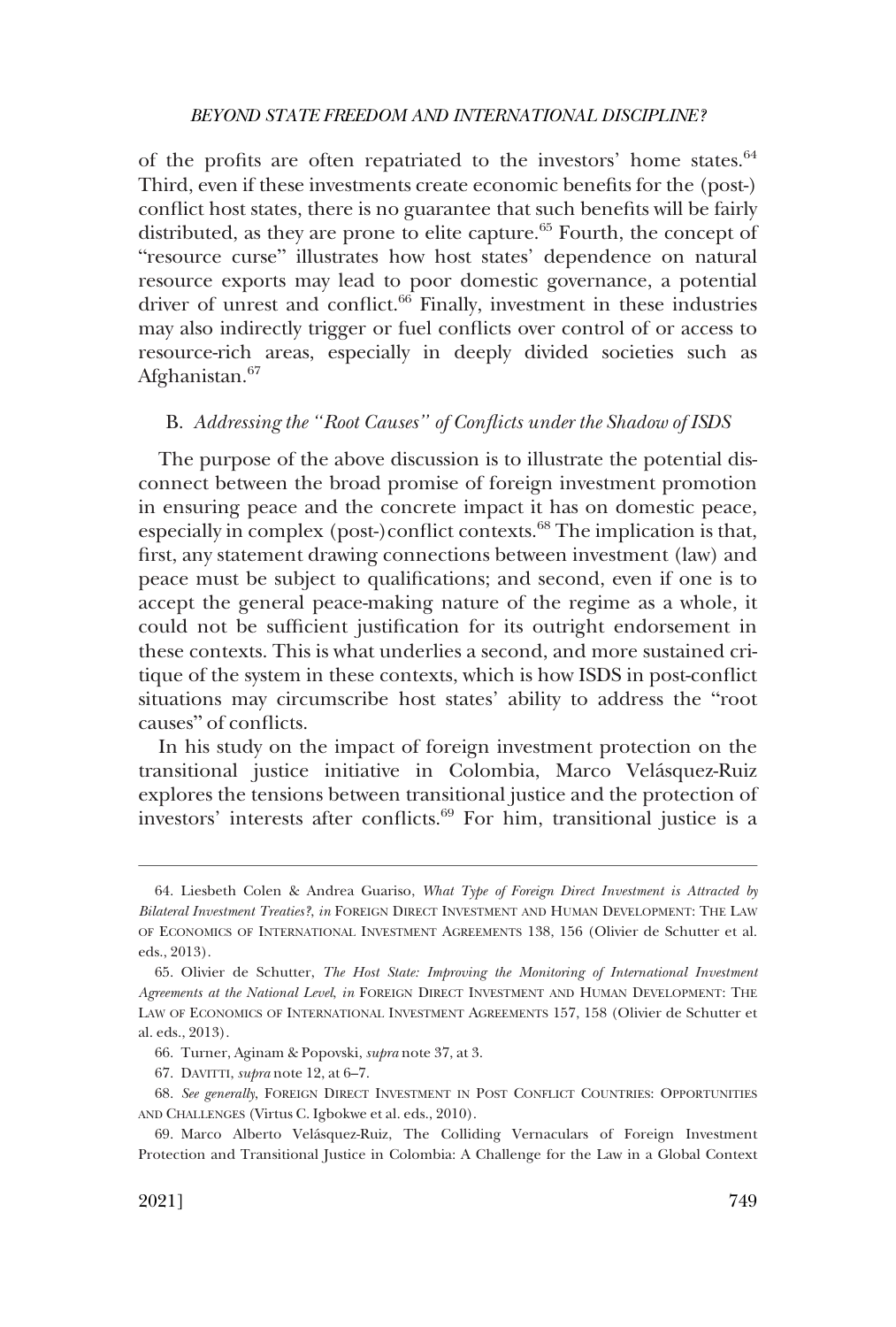of the profits are often repatriated to the investors' home states.[64] Third, even if these investments create economic benefits for the (post-) conflict host states, there is no guarantee that such benefits will be fairly distributed, as they are prone to elite capture.[65] Fourth, the concept of "resource curse" illustrates how host states' dependence on natural resource exports may lead to poor domestic governance, a potential driver of unrest and conflict.[66] Finally, investment in these industries may also indirectly trigger or fuel conflicts over control of or access to resource-rich areas, especially in deeply divided societies such as Afghanistan.[67]

### B. *Addressing the "Root Causes" of Conflicts under the Shadow of ISDS*

The purpose of the above discussion is to illustrate the potential disconnect between the broad promise of foreign investment promotion in ensuring peace and the concrete impact it has on domestic peace, especially in complex (post-)conflict contexts.[68] The implication is that, first, any statement drawing connections between investment (law) and peace must be subject to qualifications; and second, even if one is to accept the general peace-making nature of the regime as a whole, it could not be sufficient justification for its outright endorsement in these contexts. This is what underlies a second, and more sustained critique of the system in these contexts, which is how ISDS in post-conflict situations may circumscribe host states' ability to address the "root causes" of conflicts.

In his study on the impact of foreign investment protection on the transitional justice initiative in Colombia, Marco Velásquez-Ruiz explores the tensions between transitional justice and the protection of investors' interests after conflicts.[69] For him, transitional justice is a

---

64. Liesbeth Colen & Andrea Guariso, *What Type of Foreign Direct Investment is Attracted by Bilateral Investment Treaties?*, *in* FOREIGN DIRECT INVESTMENT AND HUMAN DEVELOPMENT: THE LAW OF ECONOMICS OF INTERNATIONAL INVESTMENT AGREEMENTS 138, 156 (Olivier de Schutter et al. eds., 2013).

65. Olivier de Schutter, *The Host State: Improving the Monitoring of International Investment Agreements at the National Level*, *in* FOREIGN DIRECT INVESTMENT AND HUMAN DEVELOPMENT: THE LAW OF ECONOMICS OF INTERNATIONAL INVESTMENT AGREEMENTS 157, 158 (Olivier de Schutter et al. eds., 2013).

66. Turner, Aginam & Popovski, *supra* note 37, at 3.

67. DAVITTI, *supra* note 12, at 6–7.

68. *See generally*, FOREIGN DIRECT INVESTMENT IN POST CONFLICT COUNTRIES: OPPORTUNITIES AND CHALLENGES (Virtus C. Igbokwe et al. eds., 2010).

69. Marco Alberto Velásquez-Ruiz, The Colliding Vernaculars of Foreign Investment Protection and Transitional Justice in Colombia: A Challenge for the Law in a Global Context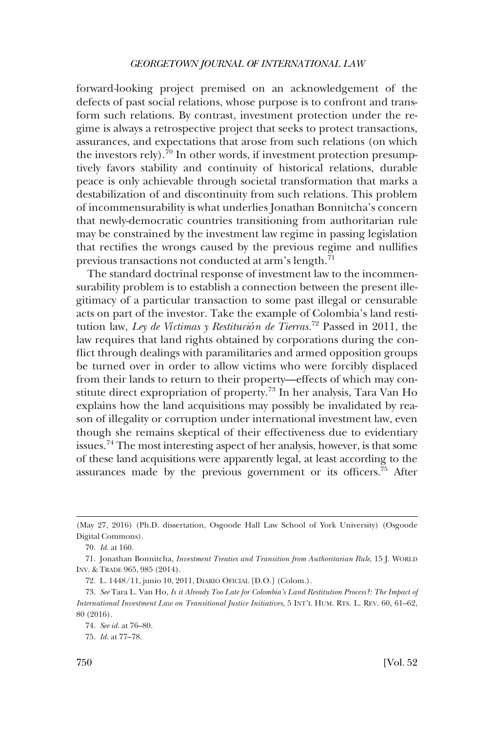forward-looking project premised on an acknowledgement of the defects of past social relations, whose purpose is to confront and transform such relations. By contrast, investment protection under the regime is always a retrospective project that seeks to protect transactions, assurances, and expectations that arose from such relations (on which the investors rely).[70] In other words, if investment protection presumptively favors stability and continuity of historical relations, durable peace is only achievable through societal transformation that marks a destabilization of and discontinuity from such relations. This problem of incommensurability is what underlies Jonathan Bonnitcha's concern that newly-democratic countries transitioning from authoritarian rule may be constrained by the investment law regime in passing legislation that rectifies the wrongs caused by the previous regime and nullifies previous transactions not conducted at arm's length.[71]

The standard doctrinal response of investment law to the incommensurability problem is to establish a connection between the present illegitimacy of a particular transaction to some past illegal or censurable acts on part of the investor. Take the example of Colombia's land restitution law, *Ley de Víctimas y Restitución de Tierras*.[72] Passed in 2011, the law requires that land rights obtained by corporations during the conflict through dealings with paramilitaries and armed opposition groups be turned over in order to allow victims who were forcibly displaced from their lands to return to their property—effects of which may constitute direct expropriation of property.[73] In her analysis, Tara Van Ho explains how the land acquisitions may possibly be invalidated by reason of illegality or corruption under international investment law, even though she remains skeptical of their effectiveness due to evidentiary issues.[74] The most interesting aspect of her analysis, however, is that some of these land acquisitions were apparently legal, at least according to the assurances made by the previous government or its officers.[75] After

---

(May 27, 2016) (Ph.D. dissertation, Osgoode Hall Law School of York University) (Osgoode Digital Commons).

70. *Id.* at 160.

71. Jonathan Bonnitcha, *Investment Treaties and Transition from Authoritarian Rule*, 15 J. WORLD INV. & TRADE 965, 985 (2014).

72. L. 1448/11, junio 10, 2011, DIARIO OFICIAL [D.O.] (Colom.).

73. *See* Tara L. Van Ho, *Is it Already Too Late for Colombia's Land Restitution Process?: The Impact of International Investment Law on Transitional Justice Initiatives*, 5 INT'L HUM. RTS. L. REV. 60, 61–62, 80 (2016).

74. *See id.* at 76–80.

75. *Id.* at 77–78.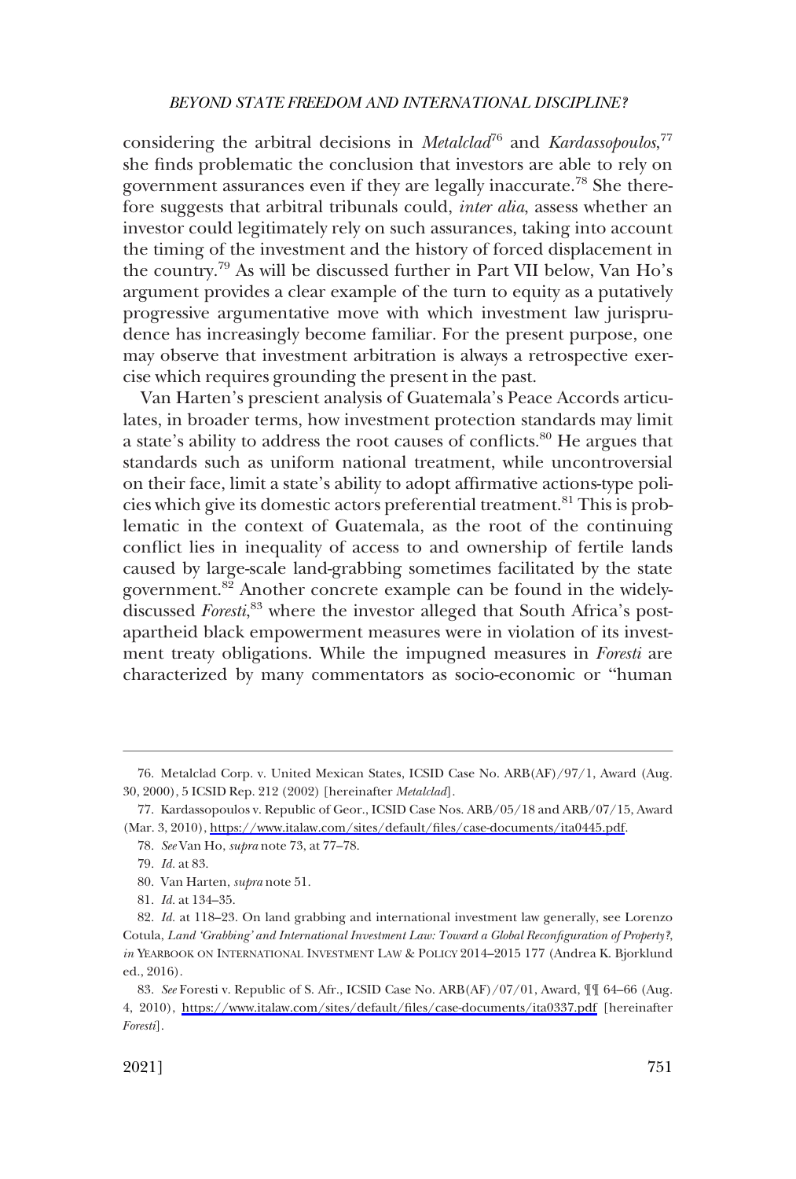considering the arbitral decisions in *Metalclad*[76] and *Kardassopoulos*,[77] she finds problematic the conclusion that investors are able to rely on government assurances even if they are legally inaccurate.[78] She therefore suggests that arbitral tribunals could, *inter alia*, assess whether an investor could legitimately rely on such assurances, taking into account the timing of the investment and the history of forced displacement in the country.[79] As will be discussed further in Part VII below, Van Ho's argument provides a clear example of the turn to equity as a putatively progressive argumentative move with which investment law jurisprudence has increasingly become familiar. For the present purpose, one may observe that investment arbitration is always a retrospective exercise which requires grounding the present in the past.

Van Harten's prescient analysis of Guatemala's Peace Accords articulates, in broader terms, how investment protection standards may limit a state's ability to address the root causes of conflicts.[80] He argues that standards such as uniform national treatment, while uncontroversial on their face, limit a state's ability to adopt affirmative actions-type policies which give its domestic actors preferential treatment.[81] This is problematic in the context of Guatemala, as the root of the continuing conflict lies in inequality of access to and ownership of fertile lands caused by large-scale land-grabbing sometimes facilitated by the state government.[82] Another concrete example can be found in the widely-discussed *Foresti*,[83] where the investor alleged that South Africa's post-apartheid black empowerment measures were in violation of its investment treaty obligations. While the impugned measures in *Foresti* are characterized by many commentators as socio-economic or "human

---

76. Metalclad Corp. v. United Mexican States, ICSID Case No. ARB(AF)/97/1, Award (Aug. 30, 2000), 5 ICSID Rep. 212 (2002) [hereinafter *Metalclad*].

77. Kardassopoulos v. Republic of Geor., ICSID Case Nos. ARB/05/18 and ARB/07/15, Award (Mar. 3, 2010), https://www.italaw.com/sites/default/files/case-documents/ita0445.pdf.

78. *See* Van Ho, *supra* note 73, at 77–78.

79. *Id.* at 83.

80. Van Harten, *supra* note 51.

81. *Id.* at 134–35.

82. *Id.* at 118–23. On land grabbing and international investment law generally, see Lorenzo Cotula, *Land 'Grabbing' and International Investment Law: Toward a Global Reconfiguration of Property?*, *in* YEARBOOK ON INTERNATIONAL INVESTMENT LAW & POLICY 2014–2015 177 (Andrea K. Bjorklund ed., 2016).

83. *See* Foresti v. Republic of S. Afr., ICSID Case No. ARB(AF)/07/01, Award, ¶¶ 64–66 (Aug. 4, 2010), https://www.italaw.com/sites/default/files/case-documents/ita0337.pdf [hereinafter *Foresti*].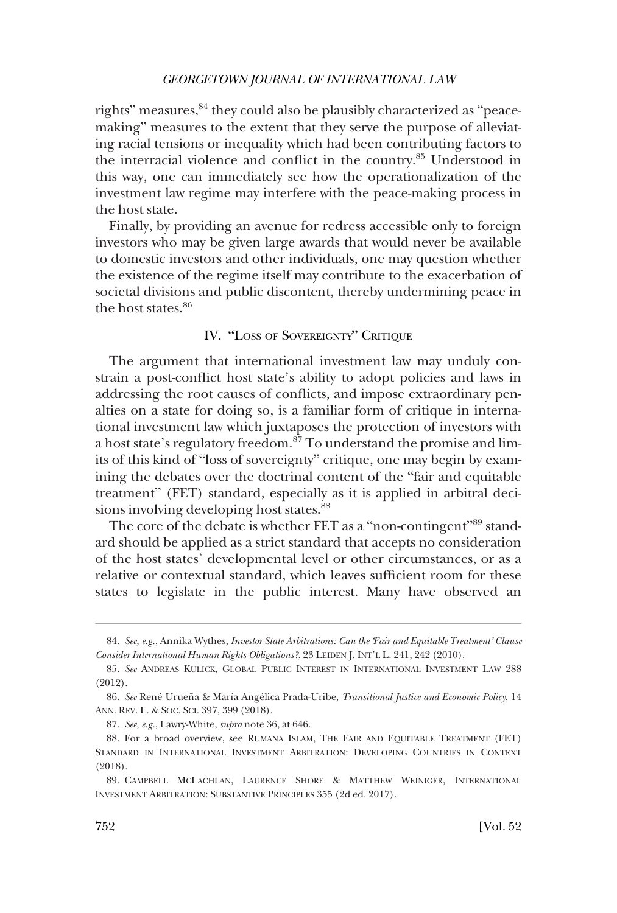rights" measures,[84] they could also be plausibly characterized as "peace-making" measures to the extent that they serve the purpose of alleviating racial tensions or inequality which had been contributing factors to the interracial violence and conflict in the country.[85] Understood in this way, one can immediately see how the operationalization of the investment law regime may interfere with the peace-making process in the host state.

Finally, by providing an avenue for redress accessible only to foreign investors who may be given large awards that would never be available to domestic investors and other individuals, one may question whether the existence of the regime itself may contribute to the exacerbation of societal divisions and public discontent, thereby undermining peace in the host states.[86]

## IV. "Loss of Sovereignty" Critique

The argument that international investment law may unduly constrain a post-conflict host state's ability to adopt policies and laws in addressing the root causes of conflicts, and impose extraordinary penalties on a state for doing so, is a familiar form of critique in international investment law which juxtaposes the protection of investors with a host state's regulatory freedom.[87] To understand the promise and limits of this kind of "loss of sovereignty" critique, one may begin by examining the debates over the doctrinal content of the "fair and equitable treatment" (FET) standard, especially as it is applied in arbitral decisions involving developing host states.[88]

The core of the debate is whether FET as a "non-contingent"[89] standard should be applied as a strict standard that accepts no consideration of the host states' developmental level or other circumstances, or as a relative or contextual standard, which leaves sufficient room for these states to legislate in the public interest. Many have observed an

---

84. *See, e.g.*, Annika Wythes, *Investor-State Arbitrations: Can the 'Fair and Equitable Treatment' Clause Consider International Human Rights Obligations?*, 23 Leiden J. Int'l L. 241, 242 (2010).

85. *See* Andreas Kulick, Global Public Interest in International Investment Law 288 (2012).

86. *See* René Urueña & María Angélica Prada-Uribe, *Transitional Justice and Economic Policy*, 14 Ann. Rev. L. & Soc. Sci. 397, 399 (2018).

87. *See, e.g.*, Lawry-White, *supra* note 36, at 646.

88. For a broad overview, see Rumana Islam, The Fair and Equitable Treatment (FET) Standard in International Investment Arbitration: Developing Countries in Context (2018).

89. Campbell McLachlan, Laurence Shore & Matthew Weiniger, International Investment Arbitration: Substantive Principles 355 (2d ed. 2017).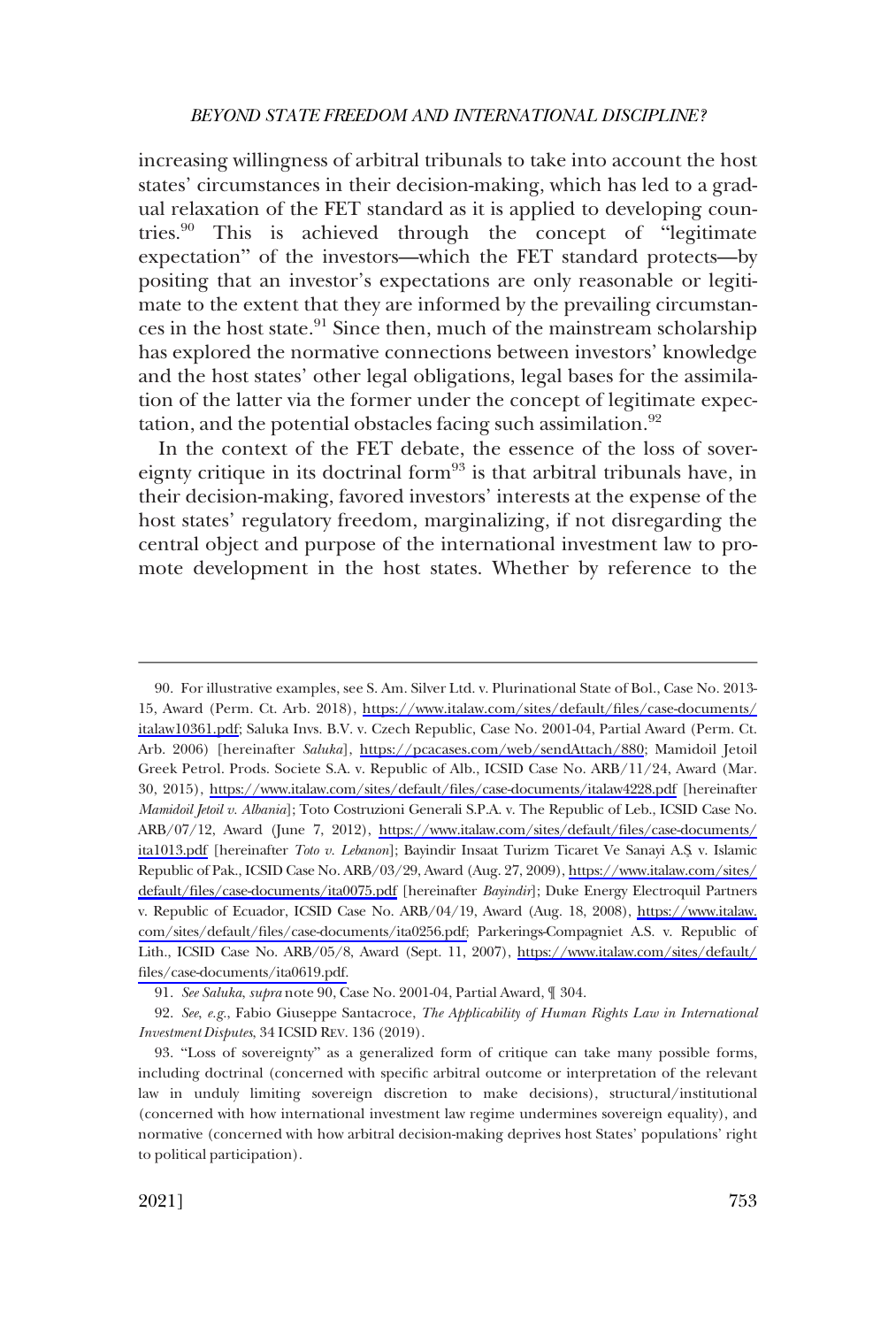increasing willingness of arbitral tribunals to take into account the host states' circumstances in their decision-making, which has led to a gradual relaxation of the FET standard as it is applied to developing countries.[90] This is achieved through the concept of "legitimate expectation" of the investors—which the FET standard protects—by positing that an investor's expectations are only reasonable or legitimate to the extent that they are informed by the prevailing circumstances in the host state.[91] Since then, much of the mainstream scholarship has explored the normative connections between investors' knowledge and the host states' other legal obligations, legal bases for the assimilation of the latter via the former under the concept of legitimate expectation, and the potential obstacles facing such assimilation.[92]

In the context of the FET debate, the essence of the loss of sovereignty critique in its doctrinal form[93] is that arbitral tribunals have, in their decision-making, favored investors' interests at the expense of the host states' regulatory freedom, marginalizing, if not disregarding the central object and purpose of the international investment law to promote development in the host states. Whether by reference to the

---

90. For illustrative examples, see S. Am. Silver Ltd. v. Plurinational State of Bol., Case No. 2013-15, Award (Perm. Ct. Arb. 2018), https://www.italaw.com/sites/default/files/case-documents/italaw10361.pdf; Saluka Invs. B.V. v. Czech Republic, Case No. 2001-04, Partial Award (Perm. Ct. Arb. 2006) [hereinafter *Saluka*], https://pcacases.com/web/sendAttach/880; Mamidoil Jetoil Greek Petrol. Prods. Societe S.A. v. Republic of Alb., ICSID Case No. ARB/11/24, Award (Mar. 30, 2015), https://www.italaw.com/sites/default/files/case-documents/italaw4228.pdf [hereinafter *Mamidoil Jetoil v. Albania*]; Toto Costruzioni Generali S.P.A. v. The Republic of Leb., ICSID Case No. ARB/07/12, Award (June 7, 2012), https://www.italaw.com/sites/default/files/case-documents/ita1013.pdf [hereinafter *Toto v. Lebanon*]; Bayindir Insaat Turizm Ticaret Ve Sanayi A.Ş. v. Islamic Republic of Pak., ICSID Case No. ARB/03/29, Award (Aug. 27, 2009), https://www.italaw.com/sites/default/files/case-documents/ita0075.pdf [hereinafter *Bayindir*]; Duke Energy Electroquil Partners v. Republic of Ecuador, ICSID Case No. ARB/04/19, Award (Aug. 18, 2008), https://www.italaw.com/sites/default/files/case-documents/ita0256.pdf; Parkerings-Compagniet A.S. v. Republic of Lith., ICSID Case No. ARB/05/8, Award (Sept. 11, 2007), https://www.italaw.com/sites/default/files/case-documents/ita0619.pdf.

91. *See Saluka*, *supra* note 90, Case No. 2001-04, Partial Award, ¶ 304.

92. *See, e.g.*, Fabio Giuseppe Santacroce, *The Applicability of Human Rights Law in International Investment Disputes*, 34 ICSID REV. 136 (2019).

93. "Loss of sovereignty" as a generalized form of critique can take many possible forms, including doctrinal (concerned with specific arbitral outcome or interpretation of the relevant law in unduly limiting sovereign discretion to make decisions), structural/institutional (concerned with how international investment law regime undermines sovereign equality), and normative (concerned with how arbitral decision-making deprives host States' populations' right to political participation).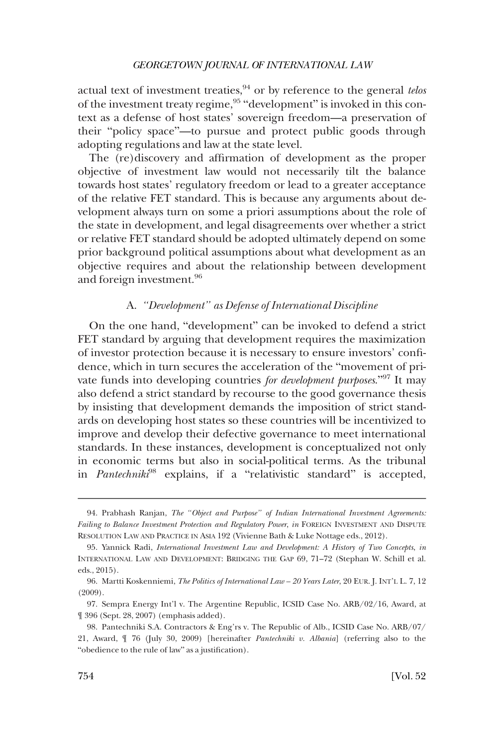actual text of investment treaties,[94] or by reference to the general *telos* of the investment treaty regime,[95] "development" is invoked in this context as a defense of host states' sovereign freedom—a preservation of their "policy space"—to pursue and protect public goods through adopting regulations and law at the state level.

The (re)discovery and affirmation of development as the proper objective of investment law would not necessarily tilt the balance towards host states' regulatory freedom or lead to a greater acceptance of the relative FET standard. This is because any arguments about development always turn on some a priori assumptions about the role of the state in development, and legal disagreements over whether a strict or relative FET standard should be adopted ultimately depend on some prior background political assumptions about what development as an objective requires and about the relationship between development and foreign investment.[96]

### A. *"Development" as Defense of International Discipline*

On the one hand, "development" can be invoked to defend a strict FET standard by arguing that development requires the maximization of investor protection because it is necessary to ensure investors' confidence, which in turn secures the acceleration of the "movement of private funds into developing countries *for development purposes*."[97] It may also defend a strict standard by recourse to the good governance thesis by insisting that development demands the imposition of strict standards on developing host states so these countries will be incentivized to improve and develop their defective governance to meet international standards. In these instances, development is conceptualized not only in economic terms but also in social-political terms. As the tribunal in *Pantechniki*[98] explains, if a "relativistic standard" is accepted,

---

94. Prabhash Ranjan, *The "Object and Purpose" of Indian International Investment Agreements: Failing to Balance Investment Protection and Regulatory Power*, *in* FOREIGN INVESTMENT AND DISPUTE RESOLUTION LAW AND PRACTICE IN ASIA 192 (Vivienne Bath & Luke Nottage eds., 2012).

95. Yannick Radi, *International Investment Law and Development: A History of Two Concepts*, *in* INTERNATIONAL LAW AND DEVELOPMENT: BRIDGING THE GAP 69, 71–72 (Stephan W. Schill et al. eds., 2015).

96. Martti Koskenniemi, *The Politics of International Law – 20 Years Later*, 20 EUR. J. INT'L L. 7, 12 (2009).

97. Sempra Energy Int'l v. The Argentine Republic, ICSID Case No. ARB/02/16, Award, at ¶ 396 (Sept. 28, 2007) (emphasis added).

98. Pantechniki S.A. Contractors & Eng'rs v. The Republic of Alb., ICSID Case No. ARB/07/21, Award, ¶ 76 (July 30, 2009) [hereinafter *Pantechniki v. Albania*] (referring also to the "obedience to the rule of law" as a justification).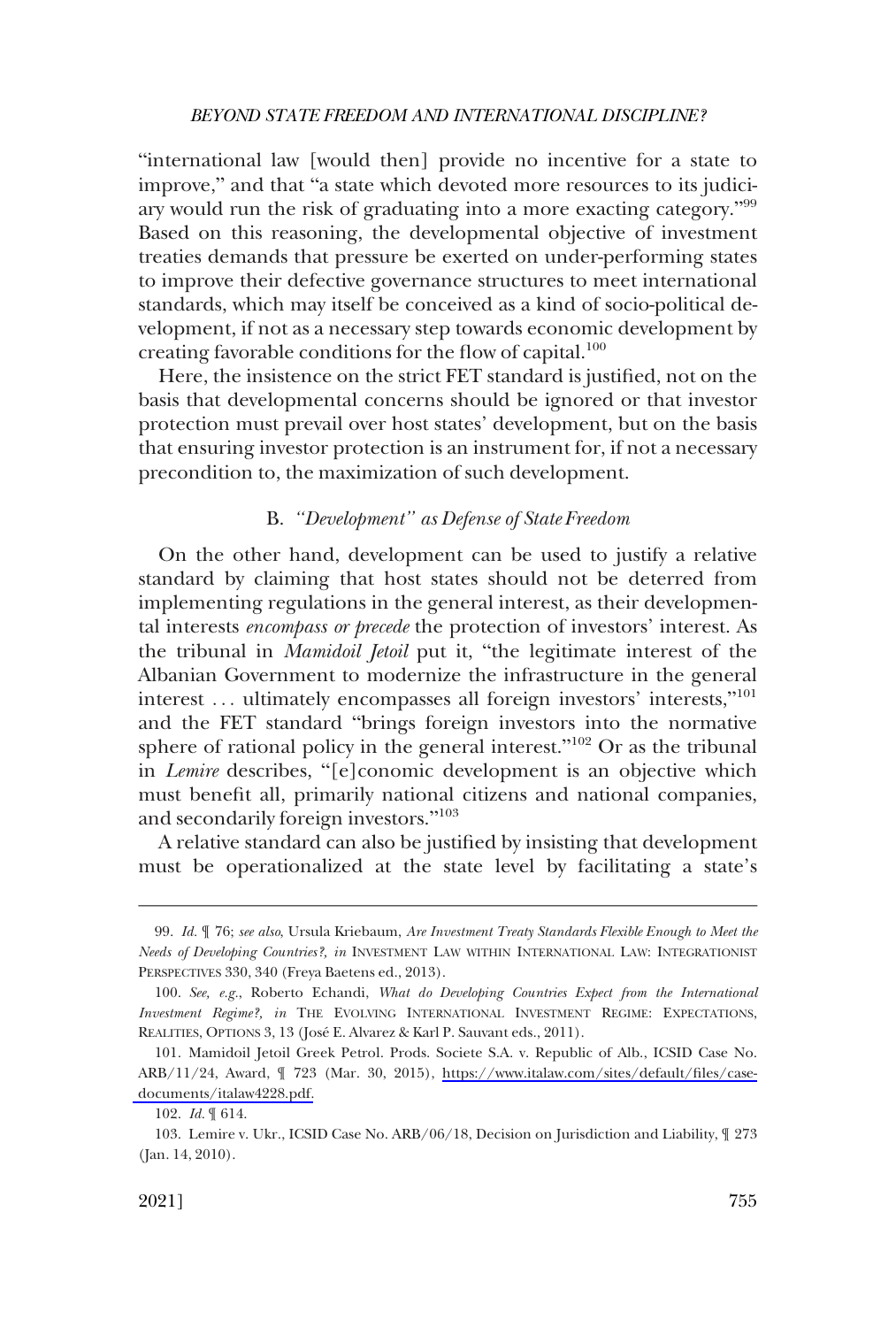"international law [would then] provide no incentive for a state to improve," and that "a state which devoted more resources to its judiciary would run the risk of graduating into a more exacting category."[99] Based on this reasoning, the developmental objective of investment treaties demands that pressure be exerted on under-performing states to improve their defective governance structures to meet international standards, which may itself be conceived as a kind of socio-political development, if not as a necessary step towards economic development by creating favorable conditions for the flow of capital.[100]

Here, the insistence on the strict FET standard is justified, not on the basis that developmental concerns should be ignored or that investor protection must prevail over host states' development, but on the basis that ensuring investor protection is an instrument for, if not a necessary precondition to, the maximization of such development.

### B. *"Development" as Defense of State Freedom*

On the other hand, development can be used to justify a relative standard by claiming that host states should not be deterred from implementing regulations in the general interest, as their developmental interests *encompass or precede* the protection of investors' interest. As the tribunal in *Mamidoil Jetoil* put it, "the legitimate interest of the Albanian Government to modernize the infrastructure in the general interest . . . ultimately encompasses all foreign investors' interests,"[101] and the FET standard "brings foreign investors into the normative sphere of rational policy in the general interest."[102] Or as the tribunal in *Lemire* describes, "[e]conomic development is an objective which must benefit all, primarily national citizens and national companies, and secondarily foreign investors."[103]

A relative standard can also be justified by insisting that development must be operationalized at the state level by facilitating a state's

---

99. *Id.* ¶ 76; *see also*, Ursula Kriebaum, *Are Investment Treaty Standards Flexible Enough to Meet the Needs of Developing Countries?, in* INVESTMENT LAW WITHIN INTERNATIONAL LAW: INTEGRATIONIST PERSPECTIVES 330, 340 (Freya Baetens ed., 2013).

100. *See, e.g.*, Roberto Echandi, *What do Developing Countries Expect from the International Investment Regime?, in* THE EVOLVING INTERNATIONAL INVESTMENT REGIME: EXPECTATIONS, REALITIES, OPTIONS 3, 13 (José E. Alvarez & Karl P. Sauvant eds., 2011).

101. Mamidoil Jetoil Greek Petrol. Prods. Societe S.A. v. Republic of Alb., ICSID Case No. ARB/11/24, Award, ¶ 723 (Mar. 30, 2015), https://www.italaw.com/sites/default/files/case-documents/italaw4228.pdf.

102. *Id.* ¶ 614.

103. Lemire v. Ukr., ICSID Case No. ARB/06/18, Decision on Jurisdiction and Liability, ¶ 273 (Jan. 14, 2010).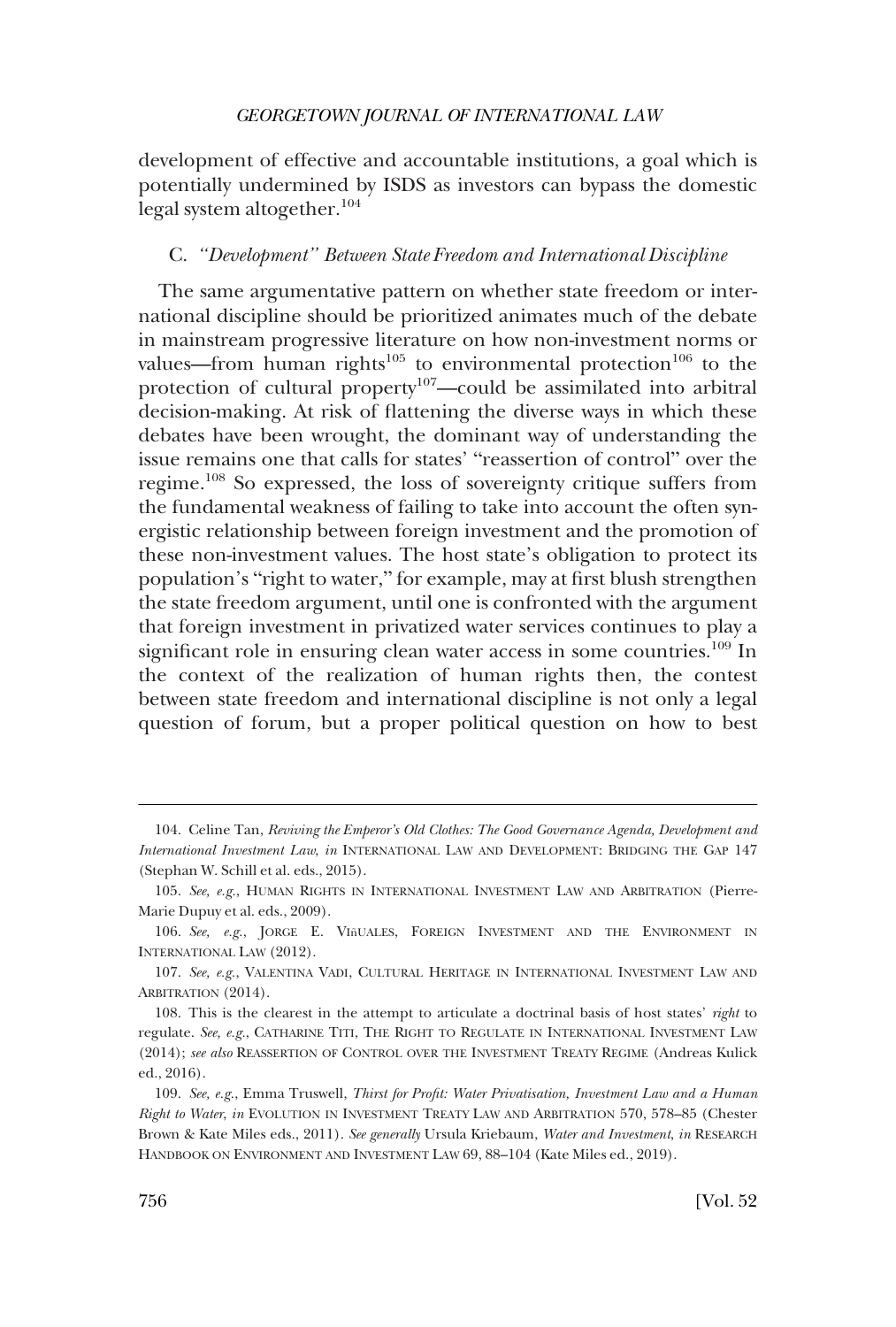development of effective and accountable institutions, a goal which is potentially undermined by ISDS as investors can bypass the domestic legal system altogether.[104]

### C. *"Development" Between State Freedom and International Discipline*

The same argumentative pattern on whether state freedom or international discipline should be prioritized animates much of the debate in mainstream progressive literature on how non-investment norms or values—from human rights[105] to environmental protection[106] to the protection of cultural property[107]—could be assimilated into arbitral decision-making. At risk of flattening the diverse ways in which these debates have been wrought, the dominant way of understanding the issue remains one that calls for states' "reassertion of control" over the regime.[108] So expressed, the loss of sovereignty critique suffers from the fundamental weakness of failing to take into account the often synergistic relationship between foreign investment and the promotion of these non-investment values. The host state's obligation to protect its population's "right to water," for example, may at first blush strengthen the state freedom argument, until one is confronted with the argument that foreign investment in privatized water services continues to play a significant role in ensuring clean water access in some countries.[109] In the context of the realization of human rights then, the contest between state freedom and international discipline is not only a legal question of forum, but a proper political question on how to best

---

104. Celine Tan, *Reviving the Emperor's Old Clothes: The Good Governance Agenda, Development and International Investment Law*, *in* INTERNATIONAL LAW AND DEVELOPMENT: BRIDGING THE GAP 147 (Stephan W. Schill et al. eds., 2015).

105. *See, e.g.*, HUMAN RIGHTS IN INTERNATIONAL INVESTMENT LAW AND ARBITRATION (Pierre-Marie Dupuy et al. eds., 2009).

106. *See, e.g.*, JORGE E. VIÑUALES, FOREIGN INVESTMENT AND THE ENVIRONMENT IN INTERNATIONAL LAW (2012).

107. *See, e.g.*, VALENTINA VADI, CULTURAL HERITAGE IN INTERNATIONAL INVESTMENT LAW AND ARBITRATION (2014).

108. This is the clearest in the attempt to articulate a doctrinal basis of host states' *right* to regulate. *See, e.g.*, CATHARINE TITI, THE RIGHT TO REGULATE IN INTERNATIONAL INVESTMENT LAW (2014); *see also* REASSERTION OF CONTROL OVER THE INVESTMENT TREATY REGIME (Andreas Kulick ed., 2016).

109. *See, e.g.*, Emma Truswell, *Thirst for Profit: Water Privatisation, Investment Law and a Human Right to Water*, *in* EVOLUTION IN INVESTMENT TREATY LAW AND ARBITRATION 570, 578–85 (Chester Brown & Kate Miles eds., 2011). *See generally* Ursula Kriebaum, *Water and Investment*, *in* RESEARCH HANDBOOK ON ENVIRONMENT AND INVESTMENT LAW 69, 88–104 (Kate Miles ed., 2019).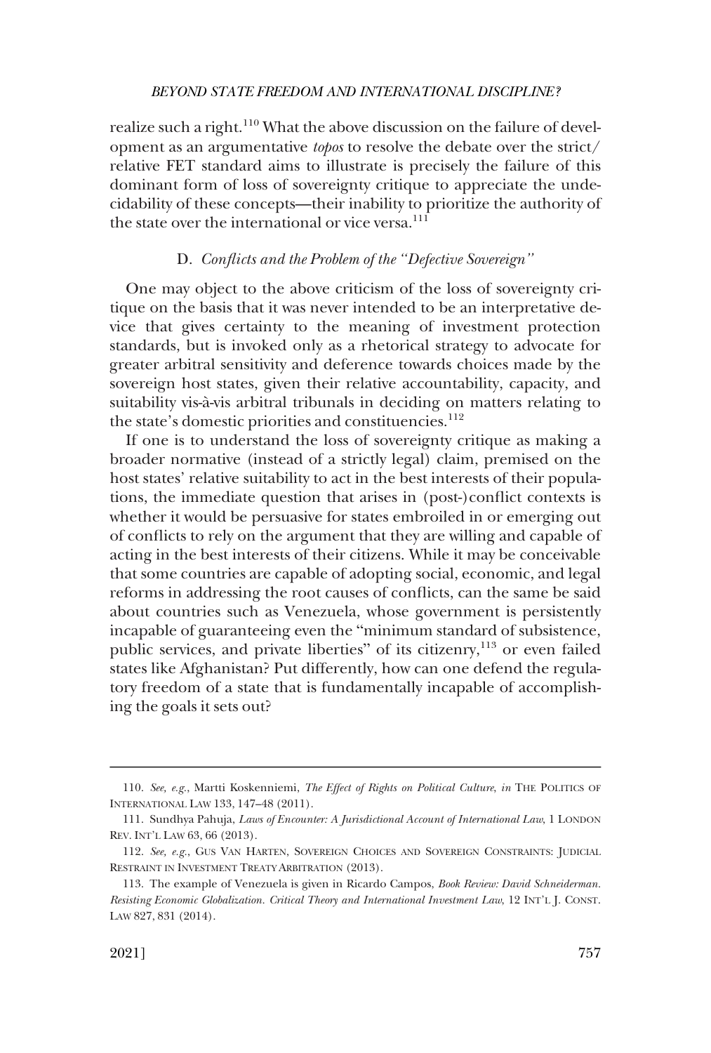realize such a right.[110] What the above discussion on the failure of development as an argumentative *topos* to resolve the debate over the strict/relative FET standard aims to illustrate is precisely the failure of this dominant form of loss of sovereignty critique to appreciate the undecidability of these concepts—their inability to prioritize the authority of the state over the international or vice versa.[111]

### D. *Conflicts and the Problem of the "Defective Sovereign"*

One may object to the above criticism of the loss of sovereignty critique on the basis that it was never intended to be an interpretative device that gives certainty to the meaning of investment protection standards, but is invoked only as a rhetorical strategy to advocate for greater arbitral sensitivity and deference towards choices made by the sovereign host states, given their relative accountability, capacity, and suitability vis-à-vis arbitral tribunals in deciding on matters relating to the state's domestic priorities and constituencies.[112]

If one is to understand the loss of sovereignty critique as making a broader normative (instead of a strictly legal) claim, premised on the host states' relative suitability to act in the best interests of their populations, the immediate question that arises in (post-)conflict contexts is whether it would be persuasive for states embroiled in or emerging out of conflicts to rely on the argument that they are willing and capable of acting in the best interests of their citizens. While it may be conceivable that some countries are capable of adopting social, economic, and legal reforms in addressing the root causes of conflicts, can the same be said about countries such as Venezuela, whose government is persistently incapable of guaranteeing even the "minimum standard of subsistence, public services, and private liberties" of its citizenry,[113] or even failed states like Afghanistan? Put differently, how can one defend the regulatory freedom of a state that is fundamentally incapable of accomplishing the goals it sets out?

---

110. *See, e.g.*, Martti Koskenniemi, *The Effect of Rights on Political Culture*, *in* THE POLITICS OF INTERNATIONAL LAW 133, 147–48 (2011).

111. Sundhya Pahuja, *Laws of Encounter: A Jurisdictional Account of International Law*, 1 LONDON REV. INT'L LAW 63, 66 (2013).

112. *See, e.g.*, GUS VAN HARTEN, SOVEREIGN CHOICES AND SOVEREIGN CONSTRAINTS: JUDICIAL RESTRAINT IN INVESTMENT TREATY ARBITRATION (2013).

113. The example of Venezuela is given in Ricardo Campos, *Book Review: David Schneiderman. Resisting Economic Globalization. Critical Theory and International Investment Law*, 12 INT'L J. CONST. LAW 827, 831 (2014).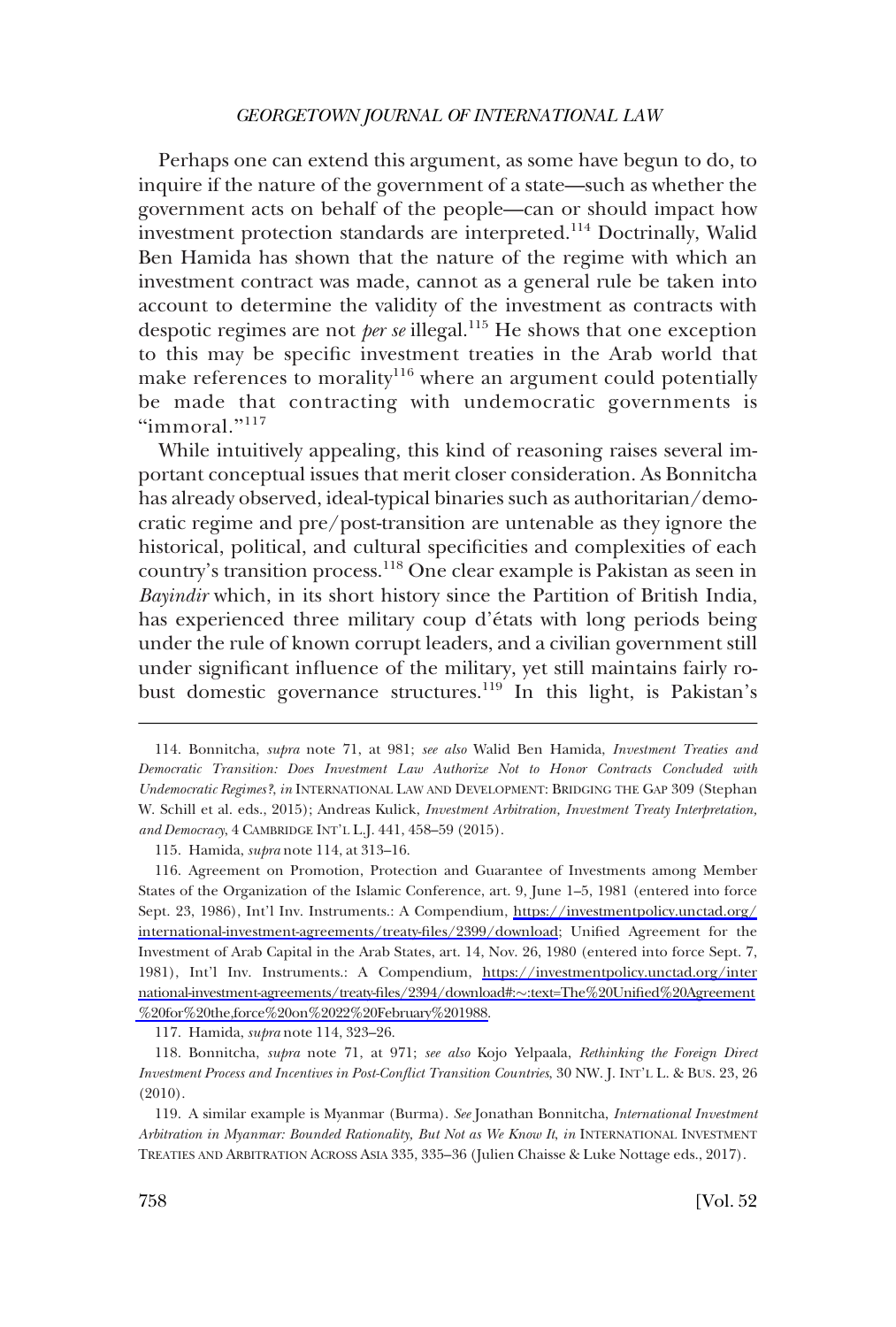Perhaps one can extend this argument, as some have begun to do, to inquire if the nature of the government of a state—such as whether the government acts on behalf of the people—can or should impact how investment protection standards are interpreted.[114] Doctrinally, Walid Ben Hamida has shown that the nature of the regime with which an investment contract was made, cannot as a general rule be taken into account to determine the validity of the investment as contracts with despotic regimes are not *per se* illegal.[115] He shows that one exception to this may be specific investment treaties in the Arab world that make references to morality[116] where an argument could potentially be made that contracting with undemocratic governments is "immoral."[117]

While intuitively appealing, this kind of reasoning raises several important conceptual issues that merit closer consideration. As Bonnitcha has already observed, ideal-typical binaries such as authoritarian/democratic regime and pre/post-transition are untenable as they ignore the historical, political, and cultural specificities and complexities of each country's transition process.[118] One clear example is Pakistan as seen in *Bayindir* which, in its short history since the Partition of British India, has experienced three military coup d'états with long periods being under the rule of known corrupt leaders, and a civilian government still under significant influence of the military, yet still maintains fairly robust domestic governance structures.[119] In this light, is Pakistan's

114. Bonnitcha, *supra* note 71, at 981; *see also* Walid Ben Hamida, *Investment Treaties and Democratic Transition: Does Investment Law Authorize Not to Honor Contracts Concluded with Undemocratic Regimes?*, *in* INTERNATIONAL LAW AND DEVELOPMENT: BRIDGING THE GAP 309 (Stephan W. Schill et al. eds., 2015); Andreas Kulick, *Investment Arbitration, Investment Treaty Interpretation, and Democracy*, 4 CAMBRIDGE INT'L L.J. 441, 458–59 (2015).

115. Hamida, *supra* note 114, at 313–16.

116. Agreement on Promotion, Protection and Guarantee of Investments among Member States of the Organization of the Islamic Conference, art. 9, June 1–5, 1981 (entered into force Sept. 23, 1986), Int'l Inv. Instruments.: A Compendium, https://investmentpolicy.unctad.org/international-investment-agreements/treaty-files/2399/download; Unified Agreement for the Investment of Arab Capital in the Arab States, art. 14, Nov. 26, 1980 (entered into force Sept. 7, 1981), Int'l Inv. Instruments.: A Compendium, https://investmentpolicy.unctad.org/international-investment-agreements/treaty-files/2394/download#:~:text=The%20Unified%20Agreement%20for%20the,force%20on%2022%20February%201988.

117. Hamida, *supra* note 114, 323–26.

118. Bonnitcha, *supra* note 71, at 971; *see also* Kojo Yelpaala, *Rethinking the Foreign Direct Investment Process and Incentives in Post-Conflict Transition Countries*, 30 NW. J. INT'L L. & BUS. 23, 26 (2010).

119. A similar example is Myanmar (Burma). *See* Jonathan Bonnitcha, *International Investment Arbitration in Myanmar: Bounded Rationality, But Not as We Know It*, *in* INTERNATIONAL INVESTMENT TREATIES AND ARBITRATION ACROSS ASIA 335, 335–36 (Julien Chaisse & Luke Nottage eds., 2017).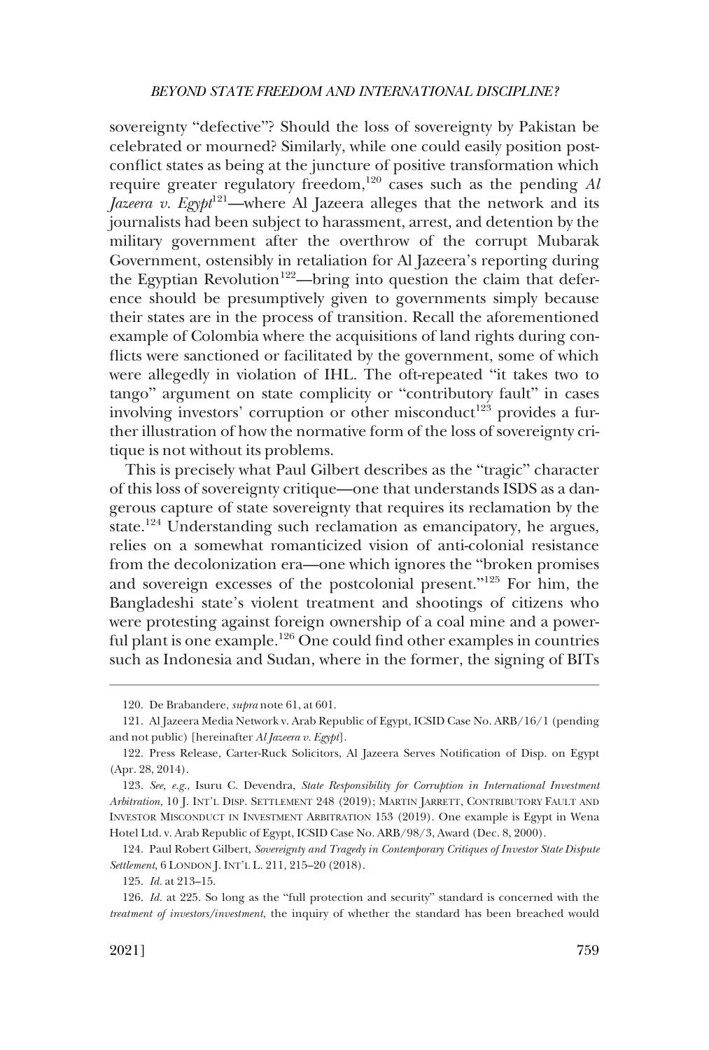sovereignty "defective"? Should the loss of sovereignty by Pakistan be celebrated or mourned? Similarly, while one could easily position post-conflict states as being at the juncture of positive transformation which require greater regulatory freedom,[120] cases such as the pending *Al Jazeera v. Egypt*[121]—where Al Jazeera alleges that the network and its journalists had been subject to harassment, arrest, and detention by the military government after the overthrow of the corrupt Mubarak Government, ostensibly in retaliation for Al Jazeera's reporting during the Egyptian Revolution[122]—bring into question the claim that deference should be presumptively given to governments simply because their states are in the process of transition. Recall the aforementioned example of Colombia where the acquisitions of land rights during conflicts were sanctioned or facilitated by the government, some of which were allegedly in violation of IHL. The oft-repeated "it takes two to tango" argument on state complicity or "contributory fault" in cases involving investors' corruption or other misconduct[123] provides a further illustration of how the normative form of the loss of sovereignty critique is not without its problems.

This is precisely what Paul Gilbert describes as the "tragic" character of this loss of sovereignty critique—one that understands ISDS as a dangerous capture of state sovereignty that requires its reclamation by the state.[124] Understanding such reclamation as emancipatory, he argues, relies on a somewhat romanticized vision of anti-colonial resistance from the decolonization era—one which ignores the "broken promises and sovereign excesses of the postcolonial present."[125] For him, the Bangladeshi state's violent treatment and shootings of citizens who were protesting against foreign ownership of a coal mine and a powerful plant is one example.[126] One could find other examples in countries such as Indonesia and Sudan, where in the former, the signing of BITs

---

120. De Brabandere, *supra* note 61, at 601.

121. Al Jazeera Media Network v. Arab Republic of Egypt, ICSID Case No. ARB/16/1 (pending and not public) [hereinafter *Al Jazeera v. Egypt*].

122. Press Release, Carter-Ruck Solicitors, Al Jazeera Serves Notification of Disp. on Egypt (Apr. 28, 2014).

123. *See, e.g.*, Isuru C. Devendra, *State Responsibility for Corruption in International Investment Arbitration*, 10 J. INT'L DISP. SETTLEMENT 248 (2019); MARTIN JARRETT, CONTRIBUTORY FAULT AND INVESTOR MISCONDUCT IN INVESTMENT ARBITRATION 153 (2019). One example is Egypt in Wena Hotel Ltd. v. Arab Republic of Egypt, ICSID Case No. ARB/98/3, Award (Dec. 8, 2000).

124. Paul Robert Gilbert, *Sovereignty and Tragedy in Contemporary Critiques of Investor State Dispute Settlement*, 6 LONDON J. INT'L L. 211, 215–20 (2018).

125. *Id.* at 213–15.

126. *Id.* at 225. So long as the "full protection and security" standard is concerned with the *treatment of investors/investment*, the inquiry of whether the standard has been breached would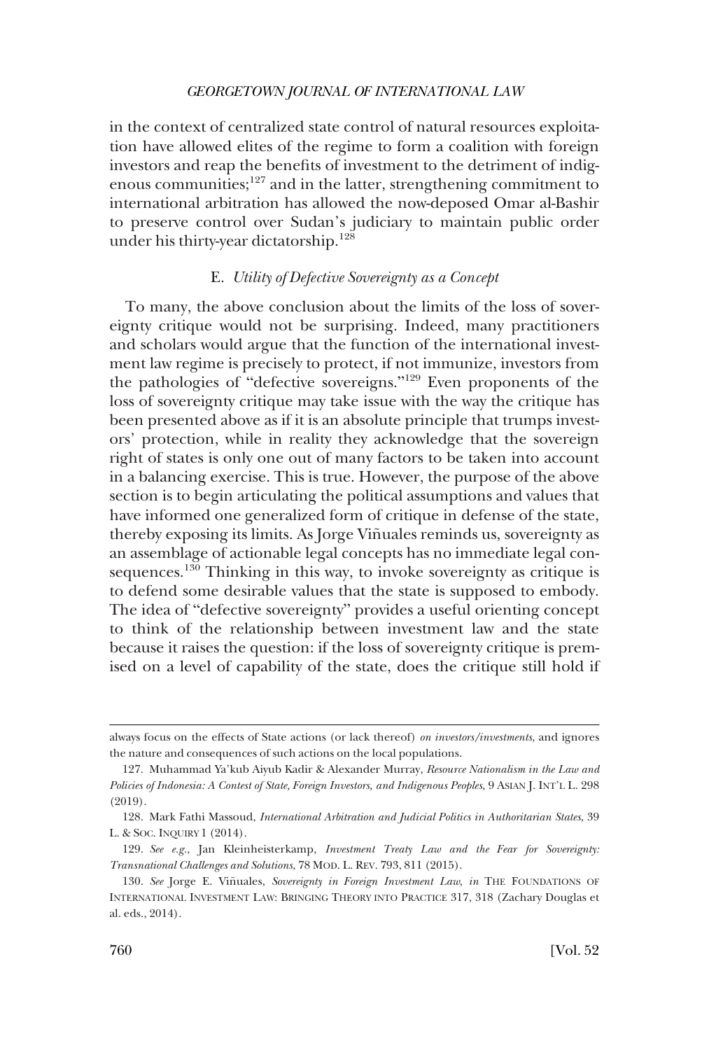in the context of centralized state control of natural resources exploitation have allowed elites of the regime to form a coalition with foreign investors and reap the benefits of investment to the detriment of indigenous communities;[127] and in the latter, strengthening commitment to international arbitration has allowed the now-deposed Omar al-Bashir to preserve control over Sudan's judiciary to maintain public order under his thirty-year dictatorship.[128]

### E. *Utility of Defective Sovereignty as a Concept*

To many, the above conclusion about the limits of the loss of sovereignty critique would not be surprising. Indeed, many practitioners and scholars would argue that the function of the international investment law regime is precisely to protect, if not immunize, investors from the pathologies of "defective sovereigns."[129] Even proponents of the loss of sovereignty critique may take issue with the way the critique has been presented above as if it is an absolute principle that trumps investors' protection, while in reality they acknowledge that the sovereign right of states is only one out of many factors to be taken into account in a balancing exercise. This is true. However, the purpose of the above section is to begin articulating the political assumptions and values that have informed one generalized form of critique in defense of the state, thereby exposing its limits. As Jorge Viñuales reminds us, sovereignty as an assemblage of actionable legal concepts has no immediate legal consequences.[130] Thinking in this way, to invoke sovereignty as critique is to defend some desirable values that the state is supposed to embody. The idea of "defective sovereignty" provides a useful orienting concept to think of the relationship between investment law and the state because it raises the question: if the loss of sovereignty critique is premised on a level of capability of the state, does the critique still hold if

---

always focus on the effects of State actions (or lack thereof) *on investors/investments*, and ignores the nature and consequences of such actions on the local populations.

127. Muhammad Ya'kub Aiyub Kadir & Alexander Murray, *Resource Nationalism in the Law and Policies of Indonesia: A Contest of State, Foreign Investors, and Indigenous Peoples*, 9 ASIAN J. INT'L L. 298 (2019).

128. Mark Fathi Massoud, *International Arbitration and Judicial Politics in Authoritarian States*, 39 L. & SOC. INQUIRY 1 (2014).

129. *See e.g.*, Jan Kleinheisterkamp, *Investment Treaty Law and the Fear for Sovereignty: Transnational Challenges and Solutions*, 78 MOD. L. REV. 793, 811 (2015).

130. *See* Jorge E. Viñuales, *Sovereignty in Foreign Investment Law*, *in* THE FOUNDATIONS OF INTERNATIONAL INVESTMENT LAW: BRINGING THEORY INTO PRACTICE 317, 318 (Zachary Douglas et al. eds., 2014).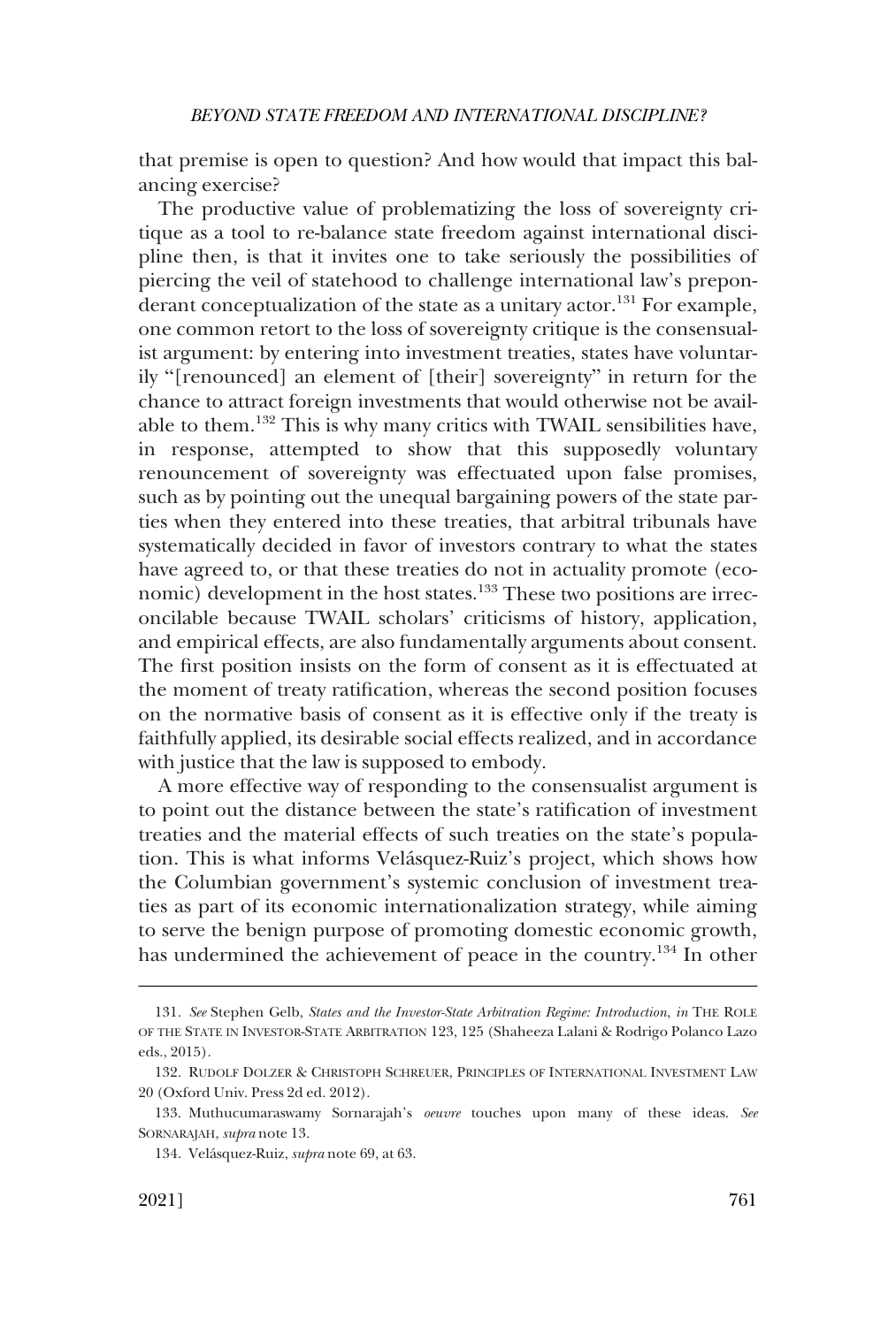that premise is open to question? And how would that impact this balancing exercise?

The productive value of problematizing the loss of sovereignty critique as a tool to re-balance state freedom against international discipline then, is that it invites one to take seriously the possibilities of piercing the veil of statehood to challenge international law's preponderant conceptualization of the state as a unitary actor.[131] For example, one common retort to the loss of sovereignty critique is the consensualist argument: by entering into investment treaties, states have voluntarily "[renounced] an element of [their] sovereignty" in return for the chance to attract foreign investments that would otherwise not be available to them.[132] This is why many critics with TWAIL sensibilities have, in response, attempted to show that this supposedly voluntary renouncement of sovereignty was effectuated upon false promises, such as by pointing out the unequal bargaining powers of the state parties when they entered into these treaties, that arbitral tribunals have systematically decided in favor of investors contrary to what the states have agreed to, or that these treaties do not in actuality promote (economic) development in the host states.[133] These two positions are irreconcilable because TWAIL scholars' criticisms of history, application, and empirical effects, are also fundamentally arguments about consent. The first position insists on the form of consent as it is effectuated at the moment of treaty ratification, whereas the second position focuses on the normative basis of consent as it is effective only if the treaty is faithfully applied, its desirable social effects realized, and in accordance with justice that the law is supposed to embody.

A more effective way of responding to the consensualist argument is to point out the distance between the state's ratification of investment treaties and the material effects of such treaties on the state's population. This is what informs Velásquez-Ruiz's project, which shows how the Columbian government's systemic conclusion of investment treaties as part of its economic internationalization strategy, while aiming to serve the benign purpose of promoting domestic economic growth, has undermined the achievement of peace in the country.[134] In other

---

131. *See* Stephen Gelb, *States and the Investor-State Arbitration Regime: Introduction*, *in* THE ROLE OF THE STATE IN INVESTOR-STATE ARBITRATION 123, 125 (Shaheeza Lalani & Rodrigo Polanco Lazo eds., 2015).

132. RUDOLF DOLZER & CHRISTOPH SCHREUER, PRINCIPLES OF INTERNATIONAL INVESTMENT LAW 20 (Oxford Univ. Press 2d ed. 2012).

133. Muthucumaraswamy Sornarajah's *oeuvre* touches upon many of these ideas. *See* SORNARAJAH, *supra* note 13.

134. Velásquez-Ruiz, *supra* note 69, at 63.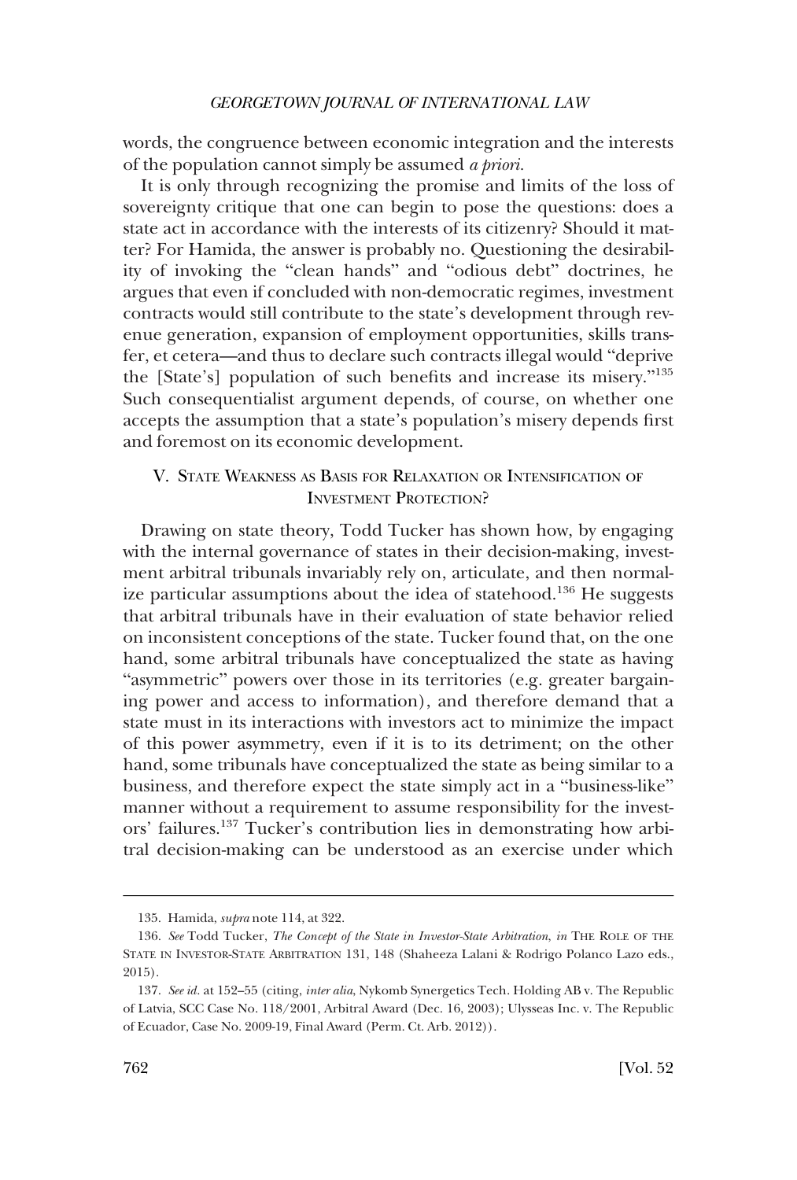words, the congruence between economic integration and the interests of the population cannot simply be assumed *a priori*.

It is only through recognizing the promise and limits of the loss of sovereignty critique that one can begin to pose the questions: does a state act in accordance with the interests of its citizenry? Should it matter? For Hamida, the answer is probably no. Questioning the desirability of invoking the "clean hands" and "odious debt" doctrines, he argues that even if concluded with non-democratic regimes, investment contracts would still contribute to the state's development through revenue generation, expansion of employment opportunities, skills transfer, et cetera—and thus to declare such contracts illegal would "deprive the [State's] population of such benefits and increase its misery."[135] Such consequentialist argument depends, of course, on whether one accepts the assumption that a state's population's misery depends first and foremost on its economic development.

## V. State Weakness as Basis for Relaxation or Intensification of Investment Protection?

Drawing on state theory, Todd Tucker has shown how, by engaging with the internal governance of states in their decision-making, investment arbitral tribunals invariably rely on, articulate, and then normalize particular assumptions about the idea of statehood.[136] He suggests that arbitral tribunals have in their evaluation of state behavior relied on inconsistent conceptions of the state. Tucker found that, on the one hand, some arbitral tribunals have conceptualized the state as having "asymmetric" powers over those in its territories (e.g. greater bargaining power and access to information), and therefore demand that a state must in its interactions with investors act to minimize the impact of this power asymmetry, even if it is to its detriment; on the other hand, some tribunals have conceptualized the state as being similar to a business, and therefore expect the state simply act in a "business-like" manner without a requirement to assume responsibility for the investors' failures.[137] Tucker's contribution lies in demonstrating how arbitral decision-making can be understood as an exercise under which

---

135. Hamida, *supra* note 114, at 322.

136. *See* Todd Tucker, *The Concept of the State in Investor-State Arbitration*, *in* The Role of the State in Investor-State Arbitration 131, 148 (Shaheeza Lalani & Rodrigo Polanco Lazo eds., 2015).

137. *See id.* at 152–55 (citing, *inter alia*, Nykomb Synergetics Tech. Holding AB v. The Republic of Latvia, SCC Case No. 118/2001, Arbitral Award (Dec. 16, 2003); Ulysseas Inc. v. The Republic of Ecuador, Case No. 2009-19, Final Award (Perm. Ct. Arb. 2012)).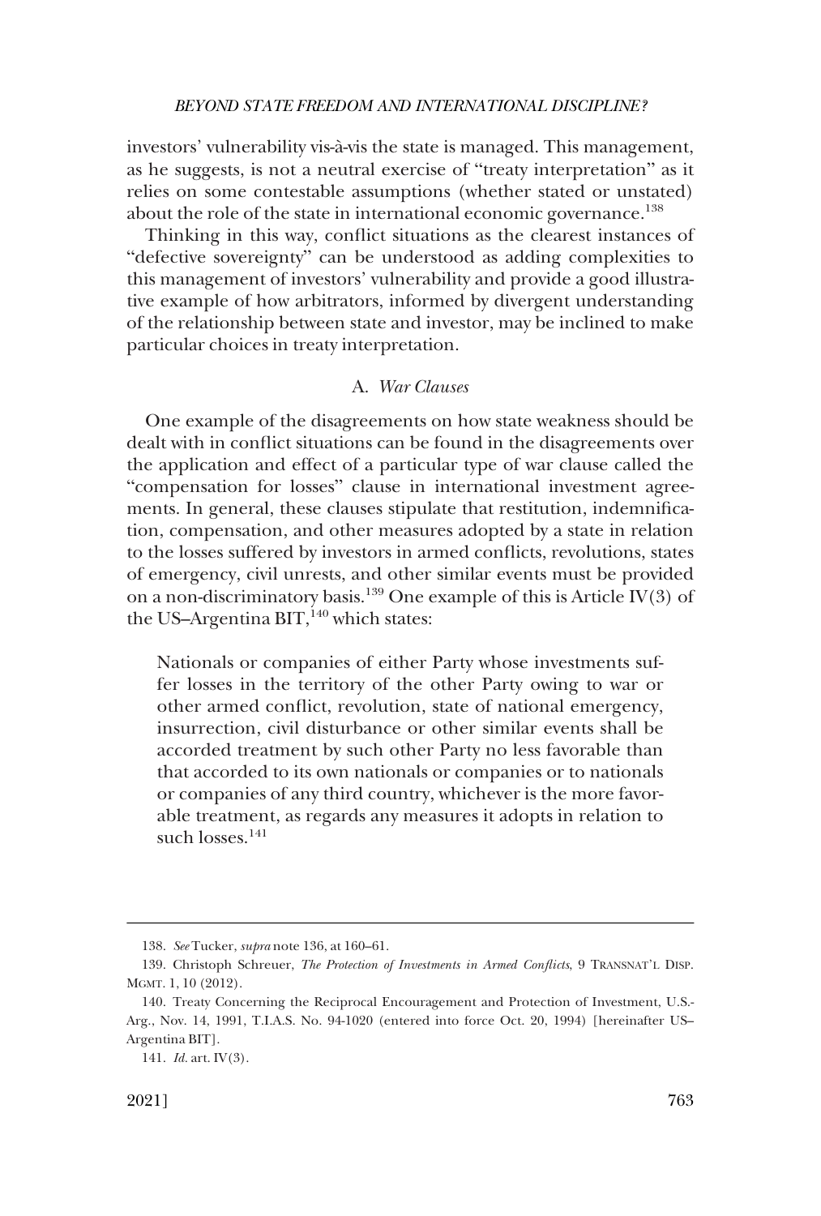investors' vulnerability vis-à-vis the state is managed. This management, as he suggests, is not a neutral exercise of "treaty interpretation" as it relies on some contestable assumptions (whether stated or unstated) about the role of the state in international economic governance.[138]

Thinking in this way, conflict situations as the clearest instances of "defective sovereignty" can be understood as adding complexities to this management of investors' vulnerability and provide a good illustrative example of how arbitrators, informed by divergent understanding of the relationship between state and investor, may be inclined to make particular choices in treaty interpretation.

### A. *War Clauses*

One example of the disagreements on how state weakness should be dealt with in conflict situations can be found in the disagreements over the application and effect of a particular type of war clause called the "compensation for losses" clause in international investment agreements. In general, these clauses stipulate that restitution, indemnification, compensation, and other measures adopted by a state in relation to the losses suffered by investors in armed conflicts, revolutions, states of emergency, civil unrests, and other similar events must be provided on a non-discriminatory basis.[139] One example of this is Article IV(3) of the US–Argentina BIT,[140] which states:

> Nationals or companies of either Party whose investments suffer losses in the territory of the other Party owing to war or other armed conflict, revolution, state of national emergency, insurrection, civil disturbance or other similar events shall be accorded treatment by such other Party no less favorable than that accorded to its own nationals or companies or to nationals or companies of any third country, whichever is the more favorable treatment, as regards any measures it adopts in relation to such losses.[141]

---

138. *See* Tucker, *supra* note 136, at 160–61.

139. Christoph Schreuer, *The Protection of Investments in Armed Conflicts*, 9 TRANSNAT'L DISP. MGMT. 1, 10 (2012).

140. Treaty Concerning the Reciprocal Encouragement and Protection of Investment, U.S.-Arg., Nov. 14, 1991, T.I.A.S. No. 94-1020 (entered into force Oct. 20, 1994) [hereinafter US–Argentina BIT].

141. *Id.* art. IV(3).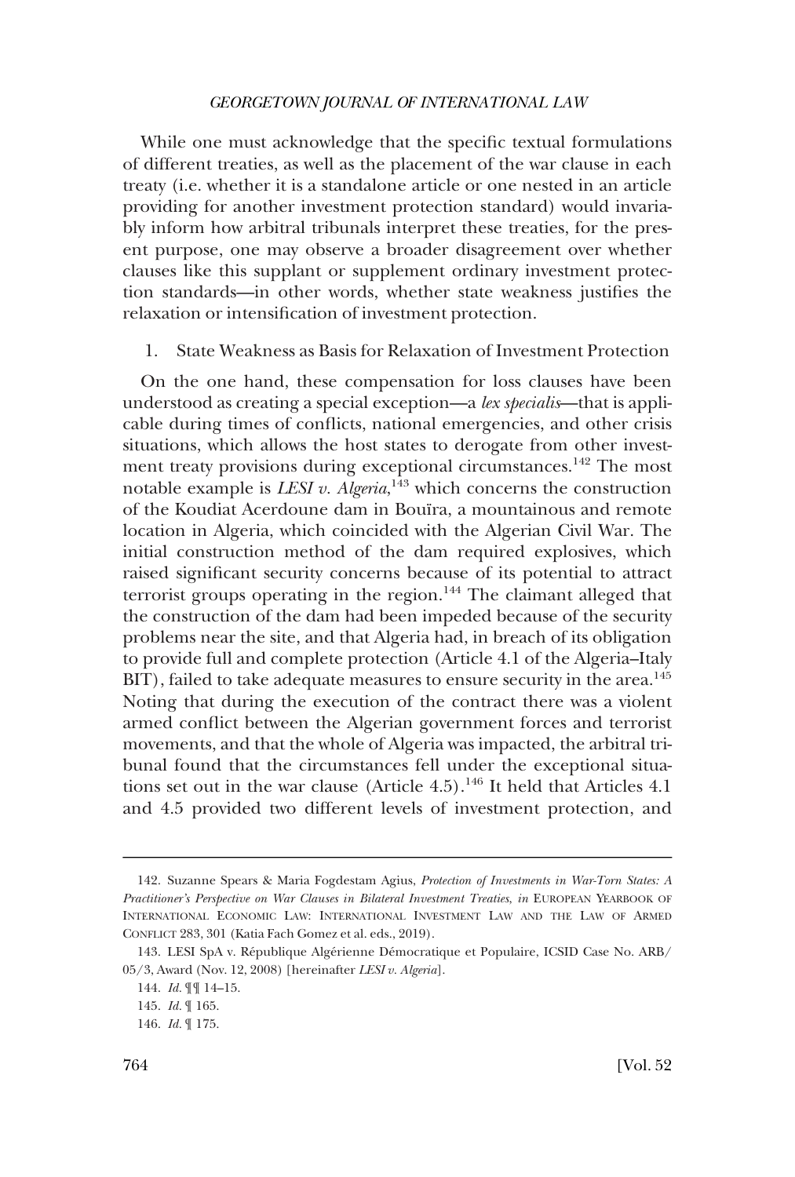While one must acknowledge that the specific textual formulations of different treaties, as well as the placement of the war clause in each treaty (i.e. whether it is a standalone article or one nested in an article providing for another investment protection standard) would invariably inform how arbitral tribunals interpret these treaties, for the present purpose, one may observe a broader disagreement over whether clauses like this supplant or supplement ordinary investment protection standards—in other words, whether state weakness justifies the relaxation or intensification of investment protection.

### 1. State Weakness as Basis for Relaxation of Investment Protection

On the one hand, these compensation for loss clauses have been understood as creating a special exception—a *lex specialis*—that is applicable during times of conflicts, national emergencies, and other crisis situations, which allows the host states to derogate from other investment treaty provisions during exceptional circumstances.[142] The most notable example is *LESI v. Algeria*,[143] which concerns the construction of the Koudiat Acerdoune dam in Bouïra, a mountainous and remote location in Algeria, which coincided with the Algerian Civil War. The initial construction method of the dam required explosives, which raised significant security concerns because of its potential to attract terrorist groups operating in the region.[144] The claimant alleged that the construction of the dam had been impeded because of the security problems near the site, and that Algeria had, in breach of its obligation to provide full and complete protection (Article 4.1 of the Algeria–Italy BIT), failed to take adequate measures to ensure security in the area.[145] Noting that during the execution of the contract there was a violent armed conflict between the Algerian government forces and terrorist movements, and that the whole of Algeria was impacted, the arbitral tribunal found that the circumstances fell under the exceptional situations set out in the war clause (Article 4.5).[146] It held that Articles 4.1 and 4.5 provided two different levels of investment protection, and

---

142. Suzanne Spears & Maria Fogdestam Agius, *Protection of Investments in War-Torn States: A Practitioner's Perspective on War Clauses in Bilateral Investment Treaties*, *in* EUROPEAN YEARBOOK OF INTERNATIONAL ECONOMIC LAW: INTERNATIONAL INVESTMENT LAW AND THE LAW OF ARMED CONFLICT 283, 301 (Katia Fach Gomez et al. eds., 2019).

143. LESI SpA v. République Algérienne Démocratique et Populaire, ICSID Case No. ARB/05/3, Award (Nov. 12, 2008) [hereinafter *LESI v. Algeria*].

144. *Id.* ¶¶ 14–15.

145. *Id.* ¶ 165.

146. *Id.* ¶ 175.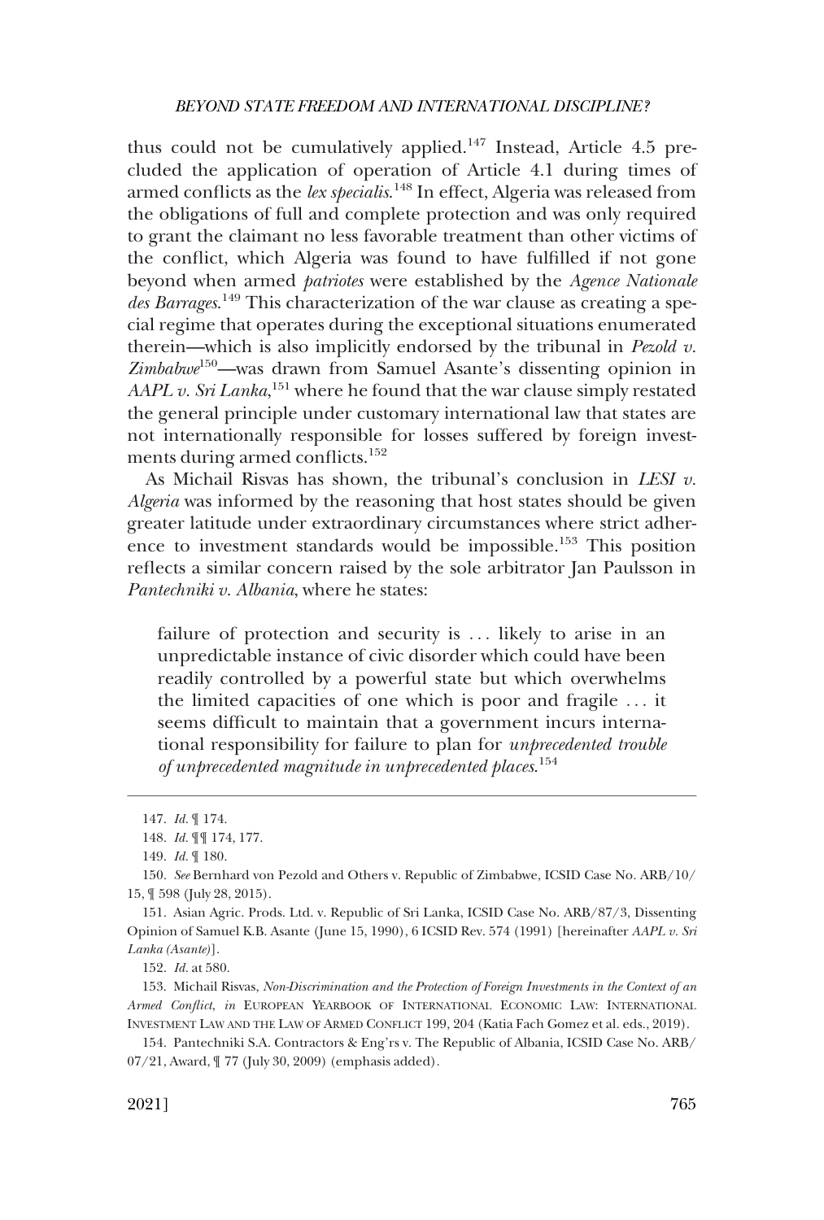thus could not be cumulatively applied.[147] Instead, Article 4.5 precluded the application of operation of Article 4.1 during times of armed conflicts as the *lex specialis*.[148] In effect, Algeria was released from the obligations of full and complete protection and was only required to grant the claimant no less favorable treatment than other victims of the conflict, which Algeria was found to have fulfilled if not gone beyond when armed *patriotes* were established by the *Agence Nationale des Barrages*.[149] This characterization of the war clause as creating a special regime that operates during the exceptional situations enumerated therein—which is also implicitly endorsed by the tribunal in *Pezold v. Zimbabwe*[150]—was drawn from Samuel Asante's dissenting opinion in *AAPL v. Sri Lanka*,[151] where he found that the war clause simply restated the general principle under customary international law that states are not internationally responsible for losses suffered by foreign investments during armed conflicts.[152]

As Michail Risvas has shown, the tribunal's conclusion in *LESI v. Algeria* was informed by the reasoning that host states should be given greater latitude under extraordinary circumstances where strict adherence to investment standards would be impossible.[153] This position reflects a similar concern raised by the sole arbitrator Jan Paulsson in *Pantechniki v. Albania*, where he states:

> failure of protection and security is . . . likely to arise in an unpredictable instance of civic disorder which could have been readily controlled by a powerful state but which overwhelms the limited capacities of one which is poor and fragile . . . it seems difficult to maintain that a government incurs international responsibility for failure to plan for *unprecedented trouble of unprecedented magnitude in unprecedented places*.[154]

---

147. *Id.* ¶ 174.

148. *Id.* ¶¶ 174, 177.

149. *Id.* ¶ 180.

150. *See* Bernhard von Pezold and Others v. Republic of Zimbabwe, ICSID Case No. ARB/10/15, ¶ 598 (July 28, 2015).

151. Asian Agric. Prods. Ltd. v. Republic of Sri Lanka, ICSID Case No. ARB/87/3, Dissenting Opinion of Samuel K.B. Asante (June 15, 1990), 6 ICSID Rev. 574 (1991) [hereinafter *AAPL v. Sri Lanka (Asante)*].

152. *Id.* at 580.

153. Michail Risvas, *Non-Discrimination and the Protection of Foreign Investments in the Context of an Armed Conflict*, *in* EUROPEAN YEARBOOK OF INTERNATIONAL ECONOMIC LAW: INTERNATIONAL INVESTMENT LAW AND THE LAW OF ARMED CONFLICT 199, 204 (Katia Fach Gomez et al. eds., 2019).

154. Pantechniki S.A. Contractors & Eng'rs v. The Republic of Albania, ICSID Case No. ARB/07/21, Award, ¶ 77 (July 30, 2009) (emphasis added).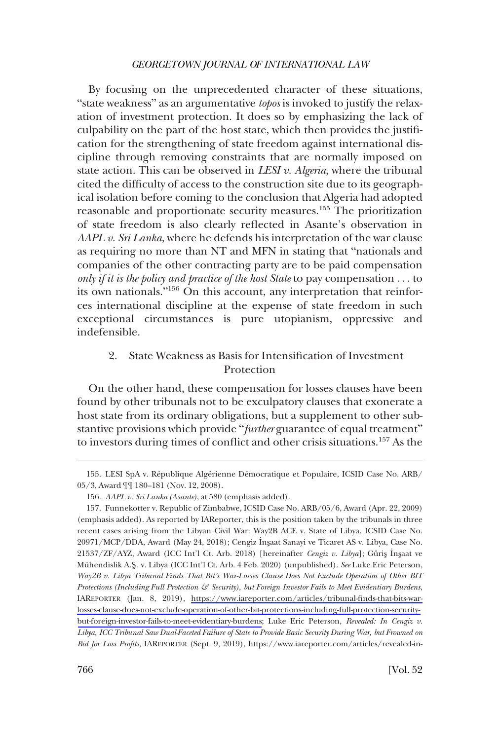By focusing on the unprecedented character of these situations, "state weakness" as an argumentative *topos* is invoked to justify the relaxation of investment protection. It does so by emphasizing the lack of culpability on the part of the host state, which then provides the justification for the strengthening of state freedom against international discipline through removing constraints that are normally imposed on state action. This can be observed in *LESI v. Algeria*, where the tribunal cited the difficulty of access to the construction site due to its geographical isolation before coming to the conclusion that Algeria had adopted reasonable and proportionate security measures.[155] The prioritization of state freedom is also clearly reflected in Asante's observation in *AAPL v. Sri Lanka*, where he defends his interpretation of the war clause as requiring no more than NT and MFN in stating that "nationals and companies of the other contracting party are to be paid compensation *only if it is the policy and practice of the host State* to pay compensation . . . to its own nationals."[156] On this account, any interpretation that reinforces international discipline at the expense of state freedom in such exceptional circumstances is pure utopianism, oppressive and indefensible.

### 2. State Weakness as Basis for Intensification of Investment Protection

On the other hand, these compensation for losses clauses have been found by other tribunals not to be exculpatory clauses that exonerate a host state from its ordinary obligations, but a supplement to other substantive provisions which provide "*further* guarantee of equal treatment" to investors during times of conflict and other crisis situations.[157] As the

155. LESI SpA v. République Algérienne Démocratique et Populaire, ICSID Case No. ARB/05/3, Award ¶¶ 180–181 (Nov. 12, 2008).

156. *AAPL v. Sri Lanka (Asante)*, at 580 (emphasis added).

157. Funnekotter v. Republic of Zimbabwe, ICSID Case No. ARB/05/6, Award (Apr. 22, 2009) (emphasis added). As reported by IAReporter, this is the position taken by the tribunals in three recent cases arising from the Libyan Civil War: Way2B ACE v. State of Libya, ICSID Case No. 20971/MCP/DDA, Award (May 24, 2018); Cengiz İnşaat Sanayi ve Ticaret AS v. Libya, Case No. 21537/ZF/AYZ, Award (ICC Int'l Ct. Arb. 2018) [hereinafter *Cengiz v. Libya*]; Güriş İnşaat ve Mühendislik A.Ş. v. Libya (ICC Int'l Ct. Arb. 4 Feb. 2020) (unpublished). *See* Luke Eric Peterson, *Way2B v. Libya Tribunal Finds That Bit's War-Losses Clause Does Not Exclude Operation of Other BIT Protections (Including Full Protection & Security), but Foreign Investor Fails to Meet Evidentiary Burdens*, IAREPORTER (Jan. 8, 2019), https://www.iareporter.com/articles/tribunal-finds-that-bits-war-losses-clause-does-not-exclude-operation-of-other-bit-protections-including-full-protection-security-but-foreign-investor-fails-to-meet-evidentiary-burdens; Luke Eric Peterson, *Revealed: In Cengiz v. Libya, ICC Tribunal Saw Dual-Faceted Failure of State to Provide Basic Security During War, but Frowned on Bid for Loss Profits*, IAREPORTER (Sept. 9, 2019), https://www.iareporter.com/articles/revealed-in-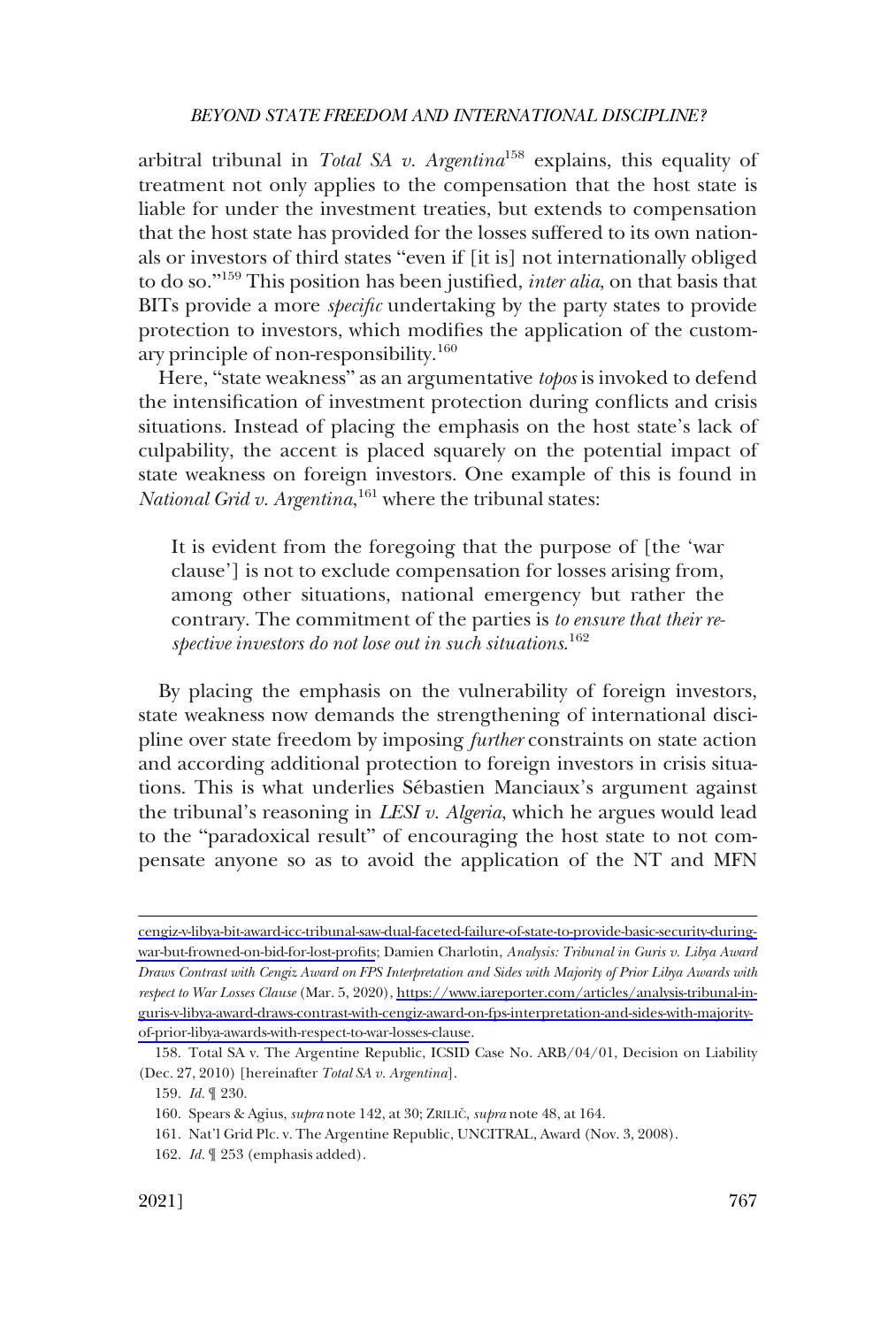arbitral tribunal in *Total SA v. Argentina*[158] explains, this equality of treatment not only applies to the compensation that the host state is liable for under the investment treaties, but extends to compensation that the host state has provided for the losses suffered to its own nationals or investors of third states "even if [it is] not internationally obliged to do so."[159] This position has been justified, *inter alia*, on that basis that BITs provide a more *specific* undertaking by the party states to provide protection to investors, which modifies the application of the customary principle of non-responsibility.[160]

Here, "state weakness" as an argumentative *topos* is invoked to defend the intensification of investment protection during conflicts and crisis situations. Instead of placing the emphasis on the host state's lack of culpability, the accent is placed squarely on the potential impact of state weakness on foreign investors. One example of this is found in *National Grid v. Argentina*,[161] where the tribunal states:

> It is evident from the foregoing that the purpose of [the 'war clause'] is not to exclude compensation for losses arising from, among other situations, national emergency but rather the contrary. The commitment of the parties is *to ensure that their respective investors do not lose out in such situations*.[162]

By placing the emphasis on the vulnerability of foreign investors, state weakness now demands the strengthening of international discipline over state freedom by imposing *further* constraints on state action and according additional protection to foreign investors in crisis situations. This is what underlies Sébastien Manciaux's argument against the tribunal's reasoning in *LESI v. Algeria*, which he argues would lead to the "paradoxical result" of encouraging the host state to not compensate anyone so as to avoid the application of the NT and MFN

---

cengiz-v-libya-bit-award-icc-tribunal-saw-dual-faceted-failure-of-state-to-provide-basic-security-during-war-but-frowned-on-bid-for-lost-profits; Damien Charlotin, *Analysis: Tribunal in Guris v. Libya Award Draws Contrast with Cengiz Award on FPS Interpretation and Sides with Majority of Prior Libya Awards with respect to War Losses Clause* (Mar. 5, 2020), https://www.iareporter.com/articles/analysis-tribunal-in-guris-v-libya-award-draws-contrast-with-cengiz-award-on-fps-interpretation-and-sides-with-majority-of-prior-libya-awards-with-respect-to-war-losses-clause.

158. Total SA v. The Argentine Republic, ICSID Case No. ARB/04/01, Decision on Liability (Dec. 27, 2010) [hereinafter *Total SA v. Argentina*].

159. *Id.* ¶ 230.

160. Spears & Agius, *supra* note 142, at 30; ZRILIČ, *supra* note 48, at 164.

161. Nat'l Grid Plc. v. The Argentine Republic, UNCITRAL, Award (Nov. 3, 2008).

162. *Id.* ¶ 253 (emphasis added).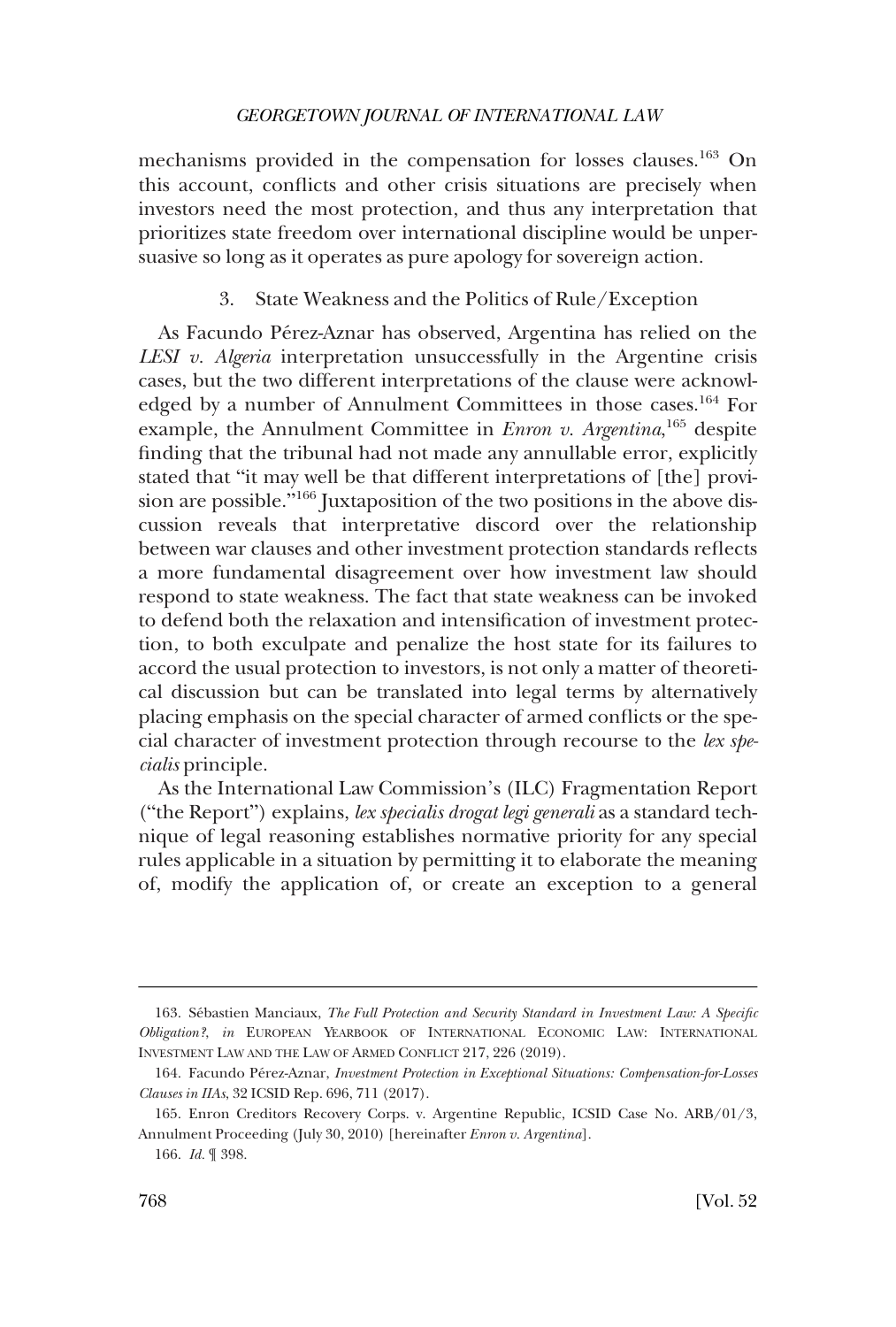mechanisms provided in the compensation for losses clauses.[163] On this account, conflicts and other crisis situations are precisely when investors need the most protection, and thus any interpretation that prioritizes state freedom over international discipline would be unpersuasive so long as it operates as pure apology for sovereign action.

### 3. State Weakness and the Politics of Rule/Exception

As Facundo Pérez-Aznar has observed, Argentina has relied on the *LESI v. Algeria* interpretation unsuccessfully in the Argentine crisis cases, but the two different interpretations of the clause were acknowledged by a number of Annulment Committees in those cases.[164] For example, the Annulment Committee in *Enron v. Argentina*,[165] despite finding that the tribunal had not made any annullable error, explicitly stated that "it may well be that different interpretations of [the] provision are possible."[166] Juxtaposition of the two positions in the above discussion reveals that interpretative discord over the relationship between war clauses and other investment protection standards reflects a more fundamental disagreement over how investment law should respond to state weakness. The fact that state weakness can be invoked to defend both the relaxation and intensification of investment protection, to both exculpate and penalize the host state for its failures to accord the usual protection to investors, is not only a matter of theoretical discussion but can be translated into legal terms by alternatively placing emphasis on the special character of armed conflicts or the special character of investment protection through recourse to the *lex specialis* principle.

As the International Law Commission's (ILC) Fragmentation Report ("the Report") explains, *lex specialis drogat legi generali* as a standard technique of legal reasoning establishes normative priority for any special rules applicable in a situation by permitting it to elaborate the meaning of, modify the application of, or create an exception to a general

---

163. Sébastien Manciaux, *The Full Protection and Security Standard in Investment Law: A Specific Obligation?*, *in* EUROPEAN YEARBOOK OF INTERNATIONAL ECONOMIC LAW: INTERNATIONAL INVESTMENT LAW AND THE LAW OF ARMED CONFLICT 217, 226 (2019).

164. Facundo Pérez-Aznar, *Investment Protection in Exceptional Situations: Compensation-for-Losses Clauses in IIAs*, 32 ICSID Rep. 696, 711 (2017).

165. Enron Creditors Recovery Corps. v. Argentine Republic, ICSID Case No. ARB/01/3, Annulment Proceeding (July 30, 2010) [hereinafter *Enron v. Argentina*].

166. *Id.* ¶ 398.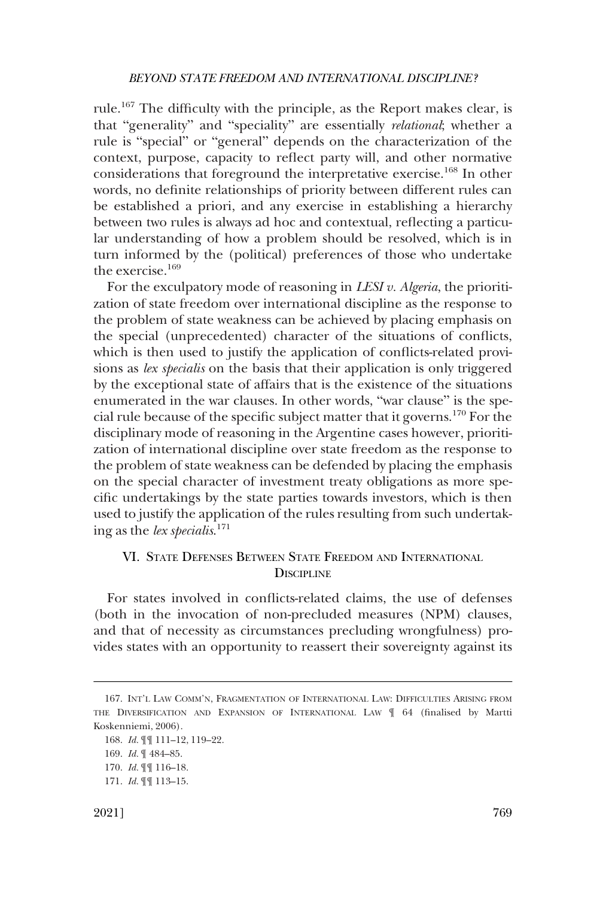rule.[167] The difficulty with the principle, as the Report makes clear, is that "generality" and "speciality" are essentially *relational*; whether a rule is "special" or "general" depends on the characterization of the context, purpose, capacity to reflect party will, and other normative considerations that foreground the interpretative exercise.[168] In other words, no definite relationships of priority between different rules can be established a priori, and any exercise in establishing a hierarchy between two rules is always ad hoc and contextual, reflecting a particular understanding of how a problem should be resolved, which is in turn informed by the (political) preferences of those who undertake the exercise.[169]

For the exculpatory mode of reasoning in *LESI v. Algeria*, the prioritization of state freedom over international discipline as the response to the problem of state weakness can be achieved by placing emphasis on the special (unprecedented) character of the situations of conflicts, which is then used to justify the application of conflicts-related provisions as *lex specialis* on the basis that their application is only triggered by the exceptional state of affairs that is the existence of the situations enumerated in the war clauses. In other words, "war clause" is the special rule because of the specific subject matter that it governs.[170] For the disciplinary mode of reasoning in the Argentine cases however, prioritization of international discipline over state freedom as the response to the problem of state weakness can be defended by placing the emphasis on the special character of investment treaty obligations as more specific undertakings by the state parties towards investors, which is then used to justify the application of the rules resulting from such undertaking as the *lex specialis*.[171]

## VI. State Defenses Between State Freedom and International Discipline

For states involved in conflicts-related claims, the use of defenses (both in the invocation of non-precluded measures (NPM) clauses, and that of necessity as circumstances precluding wrongfulness) provides states with an opportunity to reassert their sovereignty against its

---

167. Int'l Law Comm'n, Fragmentation of International Law: Difficulties Arising from the Diversification and Expansion of International Law ¶ 64 (finalised by Martti Koskenniemi, 2006).

168. *Id.* ¶¶ 111–12, 119–22.

169. *Id.* ¶ 484–85.

170. *Id.* ¶¶ 116–18.

171. *Id.* ¶¶ 113–15.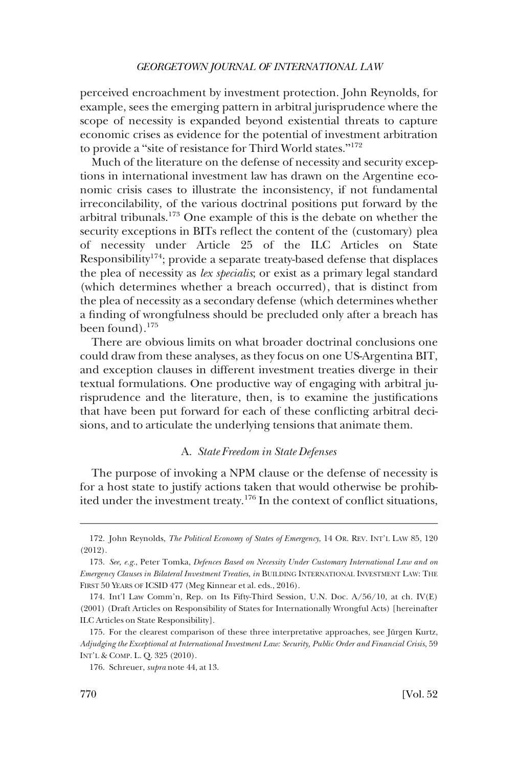perceived encroachment by investment protection. John Reynolds, for example, sees the emerging pattern in arbitral jurisprudence where the scope of necessity is expanded beyond existential threats to capture economic crises as evidence for the potential of investment arbitration to provide a "site of resistance for Third World states."[172]

Much of the literature on the defense of necessity and security exceptions in international investment law has drawn on the Argentine economic crisis cases to illustrate the inconsistency, if not fundamental irreconcilability, of the various doctrinal positions put forward by the arbitral tribunals.[173] One example of this is the debate on whether the security exceptions in BITs reflect the content of the (customary) plea of necessity under Article 25 of the ILC Articles on State Responsibility[174]; provide a separate treaty-based defense that displaces the plea of necessity as *lex specialis*; or exist as a primary legal standard (which determines whether a breach occurred), that is distinct from the plea of necessity as a secondary defense (which determines whether a finding of wrongfulness should be precluded only after a breach has been found).[175]

There are obvious limits on what broader doctrinal conclusions one could draw from these analyses, as they focus on one US-Argentina BIT, and exception clauses in different investment treaties diverge in their textual formulations. One productive way of engaging with arbitral jurisprudence and the literature, then, is to examine the justifications that have been put forward for each of these conflicting arbitral decisions, and to articulate the underlying tensions that animate them.

### A. *State Freedom in State Defenses*

The purpose of invoking a NPM clause or the defense of necessity is for a host state to justify actions taken that would otherwise be prohibited under the investment treaty.[176] In the context of conflict situations,

---

172. John Reynolds, *The Political Economy of States of Emergency*, 14 OR. REV. INT'L LAW 85, 120 (2012).

173. *See, e.g.*, Peter Tomka, *Defences Based on Necessity Under Customary International Law and on Emergency Clauses in Bilateral Investment Treaties*, *in* BUILDING INTERNATIONAL INVESTMENT LAW: THE FIRST 50 YEARS OF ICSID 477 (Meg Kinnear et al. eds., 2016).

174. Int'l Law Comm'n, Rep. on Its Fifty-Third Session, U.N. Doc. A/56/10, at ch. IV(E) (2001) (Draft Articles on Responsibility of States for Internationally Wrongful Acts) [hereinafter ILC Articles on State Responsibility].

175. For the clearest comparison of these three interpretative approaches, see Jürgen Kurtz, *Adjudging the Exceptional at International Investment Law: Security, Public Order and Financial Crisis*, 59 INT'L & COMP. L. Q. 325 (2010).

176. Schreuer, *supra* note 44, at 13.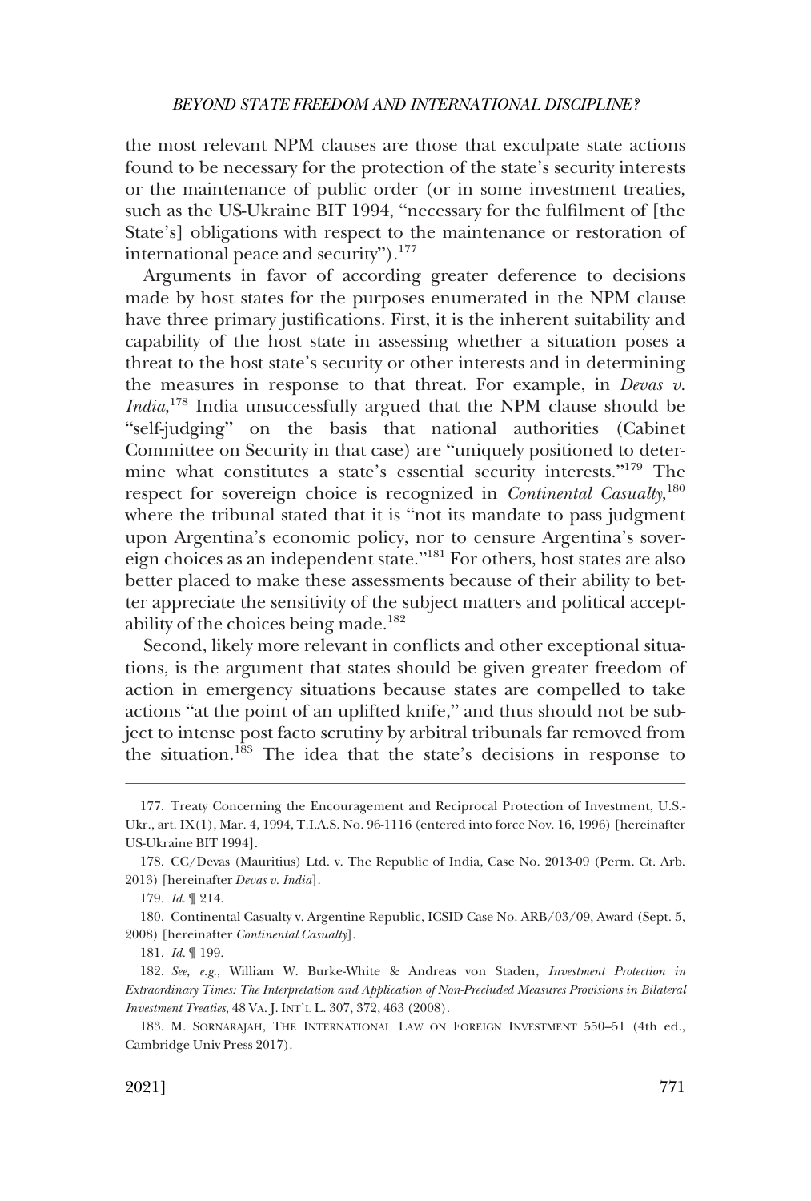the most relevant NPM clauses are those that exculpate state actions found to be necessary for the protection of the state's security interests or the maintenance of public order (or in some investment treaties, such as the US-Ukraine BIT 1994, "necessary for the fulfilment of [the State's] obligations with respect to the maintenance or restoration of international peace and security").[177]

Arguments in favor of according greater deference to decisions made by host states for the purposes enumerated in the NPM clause have three primary justifications. First, it is the inherent suitability and capability of the host state in assessing whether a situation poses a threat to the host state's security or other interests and in determining the measures in response to that threat. For example, in *Devas v. India*,[178] India unsuccessfully argued that the NPM clause should be "self-judging" on the basis that national authorities (Cabinet Committee on Security in that case) are "uniquely positioned to determine what constitutes a state's essential security interests."[179] The respect for sovereign choice is recognized in *Continental Casualty*,[180] where the tribunal stated that it is "not its mandate to pass judgment upon Argentina's economic policy, nor to censure Argentina's sovereign choices as an independent state."[181] For others, host states are also better placed to make these assessments because of their ability to better appreciate the sensitivity of the subject matters and political acceptability of the choices being made.[182]

Second, likely more relevant in conflicts and other exceptional situations, is the argument that states should be given greater freedom of action in emergency situations because states are compelled to take actions "at the point of an uplifted knife," and thus should not be subject to intense post facto scrutiny by arbitral tribunals far removed from the situation.[183] The idea that the state's decisions in response to

---

177. Treaty Concerning the Encouragement and Reciprocal Protection of Investment, U.S.-Ukr., art. IX(1), Mar. 4, 1994, T.I.A.S. No. 96-1116 (entered into force Nov. 16, 1996) [hereinafter US-Ukraine BIT 1994].

178. CC/Devas (Mauritius) Ltd. v. The Republic of India, Case No. 2013-09 (Perm. Ct. Arb. 2013) [hereinafter *Devas v. India*].

179. *Id.* ¶ 214.

180. Continental Casualty v. Argentine Republic, ICSID Case No. ARB/03/09, Award (Sept. 5, 2008) [hereinafter *Continental Casualty*].

181. *Id.* ¶ 199.

182. *See, e.g.*, William W. Burke-White & Andreas von Staden, *Investment Protection in Extraordinary Times: The Interpretation and Application of Non-Precluded Measures Provisions in Bilateral Investment Treaties*, 48 VA. J. INT'L L. 307, 372, 463 (2008).

183. M. SORNARAJAH, THE INTERNATIONAL LAW ON FOREIGN INVESTMENT 550–51 (4th ed., Cambridge Univ Press 2017).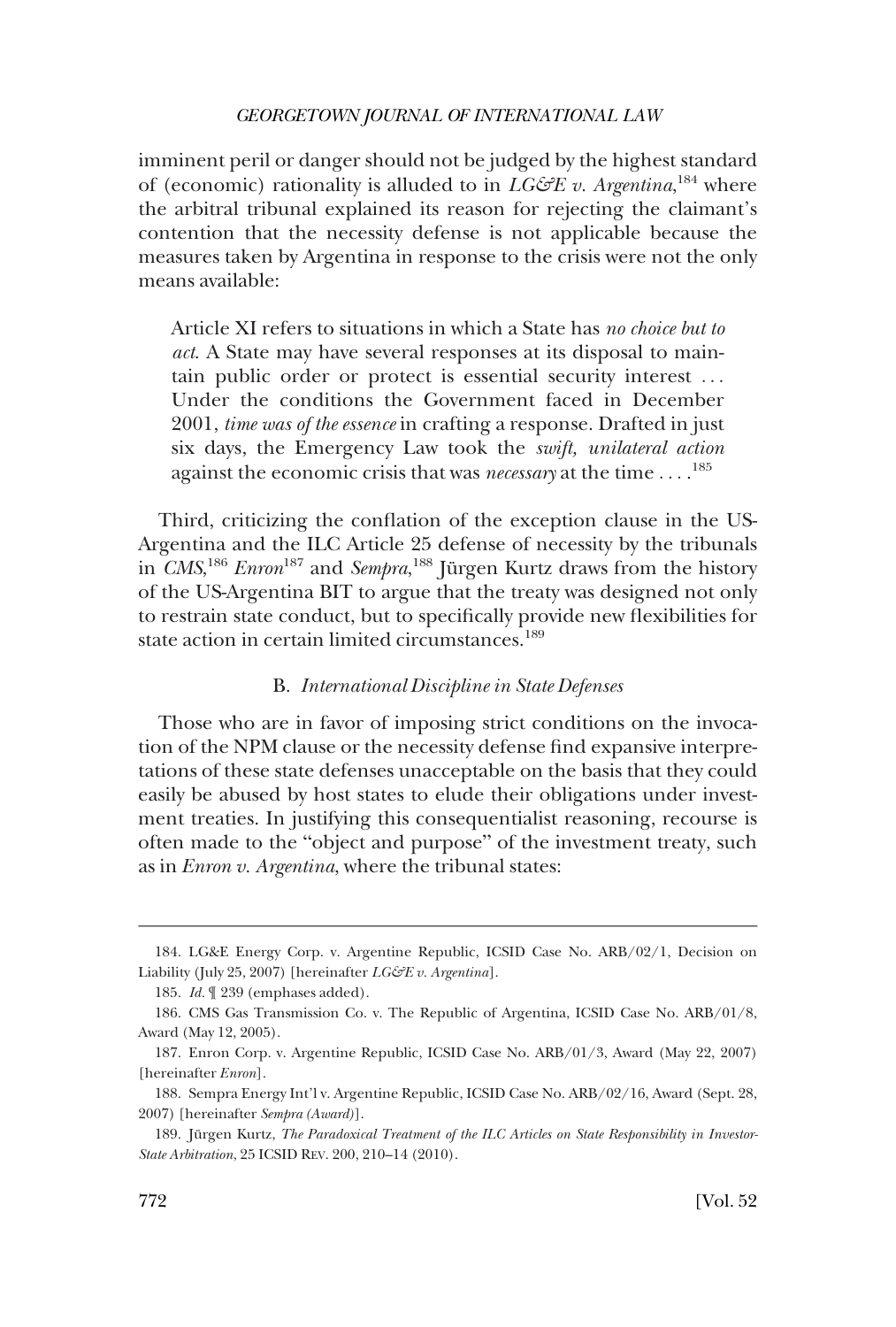imminent peril or danger should not be judged by the highest standard of (economic) rationality is alluded to in *LG&E v. Argentina*,[184] where the arbitral tribunal explained its reason for rejecting the claimant's contention that the necessity defense is not applicable because the measures taken by Argentina in response to the crisis were not the only means available:

> Article XI refers to situations in which a State has *no choice but to act*. A State may have several responses at its disposal to maintain public order or protect is essential security interest . . . Under the conditions the Government faced in December 2001, *time was of the essence* in crafting a response. Drafted in just six days, the Emergency Law took the *swift, unilateral action* against the economic crisis that was *necessary* at the time . . . .[185]

Third, criticizing the conflation of the exception clause in the US-Argentina and the ILC Article 25 defense of necessity by the tribunals in *CMS*,[186] *Enron*[187] and *Sempra*,[188] Jürgen Kurtz draws from the history of the US-Argentina BIT to argue that the treaty was designed not only to restrain state conduct, but to specifically provide new flexibilities for state action in certain limited circumstances.[189]

### B. *International Discipline in State Defenses*

Those who are in favor of imposing strict conditions on the invocation of the NPM clause or the necessity defense find expansive interpretations of these state defenses unacceptable on the basis that they could easily be abused by host states to elude their obligations under investment treaties. In justifying this consequentialist reasoning, recourse is often made to the "object and purpose" of the investment treaty, such as in *Enron v. Argentina*, where the tribunal states:

---

184. LG&E Energy Corp. v. Argentine Republic, ICSID Case No. ARB/02/1, Decision on Liability (July 25, 2007) [hereinafter *LG&E v. Argentina*].

185. *Id.* ¶ 239 (emphases added).

186. CMS Gas Transmission Co. v. The Republic of Argentina, ICSID Case No. ARB/01/8, Award (May 12, 2005).

187. Enron Corp. v. Argentine Republic, ICSID Case No. ARB/01/3, Award (May 22, 2007) [hereinafter *Enron*].

188. Sempra Energy Int'l v. Argentine Republic, ICSID Case No. ARB/02/16, Award (Sept. 28, 2007) [hereinafter *Sempra (Award)*].

189. Jürgen Kurtz, *The Paradoxical Treatment of the ILC Articles on State Responsibility in Investor-State Arbitration*, 25 ICSID REV. 200, 210–14 (2010).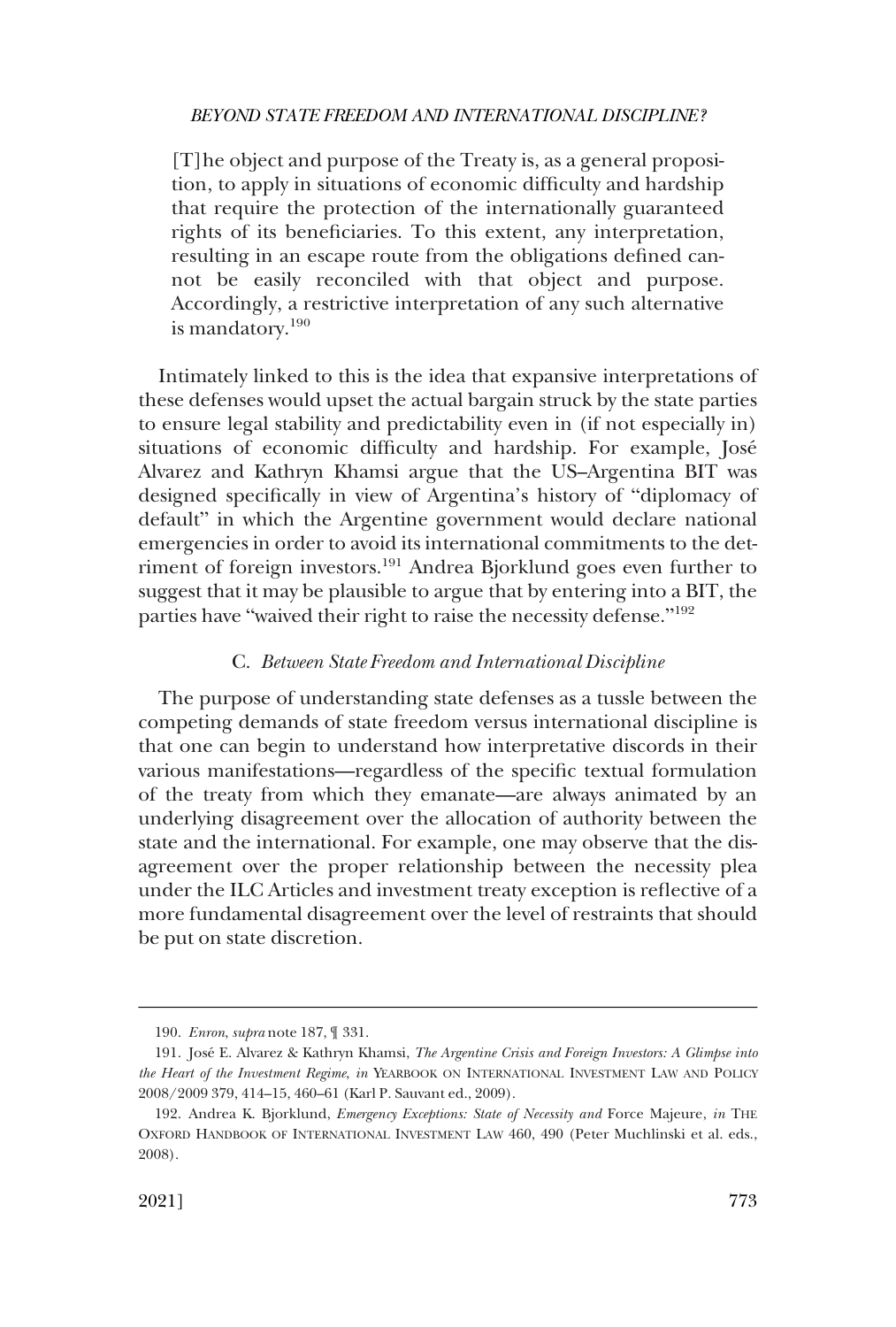> [T]he object and purpose of the Treaty is, as a general proposition, to apply in situations of economic difficulty and hardship that require the protection of the internationally guaranteed rights of its beneficiaries. To this extent, any interpretation, resulting in an escape route from the obligations defined cannot be easily reconciled with that object and purpose. Accordingly, a restrictive interpretation of any such alternative is mandatory.[190]

Intimately linked to this is the idea that expansive interpretations of these defenses would upset the actual bargain struck by the state parties to ensure legal stability and predictability even in (if not especially in) situations of economic difficulty and hardship. For example, José Alvarez and Kathryn Khamsi argue that the US–Argentina BIT was designed specifically in view of Argentina's history of "diplomacy of default" in which the Argentine government would declare national emergencies in order to avoid its international commitments to the detriment of foreign investors.[191] Andrea Bjorklund goes even further to suggest that it may be plausible to argue that by entering into a BIT, the parties have "waived their right to raise the necessity defense."[192]

### C. *Between State Freedom and International Discipline*

The purpose of understanding state defenses as a tussle between the competing demands of state freedom versus international discipline is that one can begin to understand how interpretative discords in their various manifestations—regardless of the specific textual formulation of the treaty from which they emanate—are always animated by an underlying disagreement over the allocation of authority between the state and the international. For example, one may observe that the disagreement over the proper relationship between the necessity plea under the ILC Articles and investment treaty exception is reflective of a more fundamental disagreement over the level of restraints that should be put on state discretion.

---

190. *Enron*, *supra* note 187, ¶ 331.

191. José E. Alvarez & Kathryn Khamsi, *The Argentine Crisis and Foreign Investors: A Glimpse into the Heart of the Investment Regime*, *in* YEARBOOK ON INTERNATIONAL INVESTMENT LAW AND POLICY 2008/2009 379, 414–15, 460–61 (Karl P. Sauvant ed., 2009).

192. Andrea K. Bjorklund, *Emergency Exceptions: State of Necessity and* Force Majeure, *in* THE OXFORD HANDBOOK OF INTERNATIONAL INVESTMENT LAW 460, 490 (Peter Muchlinski et al. eds., 2008).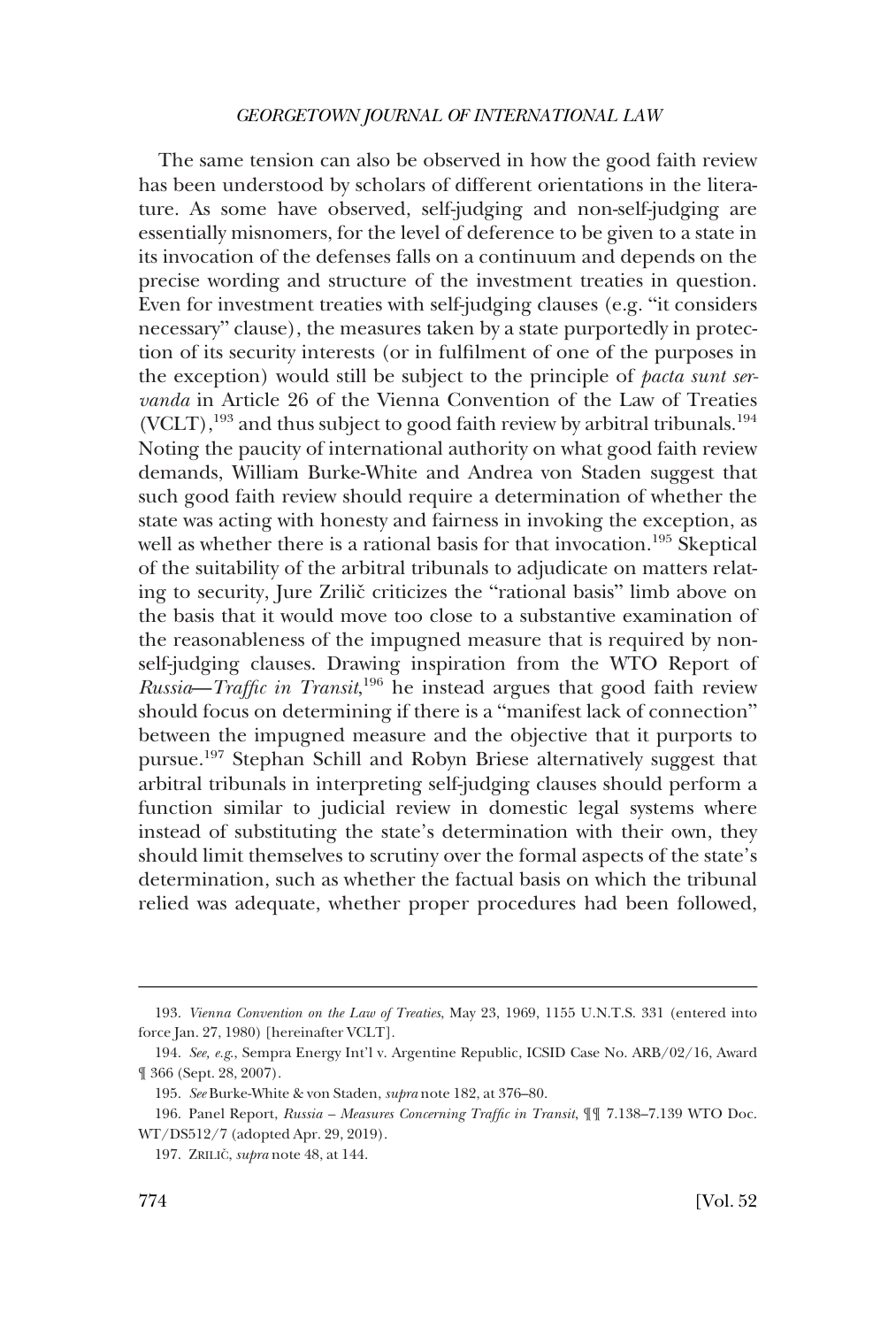The same tension can also be observed in how the good faith review has been understood by scholars of different orientations in the literature. As some have observed, self-judging and non-self-judging are essentially misnomers, for the level of deference to be given to a state in its invocation of the defenses falls on a continuum and depends on the precise wording and structure of the investment treaties in question. Even for investment treaties with self-judging clauses (e.g. "it considers necessary" clause), the measures taken by a state purportedly in protection of its security interests (or in fulfilment of one of the purposes in the exception) would still be subject to the principle of *pacta sunt servanda* in Article 26 of the Vienna Convention of the Law of Treaties (VCLT),[193] and thus subject to good faith review by arbitral tribunals.[194] Noting the paucity of international authority on what good faith review demands, William Burke-White and Andrea von Staden suggest that such good faith review should require a determination of whether the state was acting with honesty and fairness in invoking the exception, as well as whether there is a rational basis for that invocation.[195] Skeptical of the suitability of the arbitral tribunals to adjudicate on matters relating to security, Jure Zrilič criticizes the "rational basis" limb above on the basis that it would move too close to a substantive examination of the reasonableness of the impugned measure that is required by non-self-judging clauses. Drawing inspiration from the WTO Report of *Russia—Traffic in Transit*,[196] he instead argues that good faith review should focus on determining if there is a "manifest lack of connection" between the impugned measure and the objective that it purports to pursue.[197] Stephan Schill and Robyn Briese alternatively suggest that arbitral tribunals in interpreting self-judging clauses should perform a function similar to judicial review in domestic legal systems where instead of substituting the state's determination with their own, they should limit themselves to scrutiny over the formal aspects of the state's determination, such as whether the factual basis on which the tribunal relied was adequate, whether proper procedures had been followed,

---

193. *Vienna Convention on the Law of Treaties*, May 23, 1969, 1155 U.N.T.S. 331 (entered into force Jan. 27, 1980) [hereinafter VCLT].

194. *See, e.g.,* Sempra Energy Int'l v. Argentine Republic, ICSID Case No. ARB/02/16, Award ¶ 366 (Sept. 28, 2007).

195. *See* Burke-White & von Staden, *supra* note 182, at 376–80.

196. Panel Report, *Russia – Measures Concerning Traffic in Transit*, ¶¶ 7.138–7.139 WTO Doc. WT/DS512/7 (adopted Apr. 29, 2019).

197. ZRILIČ, *supra* note 48, at 144.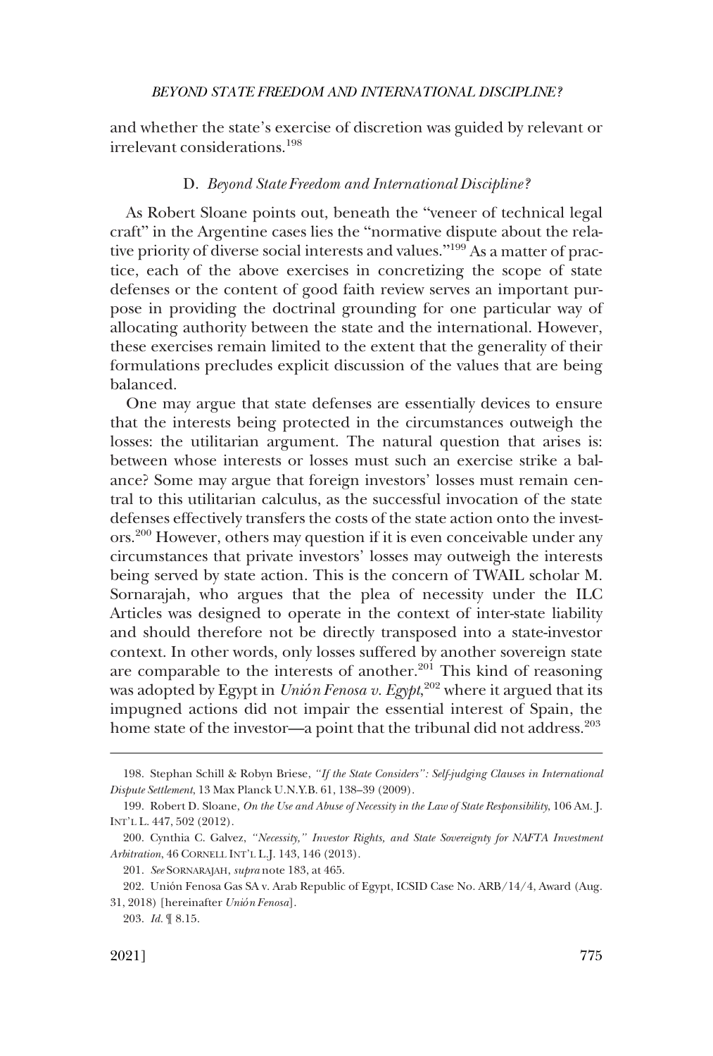and whether the state's exercise of discretion was guided by relevant or irrelevant considerations.[198]

### D. *Beyond State Freedom and International Discipline?*

As Robert Sloane points out, beneath the "veneer of technical legal craft" in the Argentine cases lies the "normative dispute about the relative priority of diverse social interests and values."[199] As a matter of practice, each of the above exercises in concretizing the scope of state defenses or the content of good faith review serves an important purpose in providing the doctrinal grounding for one particular way of allocating authority between the state and the international. However, these exercises remain limited to the extent that the generality of their formulations precludes explicit discussion of the values that are being balanced.

One may argue that state defenses are essentially devices to ensure that the interests being protected in the circumstances outweigh the losses: the utilitarian argument. The natural question that arises is: between whose interests or losses must such an exercise strike a balance? Some may argue that foreign investors' losses must remain central to this utilitarian calculus, as the successful invocation of the state defenses effectively transfers the costs of the state action onto the investors.[200] However, others may question if it is even conceivable under any circumstances that private investors' losses may outweigh the interests being served by state action. This is the concern of TWAIL scholar M. Sornarajah, who argues that the plea of necessity under the ILC Articles was designed to operate in the context of inter-state liability and should therefore not be directly transposed into a state-investor context. In other words, only losses suffered by another sovereign state are comparable to the interests of another.[201] This kind of reasoning was adopted by Egypt in *Unión Fenosa v. Egypt*,[202] where it argued that its impugned actions did not impair the essential interest of Spain, the home state of the investor—a point that the tribunal did not address.[203]

---

198. Stephan Schill & Robyn Briese, *"If the State Considers": Self-judging Clauses in International Dispute Settlement*, 13 Max Planck U.N.Y.B. 61, 138–39 (2009).

199. Robert D. Sloane, *On the Use and Abuse of Necessity in the Law of State Responsibility*, 106 AM. J. INT'L L. 447, 502 (2012).

200. Cynthia C. Galvez, *"Necessity," Investor Rights, and State Sovereignty for NAFTA Investment Arbitration*, 46 CORNELL INT'L L.J. 143, 146 (2013).

201. *See* SORNARAJAH, *supra* note 183, at 465.

202. Unión Fenosa Gas SA v. Arab Republic of Egypt, ICSID Case No. ARB/14/4, Award (Aug. 31, 2018) [hereinafter *Unión Fenosa*].

203. *Id.* ¶ 8.15.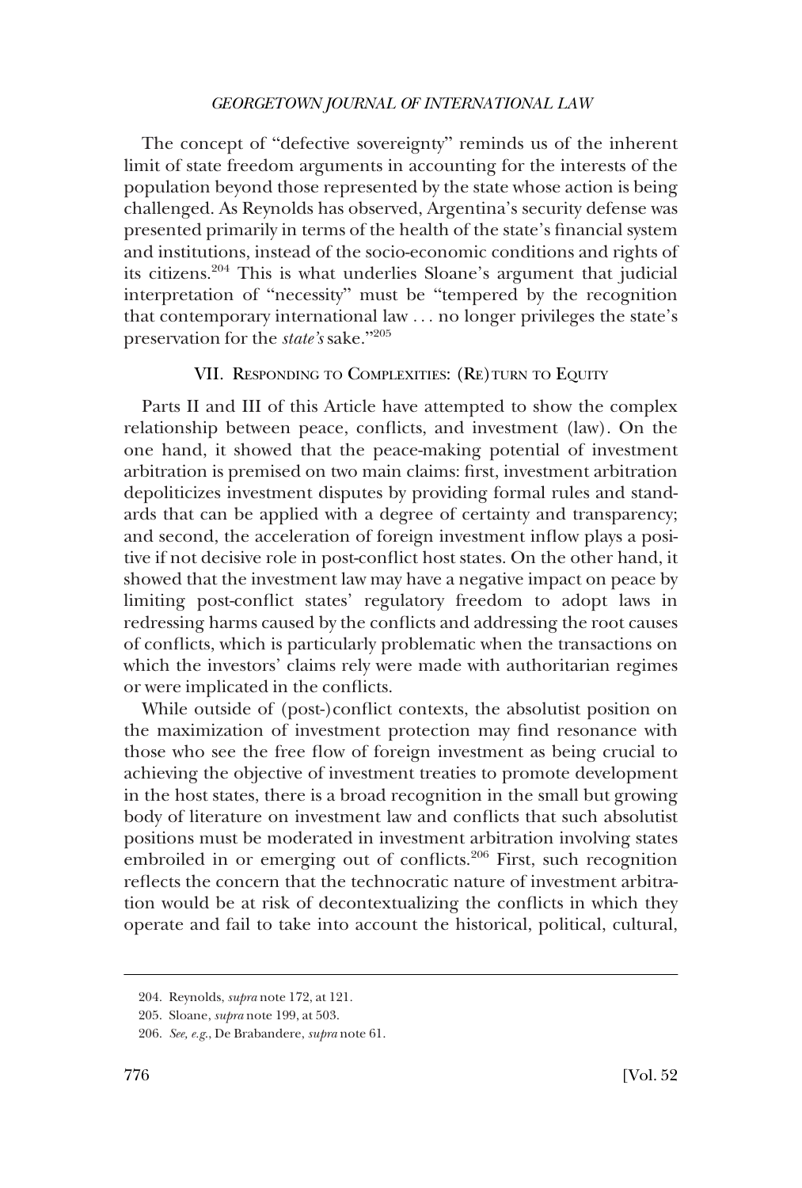The concept of "defective sovereignty" reminds us of the inherent limit of state freedom arguments in accounting for the interests of the population beyond those represented by the state whose action is being challenged. As Reynolds has observed, Argentina's security defense was presented primarily in terms of the health of the state's financial system and institutions, instead of the socio-economic conditions and rights of its citizens.[204] This is what underlies Sloane's argument that judicial interpretation of "necessity" must be "tempered by the recognition that contemporary international law . . . no longer privileges the state's preservation for the *state's* sake."[205]

## VII. Responding to Complexities: (Re)turn to Equity

Parts II and III of this Article have attempted to show the complex relationship between peace, conflicts, and investment (law). On the one hand, it showed that the peace-making potential of investment arbitration is premised on two main claims: first, investment arbitration depoliticizes investment disputes by providing formal rules and standards that can be applied with a degree of certainty and transparency; and second, the acceleration of foreign investment inflow plays a positive if not decisive role in post-conflict host states. On the other hand, it showed that the investment law may have a negative impact on peace by limiting post-conflict states' regulatory freedom to adopt laws in redressing harms caused by the conflicts and addressing the root causes of conflicts, which is particularly problematic when the transactions on which the investors' claims rely were made with authoritarian regimes or were implicated in the conflicts.

While outside of (post-)conflict contexts, the absolutist position on the maximization of investment protection may find resonance with those who see the free flow of foreign investment as being crucial to achieving the objective of investment treaties to promote development in the host states, there is a broad recognition in the small but growing body of literature on investment law and conflicts that such absolutist positions must be moderated in investment arbitration involving states embroiled in or emerging out of conflicts.[206] First, such recognition reflects the concern that the technocratic nature of investment arbitration would be at risk of decontextualizing the conflicts in which they operate and fail to take into account the historical, political, cultural,

---

204. Reynolds, *supra* note 172, at 121.

205. Sloane, *supra* note 199, at 503.

206. *See, e.g.*, De Brabandere, *supra* note 61.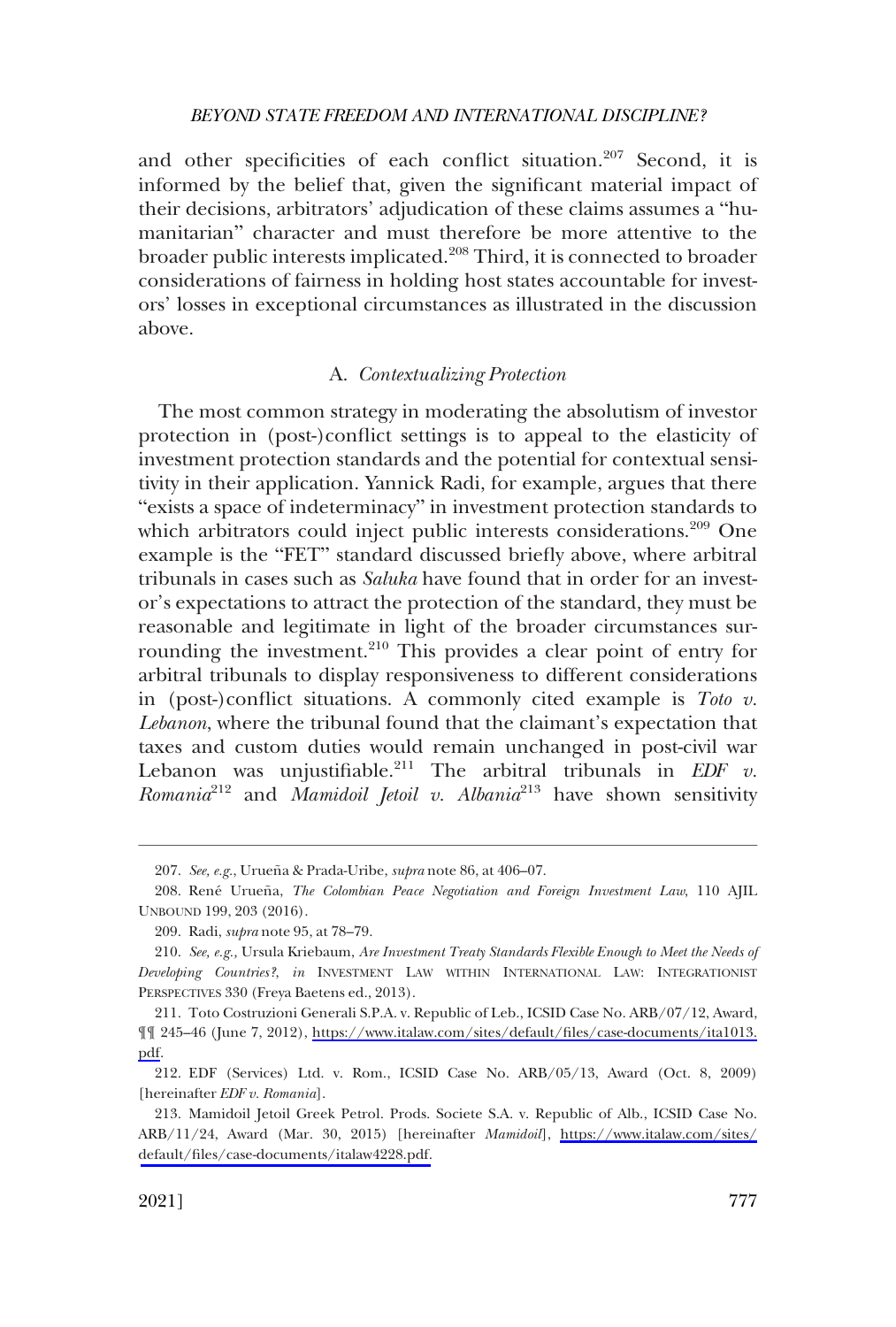and other specificities of each conflict situation.[207] Second, it is informed by the belief that, given the significant material impact of their decisions, arbitrators' adjudication of these claims assumes a "humanitarian" character and must therefore be more attentive to the broader public interests implicated.[208] Third, it is connected to broader considerations of fairness in holding host states accountable for investors' losses in exceptional circumstances as illustrated in the discussion above.

### A. *Contextualizing Protection*

The most common strategy in moderating the absolutism of investor protection in (post-)conflict settings is to appeal to the elasticity of investment protection standards and the potential for contextual sensitivity in their application. Yannick Radi, for example, argues that there "exists a space of indeterminacy" in investment protection standards to which arbitrators could inject public interests considerations.[209] One example is the "FET" standard discussed briefly above, where arbitral tribunals in cases such as *Saluka* have found that in order for an investor's expectations to attract the protection of the standard, they must be reasonable and legitimate in light of the broader circumstances surrounding the investment.[210] This provides a clear point of entry for arbitral tribunals to display responsiveness to different considerations in (post-)conflict situations. A commonly cited example is *Toto v. Lebanon*, where the tribunal found that the claimant's expectation that taxes and custom duties would remain unchanged in post-civil war Lebanon was unjustifiable.[211] The arbitral tribunals in *EDF v. Romania*[212] and *Mamidoil Jetoil v. Albania*[213] have shown sensitivity

---

207. *See, e.g.*, Urueña & Prada-Uribe, *supra* note 86, at 406–07.

208. René Urueña, *The Colombian Peace Negotiation and Foreign Investment Law*, 110 AJIL UNBOUND 199, 203 (2016).

209. Radi, *supra* note 95, at 78–79.

210. *See, e.g.*, Ursula Kriebaum, *Are Investment Treaty Standards Flexible Enough to Meet the Needs of Developing Countries?*, *in* INVESTMENT LAW WITHIN INTERNATIONAL LAW: INTEGRATIONIST PERSPECTIVES 330 (Freya Baetens ed., 2013).

211. Toto Costruzioni Generali S.P.A. v. Republic of Leb., ICSID Case No. ARB/07/12, Award, ¶¶ 245–46 (June 7, 2012), https://www.italaw.com/sites/default/files/case-documents/ita1013.pdf.

212. EDF (Services) Ltd. v. Rom., ICSID Case No. ARB/05/13, Award (Oct. 8, 2009) [hereinafter *EDF v. Romania*].

213. Mamidoil Jetoil Greek Petrol. Prods. Societe S.A. v. Republic of Alb., ICSID Case No. ARB/11/24, Award (Mar. 30, 2015) [hereinafter *Mamidoil*], https://www.italaw.com/sites/default/files/case-documents/italaw4228.pdf.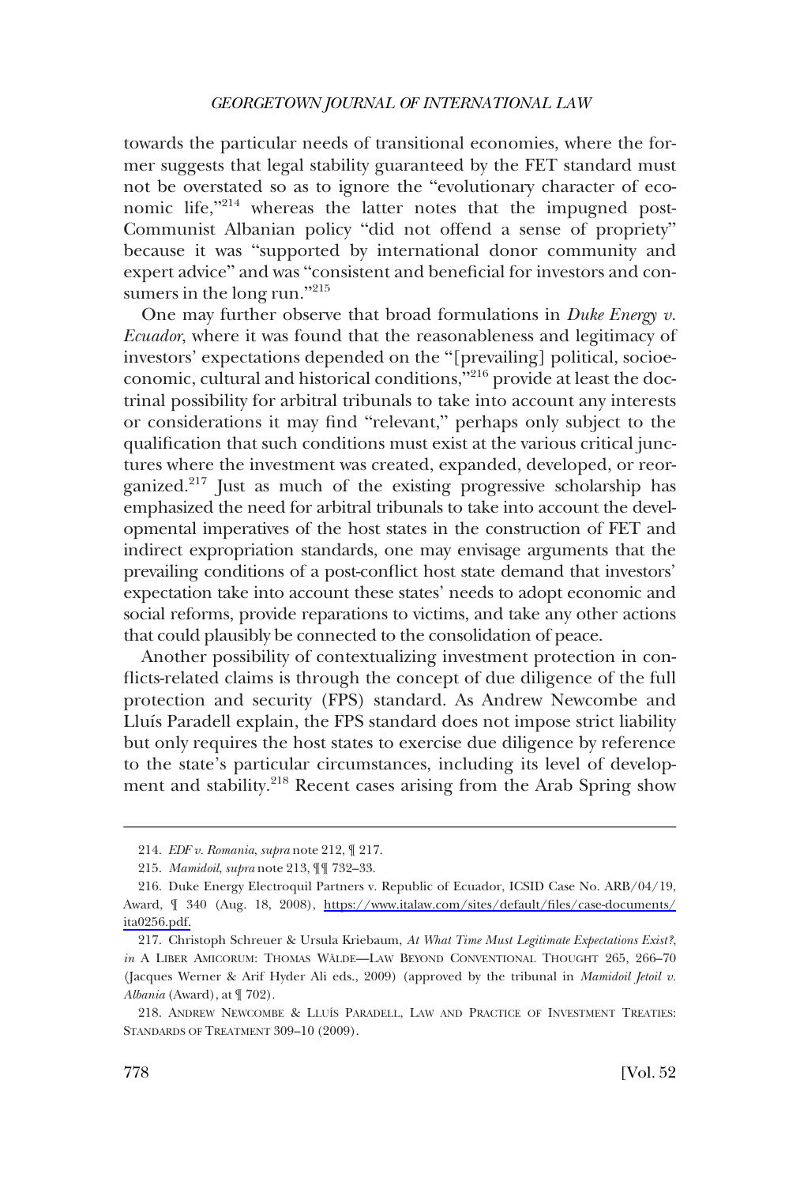towards the particular needs of transitional economies, where the former suggests that legal stability guaranteed by the FET standard must not be overstated so as to ignore the "evolutionary character of economic life,"[214] whereas the latter notes that the impugned post-Communist Albanian policy "did not offend a sense of propriety" because it was "supported by international donor community and expert advice" and was "consistent and beneficial for investors and consumers in the long run."[215]

One may further observe that broad formulations in *Duke Energy v. Ecuador*, where it was found that the reasonableness and legitimacy of investors' expectations depended on the "[prevailing] political, socioeconomic, cultural and historical conditions,"[216] provide at least the doctrinal possibility for arbitral tribunals to take into account any interests or considerations it may find "relevant," perhaps only subject to the qualification that such conditions must exist at the various critical junctures where the investment was created, expanded, developed, or reorganized.[217] Just as much of the existing progressive scholarship has emphasized the need for arbitral tribunals to take into account the developmental imperatives of the host states in the construction of FET and indirect expropriation standards, one may envisage arguments that the prevailing conditions of a post-conflict host state demand that investors' expectation take into account these states' needs to adopt economic and social reforms, provide reparations to victims, and take any other actions that could plausibly be connected to the consolidation of peace.

Another possibility of contextualizing investment protection in conflicts-related claims is through the concept of due diligence of the full protection and security (FPS) standard. As Andrew Newcombe and Lluís Paradell explain, the FPS standard does not impose strict liability but only requires the host states to exercise due diligence by reference to the state's particular circumstances, including its level of development and stability.[218] Recent cases arising from the Arab Spring show

---

214. *EDF v. Romania*, *supra* note 212, ¶ 217.

215. *Mamidoil*, *supra* note 213, ¶¶ 732–33.

216. Duke Energy Electroquil Partners v. Republic of Ecuador, ICSID Case No. ARB/04/19, Award, ¶ 340 (Aug. 18, 2008), https://www.italaw.com/sites/default/files/case-documents/ita0256.pdf.

217. Christoph Schreuer & Ursula Kriebaum, *At What Time Must Legitimate Expectations Exist?*, *in* A LIBER AMICORUM: THOMAS WÄLDE—LAW BEYOND CONVENTIONAL THOUGHT 265, 266–70 (Jacques Werner & Arif Hyder Ali eds., 2009) (approved by the tribunal in *Mamidoil Jetoil v. Albania* (Award), at ¶ 702).

218. ANDREW NEWCOMBE & LLUÍS PARADELL, LAW AND PRACTICE OF INVESTMENT TREATIES: STANDARDS OF TREATMENT 309–10 (2009).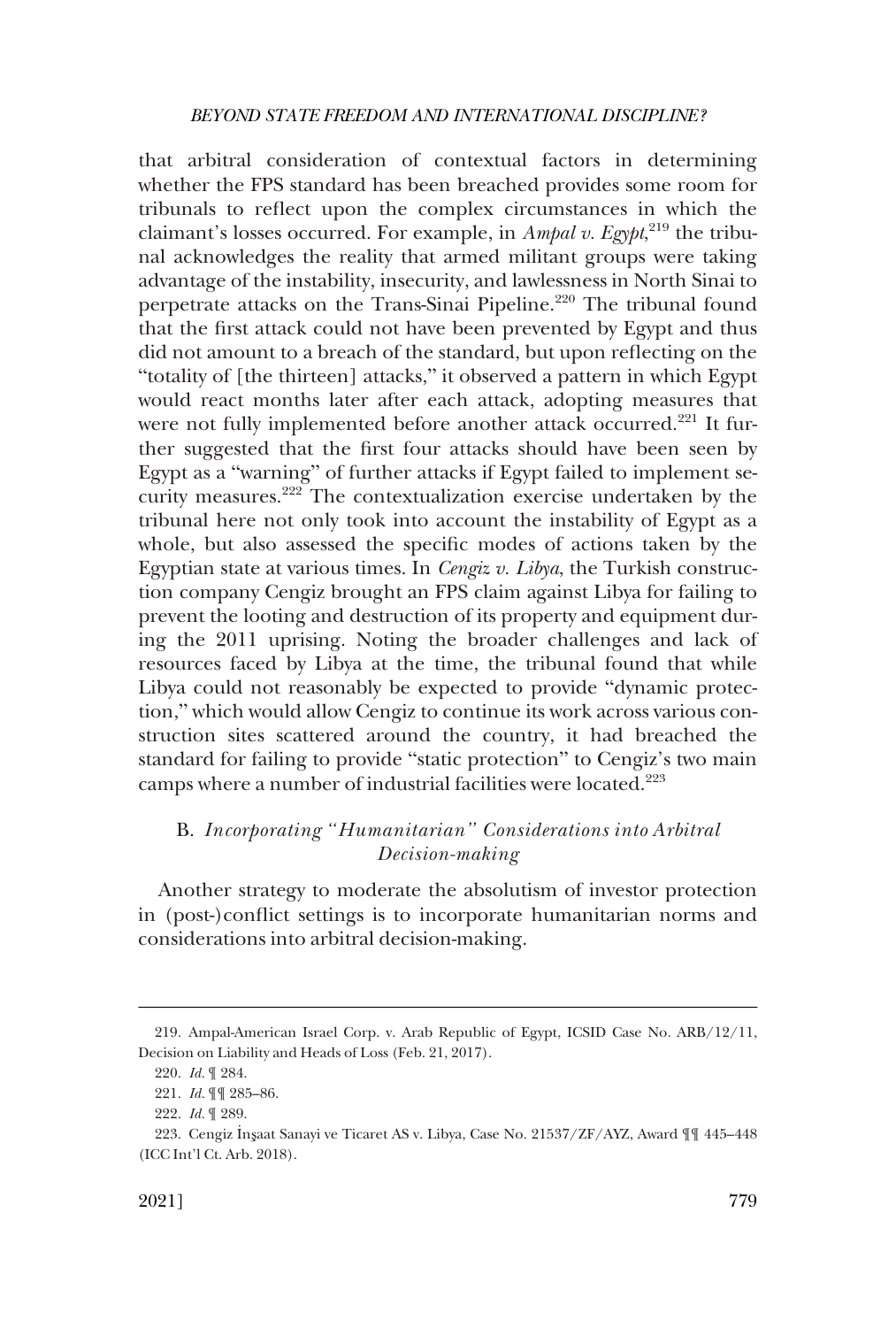that arbitral consideration of contextual factors in determining whether the FPS standard has been breached provides some room for tribunals to reflect upon the complex circumstances in which the claimant's losses occurred. For example, in *Ampal v. Egypt*,[219] the tribunal acknowledges the reality that armed militant groups were taking advantage of the instability, insecurity, and lawlessness in North Sinai to perpetrate attacks on the Trans-Sinai Pipeline.[220] The tribunal found that the first attack could not have been prevented by Egypt and thus did not amount to a breach of the standard, but upon reflecting on the "totality of [the thirteen] attacks," it observed a pattern in which Egypt would react months later after each attack, adopting measures that were not fully implemented before another attack occurred.[221] It further suggested that the first four attacks should have been seen by Egypt as a "warning" of further attacks if Egypt failed to implement security measures.[222] The contextualization exercise undertaken by the tribunal here not only took into account the instability of Egypt as a whole, but also assessed the specific modes of actions taken by the Egyptian state at various times. In *Cengiz v. Libya*, the Turkish construction company Cengiz brought an FPS claim against Libya for failing to prevent the looting and destruction of its property and equipment during the 2011 uprising. Noting the broader challenges and lack of resources faced by Libya at the time, the tribunal found that while Libya could not reasonably be expected to provide "dynamic protection," which would allow Cengiz to continue its work across various construction sites scattered around the country, it had breached the standard for failing to provide "static protection" to Cengiz's two main camps where a number of industrial facilities were located.[223]

### B. *Incorporating "Humanitarian" Considerations into Arbitral Decision-making*

Another strategy to moderate the absolutism of investor protection in (post-)conflict settings is to incorporate humanitarian norms and considerations into arbitral decision-making.

---

219. Ampal-American Israel Corp. v. Arab Republic of Egypt, ICSID Case No. ARB/12/11, Decision on Liability and Heads of Loss (Feb. 21, 2017).

220. *Id.* ¶ 284.

221. *Id.* ¶¶ 285–86.

222. *Id.* ¶ 289.

223. Cengiz İnşaat Sanayi ve Ticaret AS v. Libya, Case No. 21537/ZF/AYZ, Award ¶¶ 445–448 (ICC Int'l Ct. Arb. 2018).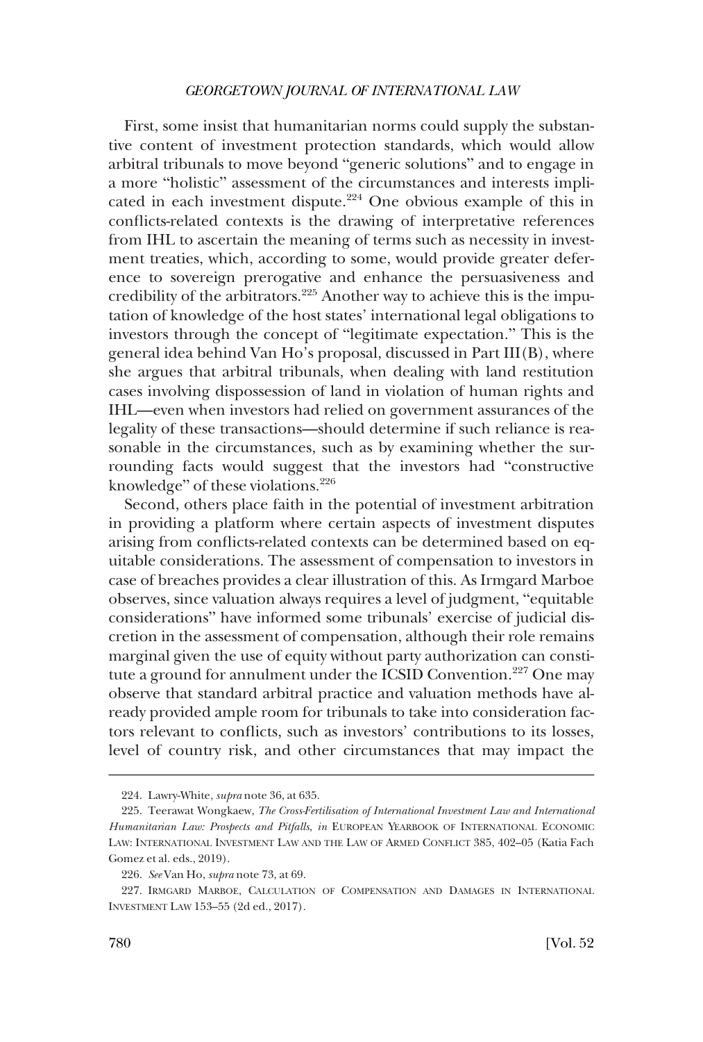First, some insist that humanitarian norms could supply the substantive content of investment protection standards, which would allow arbitral tribunals to move beyond "generic solutions" and to engage in a more "holistic" assessment of the circumstances and interests implicated in each investment dispute.[224] One obvious example of this in conflicts-related contexts is the drawing of interpretative references from IHL to ascertain the meaning of terms such as necessity in investment treaties, which, according to some, would provide greater deference to sovereign prerogative and enhance the persuasiveness and credibility of the arbitrators.[225] Another way to achieve this is the imputation of knowledge of the host states' international legal obligations to investors through the concept of "legitimate expectation." This is the general idea behind Van Ho's proposal, discussed in Part III(B), where she argues that arbitral tribunals, when dealing with land restitution cases involving dispossession of land in violation of human rights and IHL—even when investors had relied on government assurances of the legality of these transactions—should determine if such reliance is reasonable in the circumstances, such as by examining whether the surrounding facts would suggest that the investors had "constructive knowledge" of these violations.[226]

Second, others place faith in the potential of investment arbitration in providing a platform where certain aspects of investment disputes arising from conflicts-related contexts can be determined based on equitable considerations. The assessment of compensation to investors in case of breaches provides a clear illustration of this. As Irmgard Marboe observes, since valuation always requires a level of judgment, "equitable considerations" have informed some tribunals' exercise of judicial discretion in the assessment of compensation, although their role remains marginal given the use of equity without party authorization can constitute a ground for annulment under the ICSID Convention.[227] One may observe that standard arbitral practice and valuation methods have already provided ample room for tribunals to take into consideration factors relevant to conflicts, such as investors' contributions to its losses, level of country risk, and other circumstances that may impact the

---

224. Lawry-White, *supra* note 36, at 635.

225. Teerawat Wongkaew, *The Cross-Fertilisation of International Investment Law and International Humanitarian Law: Prospects and Pitfalls*, *in* EUROPEAN YEARBOOK OF INTERNATIONAL ECONOMIC LAW: INTERNATIONAL INVESTMENT LAW AND THE LAW OF ARMED CONFLICT 385, 402–05 (Katia Fach Gomez et al. eds., 2019).

226. *See* Van Ho, *supra* note 73, at 69.

227. IRMGARD MARBOE, CALCULATION OF COMPENSATION AND DAMAGES IN INTERNATIONAL INVESTMENT LAW 153–55 (2d ed., 2017).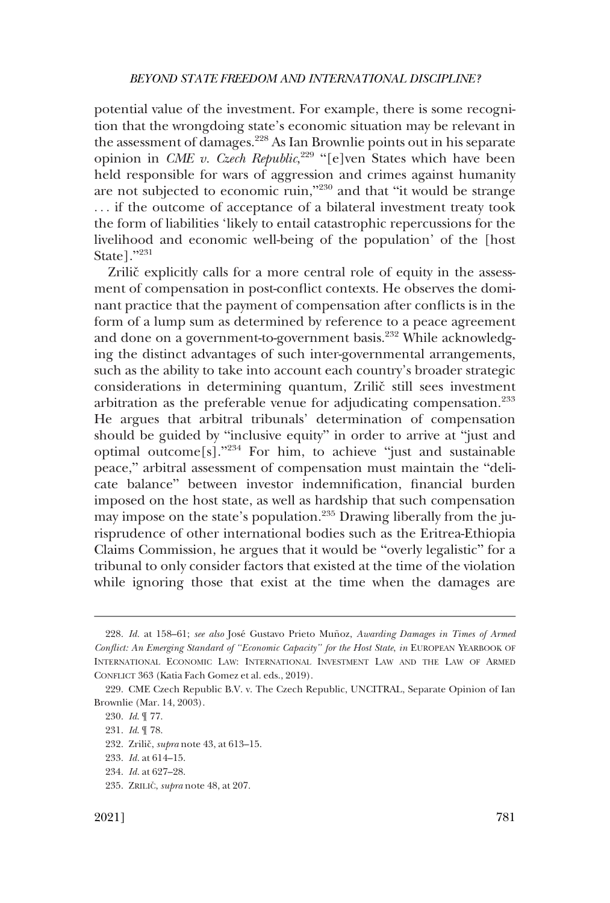potential value of the investment. For example, there is some recognition that the wrongdoing state's economic situation may be relevant in the assessment of damages.[228] As Ian Brownlie points out in his separate opinion in *CME v. Czech Republic*,[229] "[e]ven States which have been held responsible for wars of aggression and crimes against humanity are not subjected to economic ruin,"[230] and that "it would be strange . . . if the outcome of acceptance of a bilateral investment treaty took the form of liabilities 'likely to entail catastrophic repercussions for the livelihood and economic well-being of the population' of the [host State]."[231]

Zrilič explicitly calls for a more central role of equity in the assessment of compensation in post-conflict contexts. He observes the dominant practice that the payment of compensation after conflicts is in the form of a lump sum as determined by reference to a peace agreement and done on a government-to-government basis.[232] While acknowledging the distinct advantages of such inter-governmental arrangements, such as the ability to take into account each country's broader strategic considerations in determining quantum, Zrilič still sees investment arbitration as the preferable venue for adjudicating compensation.[233] He argues that arbitral tribunals' determination of compensation should be guided by "inclusive equity" in order to arrive at "just and optimal outcome[s]."[234] For him, to achieve "just and sustainable peace," arbitral assessment of compensation must maintain the "delicate balance" between investor indemnification, financial burden imposed on the host state, as well as hardship that such compensation may impose on the state's population.[235] Drawing liberally from the jurisprudence of other international bodies such as the Eritrea-Ethiopia Claims Commission, he argues that it would be "overly legalistic" for a tribunal to only consider factors that existed at the time of the violation while ignoring those that exist at the time when the damages are

---

228. *Id.* at 158–61; *see also* José Gustavo Prieto Muñoz, *Awarding Damages in Times of Armed Conflict: An Emerging Standard of "Economic Capacity" for the Host State*, *in* EUROPEAN YEARBOOK OF INTERNATIONAL ECONOMIC LAW: INTERNATIONAL INVESTMENT LAW AND THE LAW OF ARMED CONFLICT 363 (Katia Fach Gomez et al. eds., 2019).

229. CME Czech Republic B.V. v. The Czech Republic, UNCITRAL, Separate Opinion of Ian Brownlie (Mar. 14, 2003).

230. *Id.* ¶ 77.

231. *Id.* ¶ 78.

232. Zrilič, *supra* note 43, at 613–15.

233. *Id.* at 614–15.

234. *Id.* at 627–28.

235. ZRILIČ, *supra* note 48, at 207.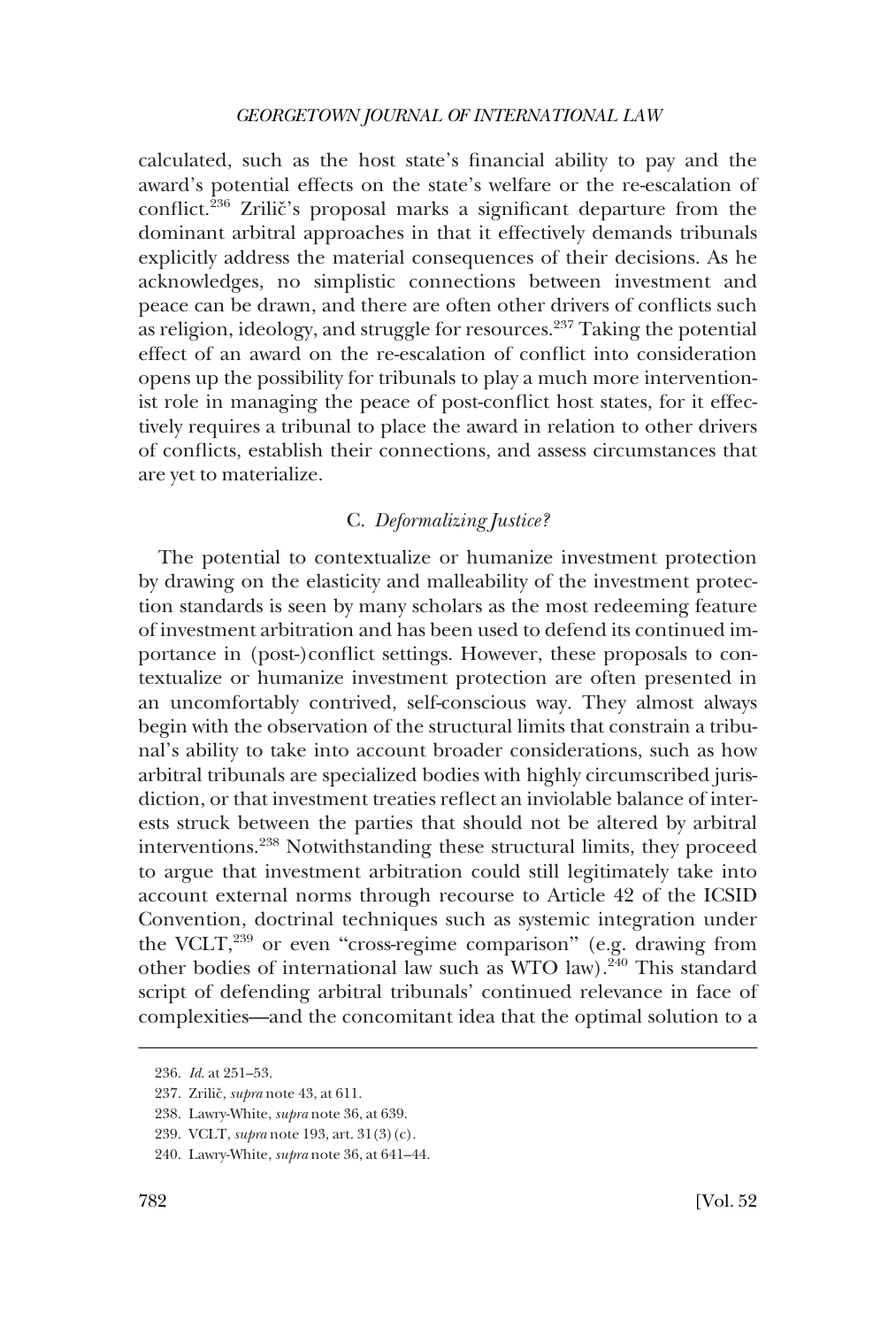calculated, such as the host state's financial ability to pay and the award's potential effects on the state's welfare or the re-escalation of conflict.[236] Zrilič's proposal marks a significant departure from the dominant arbitral approaches in that it effectively demands tribunals explicitly address the material consequences of their decisions. As he acknowledges, no simplistic connections between investment and peace can be drawn, and there are often other drivers of conflicts such as religion, ideology, and struggle for resources.[237] Taking the potential effect of an award on the re-escalation of conflict into consideration opens up the possibility for tribunals to play a much more interventionist role in managing the peace of post-conflict host states, for it effectively requires a tribunal to place the award in relation to other drivers of conflicts, establish their connections, and assess circumstances that are yet to materialize.

### C. *Deformalizing Justice?*

The potential to contextualize or humanize investment protection by drawing on the elasticity and malleability of the investment protection standards is seen by many scholars as the most redeeming feature of investment arbitration and has been used to defend its continued importance in (post-)conflict settings. However, these proposals to contextualize or humanize investment protection are often presented in an uncomfortably contrived, self-conscious way. They almost always begin with the observation of the structural limits that constrain a tribunal's ability to take into account broader considerations, such as how arbitral tribunals are specialized bodies with highly circumscribed jurisdiction, or that investment treaties reflect an inviolable balance of interests struck between the parties that should not be altered by arbitral interventions.[238] Notwithstanding these structural limits, they proceed to argue that investment arbitration could still legitimately take into account external norms through recourse to Article 42 of the ICSID Convention, doctrinal techniques such as systemic integration under the VCLT,[239] or even "cross-regime comparison" (e.g. drawing from other bodies of international law such as WTO law).[240] This standard script of defending arbitral tribunals' continued relevance in face of complexities—and the concomitant idea that the optimal solution to a

---

236. *Id.* at 251–53.

237. Zrilič, *supra* note 43, at 611.

238. Lawry-White, *supra* note 36, at 639.

239. VCLT, *supra* note 193, art. 31(3)(c).

240. Lawry-White, *supra* note 36, at 641–44.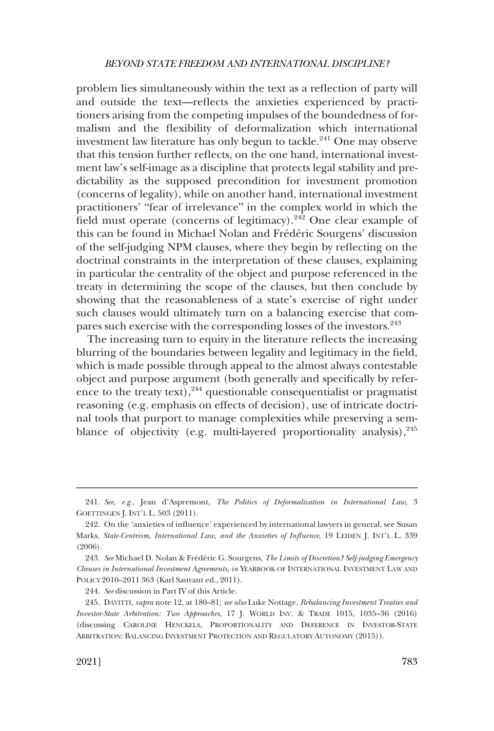problem lies simultaneously within the text as a reflection of party will and outside the text—reflects the anxieties experienced by practitioners arising from the competing impulses of the boundedness of formalism and the flexibility of deformalization which international investment law literature has only begun to tackle.[241] One may observe that this tension further reflects, on the one hand, international investment law's self-image as a discipline that protects legal stability and predictability as the supposed precondition for investment promotion (concerns of legality), while on another hand, international investment practitioners' "fear of irrelevance" in the complex world in which the field must operate (concerns of legitimacy).[242] One clear example of this can be found in Michael Nolan and Frédéric Sourgens' discussion of the self-judging NPM clauses, where they begin by reflecting on the doctrinal constraints in the interpretation of these clauses, explaining in particular the centrality of the object and purpose referenced in the treaty in determining the scope of the clauses, but then conclude by showing that the reasonableness of a state's exercise of right under such clauses would ultimately turn on a balancing exercise that compares such exercise with the corresponding losses of the investors.[243]

The increasing turn to equity in the literature reflects the increasing blurring of the boundaries between legality and legitimacy in the field, which is made possible through appeal to the almost always contestable object and purpose argument (both generally and specifically by reference to the treaty text),[244] questionable consequentialist or pragmatist reasoning (e.g. emphasis on effects of decision), use of intricate doctrinal tools that purport to manage complexities while preserving a semblance of objectivity (e.g. multi-layered proportionality analysis),[245]

---

241. *See, e.g.*, Jean d'Aspremont, *The Politics of Deformalization in International Law*, 3 GOETTINGEN J. INT'L L. 503 (2011).

242. On the 'anxieties of influence' experienced by international lawyers in general, see Susan Marks, *State-Centrism, International Law, and the Anxieties of Influence*, 19 LEIDEN J. INT'L L. 339 (2006).

243. *See* Michael D. Nolan & Frédéric G. Sourgens, *The Limits of Discretion? Self-judging Emergency Clauses in International Investment Agreements*, *in* YEARBOOK OF INTERNATIONAL INVESTMENT LAW AND POLICY 2010–2011 363 (Karl Sauvant ed., 2011).

244. *See* discussion in Part IV of this Article.

245. DAVITTI, *supra* note 12, at 180–81; *see also* Luke Nottage, *Rebalancing Investment Treaties and Investor-State Arbitration: Two Approaches*, 17 J. WORLD INV. & TRADE 1015, 1035–36 (2016) (discussing CAROLINE HENCKELS, PROPORTIONALITY AND DEFERENCE IN INVESTOR-STATE ARBITRATION: BALANCING INVESTMENT PROTECTION AND REGULATORY AUTONOMY (2015)).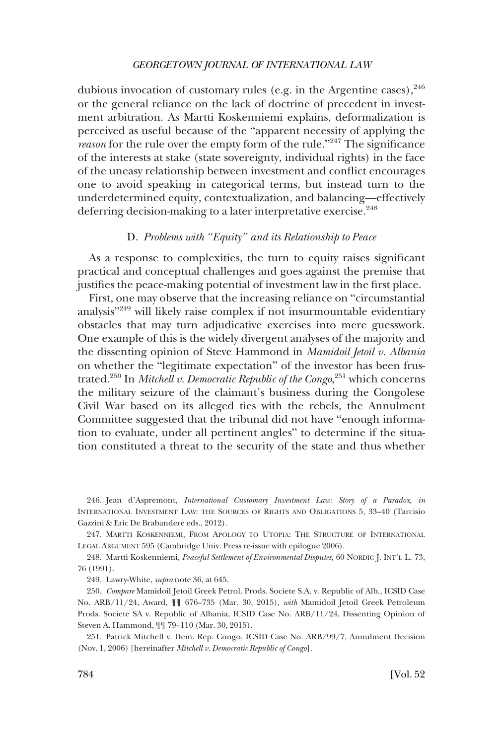dubious invocation of customary rules (e.g. in the Argentine cases),[246] or the general reliance on the lack of doctrine of precedent in investment arbitration. As Martti Koskenniemi explains, deformalization is perceived as useful because of the "apparent necessity of applying the *reason* for the rule over the empty form of the rule."[247] The significance of the interests at stake (state sovereignty, individual rights) in the face of the uneasy relationship between investment and conflict encourages one to avoid speaking in categorical terms, but instead turn to the underdetermined equity, contextualization, and balancing—effectively deferring decision-making to a later interpretative exercise.[248]

### D. *Problems with "Equity" and its Relationship to Peace*

As a response to complexities, the turn to equity raises significant practical and conceptual challenges and goes against the premise that justifies the peace-making potential of investment law in the first place.

First, one may observe that the increasing reliance on "circumstantial analysis"[249] will likely raise complex if not insurmountable evidentiary obstacles that may turn adjudicative exercises into mere guesswork. One example of this is the widely divergent analyses of the majority and the dissenting opinion of Steve Hammond in *Mamidoil Jetoil v. Albania* on whether the "legitimate expectation" of the investor has been frustrated.[250] In *Mitchell v. Democratic Republic of the Congo*,[251] which concerns the military seizure of the claimant's business during the Congolese Civil War based on its alleged ties with the rebels, the Annulment Committee suggested that the tribunal did not have "enough information to evaluate, under all pertinent angles" to determine if the situation constituted a threat to the security of the state and thus whether

---

246. Jean d'Aspremont, *International Customary Investment Law: Story of a Paradox*, *in* INTERNATIONAL INVESTMENT LAW: THE SOURCES OF RIGHTS AND OBLIGATIONS 5, 33–40 (Tarcisio Gazzini & Eric De Brabandere eds., 2012).

247. MARTTI KOSKENNIEMI, FROM APOLOGY TO UTOPIA: THE STRUCTURE OF INTERNATIONAL LEGAL ARGUMENT 595 (Cambridge Univ. Press re-issue with epilogue 2006).

248. Martti Koskenniemi, *Peaceful Settlement of Environmental Disputes*, 60 NORDIC J. INT'L L. 73, 76 (1991).

249. Lawry-White, *supra* note 36, at 645.

250. *Compare* Mamidoil Jetoil Greek Petrol. Prods. Societe S.A. v. Republic of Alb., ICSID Case No. ARB/11/24, Award, ¶¶ 676–735 (Mar. 30, 2015), *with* Mamidoil Jetoil Greek Petroleum Prods. Societe SA v. Republic of Albania, ICSID Case No. ARB/11/24, Dissenting Opinion of Steven A. Hammond, ¶¶ 79–110 (Mar. 30, 2015).

251. Patrick Mitchell v. Dem. Rep. Congo, ICSID Case No. ARB/99/7, Annulment Decision (Nov. 1, 2006) [hereinafter *Mitchell v. Democratic Republic of Congo*].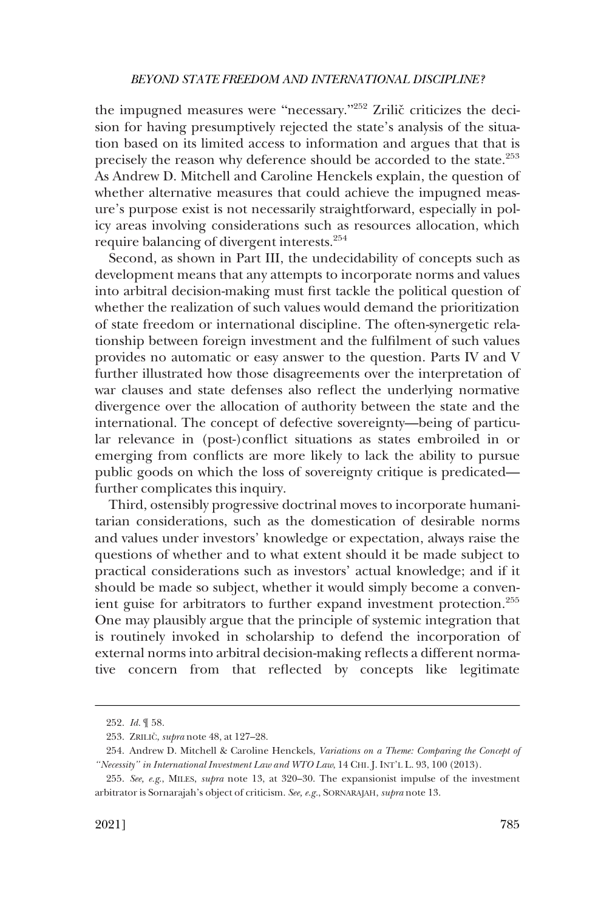the impugned measures were "necessary."[252] Zrilič criticizes the decision for having presumptively rejected the state's analysis of the situation based on its limited access to information and argues that that is precisely the reason why deference should be accorded to the state.[253] As Andrew D. Mitchell and Caroline Henckels explain, the question of whether alternative measures that could achieve the impugned measure's purpose exist is not necessarily straightforward, especially in policy areas involving considerations such as resources allocation, which require balancing of divergent interests.[254]

Second, as shown in Part III, the undecidability of concepts such as development means that any attempts to incorporate norms and values into arbitral decision-making must first tackle the political question of whether the realization of such values would demand the prioritization of state freedom or international discipline. The often-synergetic relationship between foreign investment and the fulfilment of such values provides no automatic or easy answer to the question. Parts IV and V further illustrated how those disagreements over the interpretation of war clauses and state defenses also reflect the underlying normative divergence over the allocation of authority between the state and the international. The concept of defective sovereignty—being of particular relevance in (post-)conflict situations as states embroiled in or emerging from conflicts are more likely to lack the ability to pursue public goods on which the loss of sovereignty critique is predicated—further complicates this inquiry.

Third, ostensibly progressive doctrinal moves to incorporate humanitarian considerations, such as the domestication of desirable norms and values under investors' knowledge or expectation, always raise the questions of whether and to what extent should it be made subject to practical considerations such as investors' actual knowledge; and if it should be made so subject, whether it would simply become a convenient guise for arbitrators to further expand investment protection.[255] One may plausibly argue that the principle of systemic integration that is routinely invoked in scholarship to defend the incorporation of external norms into arbitral decision-making reflects a different normative concern from that reflected by concepts like legitimate

---

252. *Id.* ¶ 58.

253. ZRILIČ, *supra* note 48, at 127–28.

254. Andrew D. Mitchell & Caroline Henckels, *Variations on a Theme: Comparing the Concept of "Necessity" in International Investment Law and WTO Law*, 14 CHI. J. INT'L L. 93, 100 (2013).

255. *See, e.g.*, MILES, *supra* note 13, at 320–30. The expansionist impulse of the investment arbitrator is Sornarajah's object of criticism. *See, e.g.*, SORNARAJAH, *supra* note 13.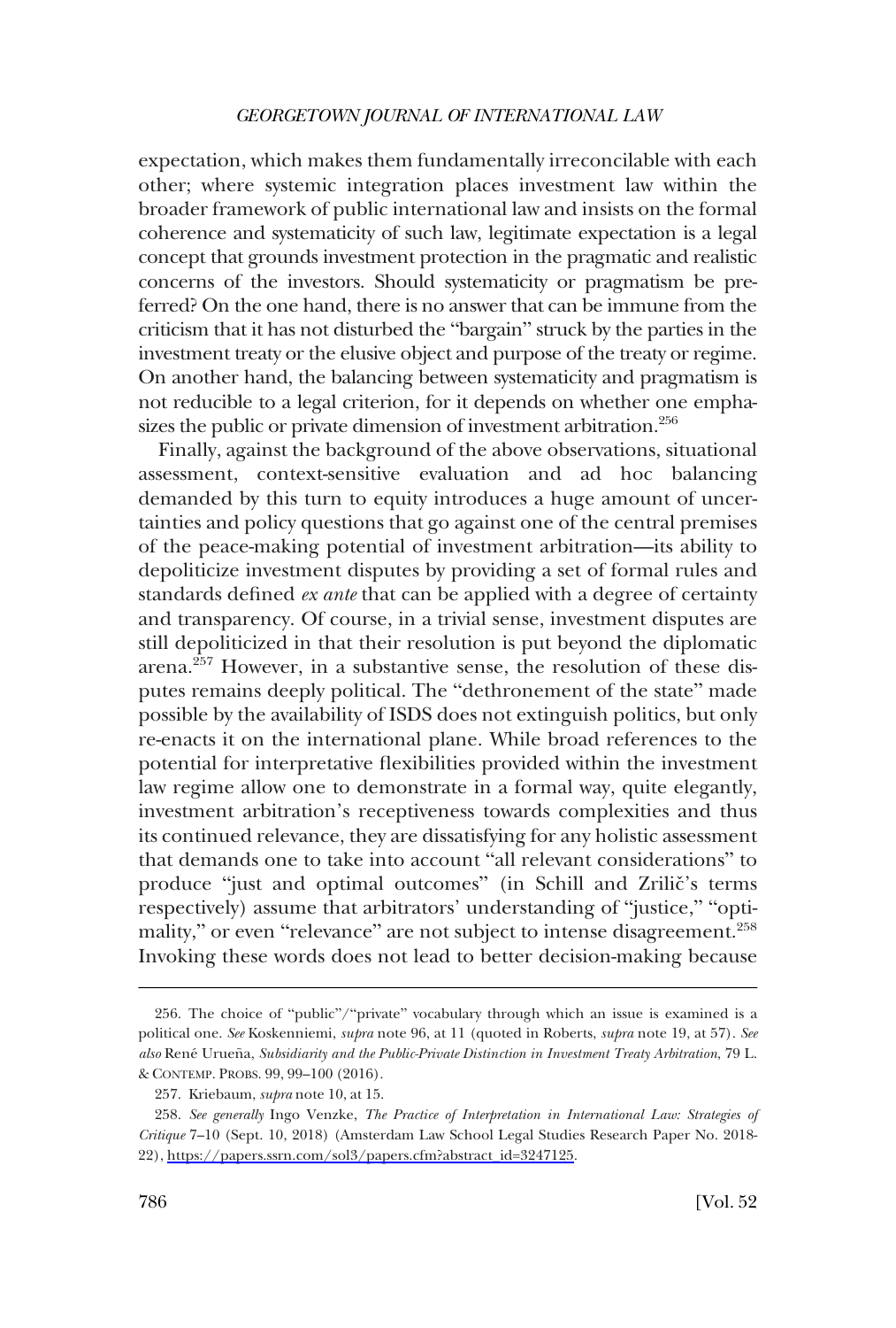expectation, which makes them fundamentally irreconcilable with each other; where systemic integration places investment law within the broader framework of public international law and insists on the formal coherence and systematicity of such law, legitimate expectation is a legal concept that grounds investment protection in the pragmatic and realistic concerns of the investors. Should systematicity or pragmatism be preferred? On the one hand, there is no answer that can be immune from the criticism that it has not disturbed the "bargain" struck by the parties in the investment treaty or the elusive object and purpose of the treaty or regime. On another hand, the balancing between systematicity and pragmatism is not reducible to a legal criterion, for it depends on whether one emphasizes the public or private dimension of investment arbitration.[256]

Finally, against the background of the above observations, situational assessment, context-sensitive evaluation and ad hoc balancing demanded by this turn to equity introduces a huge amount of uncertainties and policy questions that go against one of the central premises of the peace-making potential of investment arbitration—its ability to depoliticize investment disputes by providing a set of formal rules and standards defined *ex ante* that can be applied with a degree of certainty and transparency. Of course, in a trivial sense, investment disputes are still depoliticized in that their resolution is put beyond the diplomatic arena.[257] However, in a substantive sense, the resolution of these disputes remains deeply political. The "dethronement of the state" made possible by the availability of ISDS does not extinguish politics, but only re-enacts it on the international plane. While broad references to the potential for interpretative flexibilities provided within the investment law regime allow one to demonstrate in a formal way, quite elegantly, investment arbitration's receptiveness towards complexities and thus its continued relevance, they are dissatisfying for any holistic assessment that demands one to take into account "all relevant considerations" to produce "just and optimal outcomes" (in Schill and Zrilič's terms respectively) assume that arbitrators' understanding of "justice," "optimality," or even "relevance" are not subject to intense disagreement.[258] Invoking these words does not lead to better decision-making because

---

256. The choice of "public"/"private" vocabulary through which an issue is examined is a political one. *See* Koskenniemi, *supra* note 96, at 11 (quoted in Roberts, *supra* note 19, at 57). *See also* René Urueña, *Subsidiarity and the Public-Private Distinction in Investment Treaty Arbitration*, 79 L. & CONTEMP. PROBS. 99, 99–100 (2016).

257. Kriebaum, *supra* note 10, at 15.

258. *See generally* Ingo Venzke, *The Practice of Interpretation in International Law: Strategies of Critique* 7–10 (Sept. 10, 2018) (Amsterdam Law School Legal Studies Research Paper No. 2018-22), https://papers.ssrn.com/sol3/papers.cfm?abstract_id=3247125.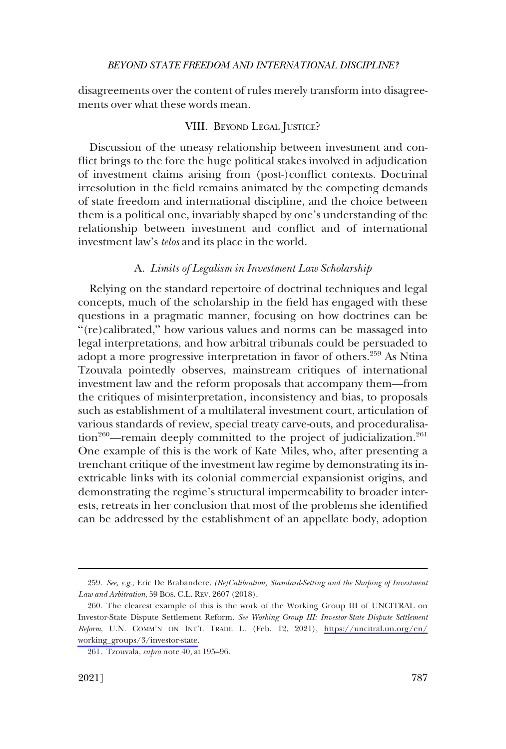disagreements over the content of rules merely transform into disagreements over what these words mean.

## VIII. Beyond Legal Justice?

Discussion of the uneasy relationship between investment and conflict brings to the fore the huge political stakes involved in adjudication of investment claims arising from (post-)conflict contexts. Doctrinal irresolution in the field remains animated by the competing demands of state freedom and international discipline, and the choice between them is a political one, invariably shaped by one's understanding of the relationship between investment and conflict and of international investment law's *telos* and its place in the world.

### A. *Limits of Legalism in Investment Law Scholarship*

Relying on the standard repertoire of doctrinal techniques and legal concepts, much of the scholarship in the field has engaged with these questions in a pragmatic manner, focusing on how doctrines can be "(re)calibrated," how various values and norms can be massaged into legal interpretations, and how arbitral tribunals could be persuaded to adopt a more progressive interpretation in favor of others.[259] As Ntina Tzouvala pointedly observes, mainstream critiques of international investment law and the reform proposals that accompany them—from the critiques of misinterpretation, inconsistency and bias, to proposals such as establishment of a multilateral investment court, articulation of various standards of review, special treaty carve-outs, and proceduralisation[260]—remain deeply committed to the project of judicialization.[261] One example of this is the work of Kate Miles, who, after presenting a trenchant critique of the investment law regime by demonstrating its inextricable links with its colonial commercial expansionist origins, and demonstrating the regime's structural impermeability to broader interests, retreats in her conclusion that most of the problems she identified can be addressed by the establishment of an appellate body, adoption

---

259. *See, e.g.*, Eric De Brabandere, *(Re)Calibration, Standard-Setting and the Shaping of Investment Law and Arbitration*, 59 Bos. C.L. Rev. 2607 (2018).

260. The clearest example of this is the work of the Working Group III of UNCITRAL on Investor-State Dispute Settlement Reform. *See Working Group III: Investor-State Dispute Settlement Reform*, U.N. Comm'n on Int'l Trade L. (Feb. 12, 2021), https://uncitral.un.org/en/working_groups/3/investor-state.

261. Tzouvala, *supra* note 40, at 195–96.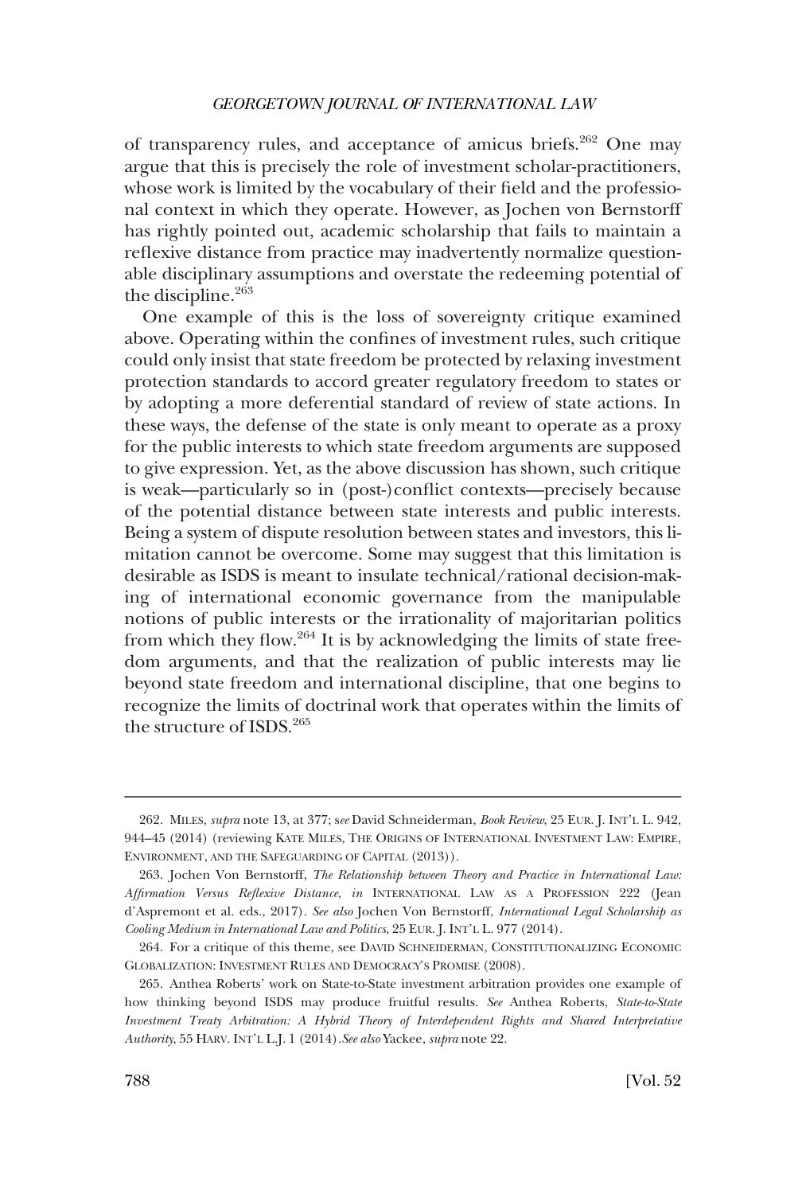of transparency rules, and acceptance of amicus briefs.[262] One may argue that this is precisely the role of investment scholar-practitioners, whose work is limited by the vocabulary of their field and the professional context in which they operate. However, as Jochen von Bernstorff has rightly pointed out, academic scholarship that fails to maintain a reflexive distance from practice may inadvertently normalize questionable disciplinary assumptions and overstate the redeeming potential of the discipline.[263]

One example of this is the loss of sovereignty critique examined above. Operating within the confines of investment rules, such critique could only insist that state freedom be protected by relaxing investment protection standards to accord greater regulatory freedom to states or by adopting a more deferential standard of review of state actions. In these ways, the defense of the state is only meant to operate as a proxy for the public interests to which state freedom arguments are supposed to give expression. Yet, as the above discussion has shown, such critique is weak—particularly so in (post-)conflict contexts—precisely because of the potential distance between state interests and public interests. Being a system of dispute resolution between states and investors, this limitation cannot be overcome. Some may suggest that this limitation is desirable as ISDS is meant to insulate technical/rational decision-making of international economic governance from the manipulable notions of public interests or the irrationality of majoritarian politics from which they flow.[264] It is by acknowledging the limits of state freedom arguments, and that the realization of public interests may lie beyond state freedom and international discipline, that one begins to recognize the limits of doctrinal work that operates within the limits of the structure of ISDS.[265]

---

262. MILES, *supra* note 13, at 377; s*ee* David Schneiderman, *Book Review*, 25 EUR. J. INT'L L. 942, 944–45 (2014) (reviewing KATE MILES, THE ORIGINS OF INTERNATIONAL INVESTMENT LAW: EMPIRE, ENVIRONMENT, AND THE SAFEGUARDING OF CAPITAL (2013)).

263. Jochen Von Bernstorff, *The Relationship between Theory and Practice in International Law: Affirmation Versus Reflexive Distance*, *in* INTERNATIONAL LAW AS A PROFESSION 222 (Jean d'Aspremont et al. eds., 2017). *See also* Jochen Von Bernstorff, *International Legal Scholarship as Cooling Medium in International Law and Politics*, 25 EUR. J. INT'L L. 977 (2014).

264. For a critique of this theme, see DAVID SCHNEIDERMAN, CONSTITUTIONALIZING ECONOMIC GLOBALIZATION: INVESTMENT RULES AND DEMOCRACY'S PROMISE (2008).

265. Anthea Roberts' work on State-to-State investment arbitration provides one example of how thinking beyond ISDS may produce fruitful results. *See* Anthea Roberts, *State-to-State Investment Treaty Arbitration: A Hybrid Theory of Interdependent Rights and Shared Interpretative Authority*, 55 HARV. INT'L L.J. 1 (2014). *See also* Yackee, *supra* note 22.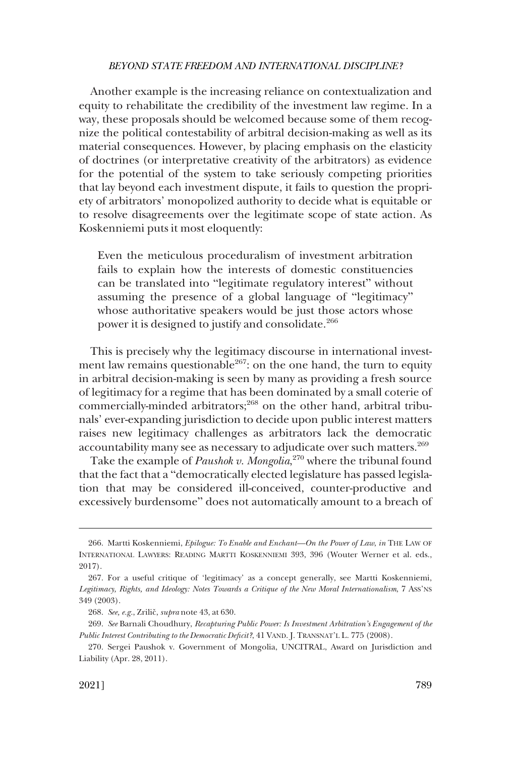Another example is the increasing reliance on contextualization and equity to rehabilitate the credibility of the investment law regime. In a way, these proposals should be welcomed because some of them recognize the political contestability of arbitral decision-making as well as its material consequences. However, by placing emphasis on the elasticity of doctrines (or interpretative creativity of the arbitrators) as evidence for the potential of the system to take seriously competing priorities that lay beyond each investment dispute, it fails to question the propriety of arbitrators' monopolized authority to decide what is equitable or to resolve disagreements over the legitimate scope of state action. As Koskenniemi puts it most eloquently:

> Even the meticulous proceduralism of investment arbitration fails to explain how the interests of domestic constituencies can be translated into "legitimate regulatory interest" without assuming the presence of a global language of "legitimacy" whose authoritative speakers would be just those actors whose power it is designed to justify and consolidate.[266]

This is precisely why the legitimacy discourse in international investment law remains questionable[267]: on the one hand, the turn to equity in arbitral decision-making is seen by many as providing a fresh source of legitimacy for a regime that has been dominated by a small coterie of commercially-minded arbitrators;[268] on the other hand, arbitral tribunals' ever-expanding jurisdiction to decide upon public interest matters raises new legitimacy challenges as arbitrators lack the democratic accountability many see as necessary to adjudicate over such matters.[269]

Take the example of *Paushok v. Mongolia*,[270] where the tribunal found that the fact that a "democratically elected legislature has passed legislation that may be considered ill-conceived, counter-productive and excessively burdensome" does not automatically amount to a breach of

---

266. Martti Koskenniemi, *Epilogue: To Enable and Enchant—On the Power of Law*, *in* THE LAW OF INTERNATIONAL LAWYERS: READING MARTTI KOSKENNIEMI 393, 396 (Wouter Werner et al. eds., 2017).

267. For a useful critique of 'legitimacy' as a concept generally, see Martti Koskenniemi, *Legitimacy, Rights, and Ideology: Notes Towards a Critique of the New Moral Internationalism*, 7 ASS'NS 349 (2003).

268. *See, e.g.*, Zrilič, *supra* note 43, at 630.

269. *See* Barnali Choudhury, *Recapturing Public Power: Is Investment Arbitration's Engagement of the Public Interest Contributing to the Democratic Deficit?*, 41 VAND. J. TRANSNAT'L L. 775 (2008).

270. Sergei Paushok v. Government of Mongolia, UNCITRAL, Award on Jurisdiction and Liability (Apr. 28, 2011).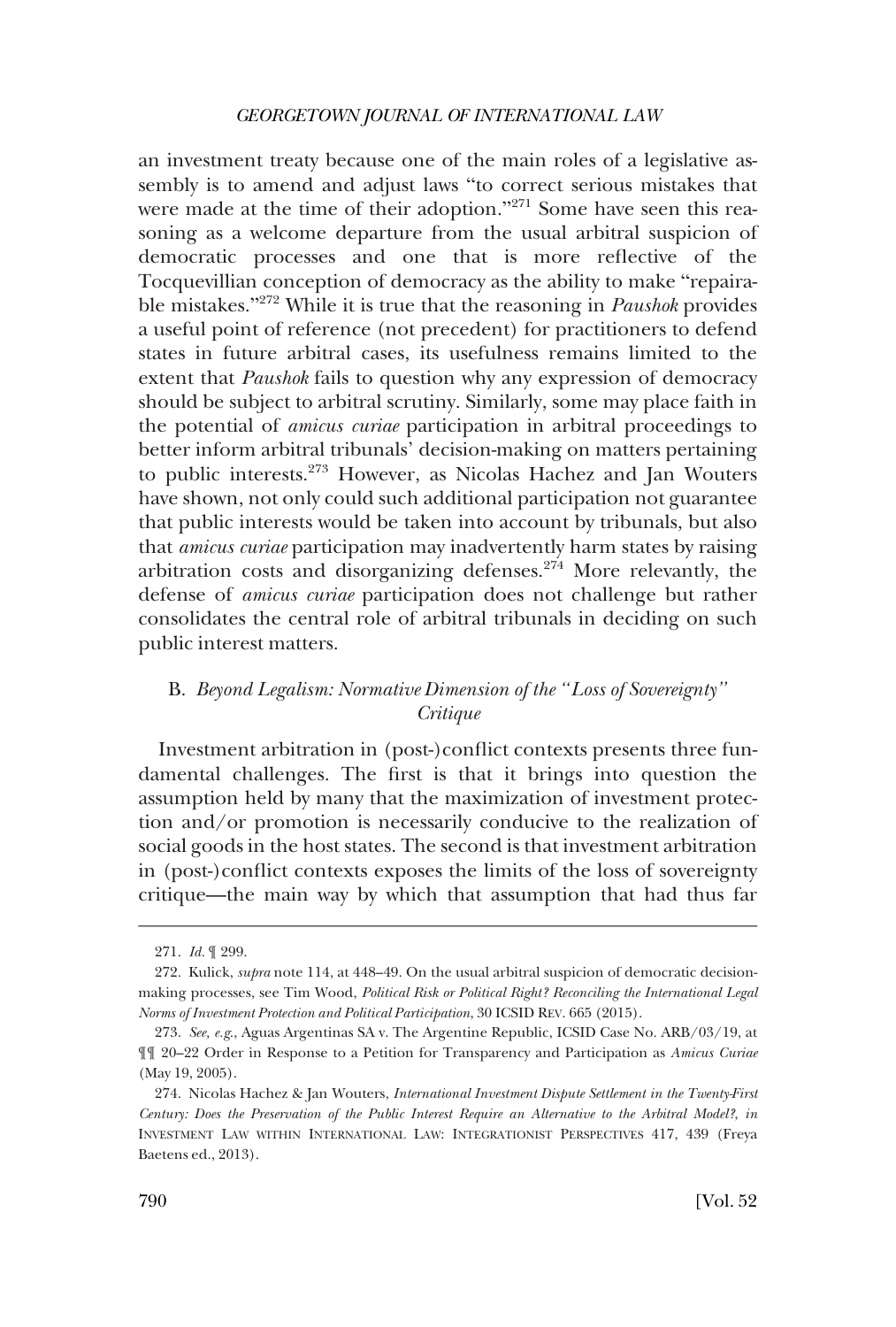an investment treaty because one of the main roles of a legislative assembly is to amend and adjust laws "to correct serious mistakes that were made at the time of their adoption."[271] Some have seen this reasoning as a welcome departure from the usual arbitral suspicion of democratic processes and one that is more reflective of the Tocquevillian conception of democracy as the ability to make "repairable mistakes."[272] While it is true that the reasoning in *Paushok* provides a useful point of reference (not precedent) for practitioners to defend states in future arbitral cases, its usefulness remains limited to the extent that *Paushok* fails to question why any expression of democracy should be subject to arbitral scrutiny. Similarly, some may place faith in the potential of *amicus curiae* participation in arbitral proceedings to better inform arbitral tribunals' decision-making on matters pertaining to public interests.[273] However, as Nicolas Hachez and Jan Wouters have shown, not only could such additional participation not guarantee that public interests would be taken into account by tribunals, but also that *amicus curiae* participation may inadvertently harm states by raising arbitration costs and disorganizing defenses.[274] More relevantly, the defense of *amicus curiae* participation does not challenge but rather consolidates the central role of arbitral tribunals in deciding on such public interest matters.

### B. *Beyond Legalism: Normative Dimension of the "Loss of Sovereignty" Critique*

Investment arbitration in (post-)conflict contexts presents three fundamental challenges. The first is that it brings into question the assumption held by many that the maximization of investment protection and/or promotion is necessarily conducive to the realization of social goods in the host states. The second is that investment arbitration in (post-)conflict contexts exposes the limits of the loss of sovereignty critique—the main way by which that assumption that had thus far

---

271. *Id.* ¶ 299.

272. Kulick, *supra* note 114, at 448–49. On the usual arbitral suspicion of democratic decision-making processes, see Tim Wood, *Political Risk or Political Right? Reconciling the International Legal Norms of Investment Protection and Political Participation*, 30 ICSID REV. 665 (2015).

273. *See, e.g.*, Aguas Argentinas SA v. The Argentine Republic, ICSID Case No. ARB/03/19, at ¶¶ 20–22 Order in Response to a Petition for Transparency and Participation as *Amicus Curiae* (May 19, 2005).

274. Nicolas Hachez & Jan Wouters, *International Investment Dispute Settlement in the Twenty-First Century: Does the Preservation of the Public Interest Require an Alternative to the Arbitral Model?*, *in* INVESTMENT LAW WITHIN INTERNATIONAL LAW: INTEGRATIONIST PERSPECTIVES 417, 439 (Freya Baetens ed., 2013).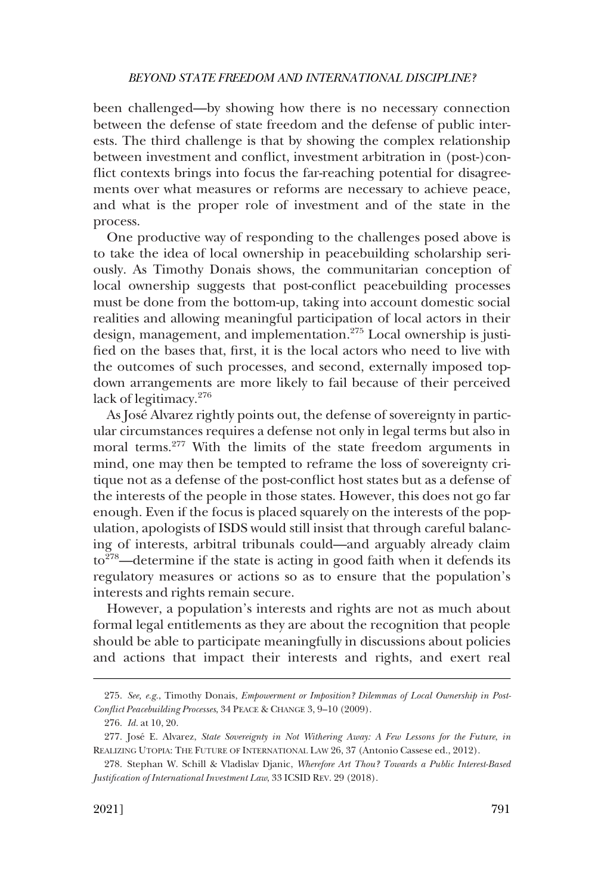been challenged—by showing how there is no necessary connection between the defense of state freedom and the defense of public interests. The third challenge is that by showing the complex relationship between investment and conflict, investment arbitration in (post-)conflict contexts brings into focus the far-reaching potential for disagreements over what measures or reforms are necessary to achieve peace, and what is the proper role of investment and of the state in the process.

One productive way of responding to the challenges posed above is to take the idea of local ownership in peacebuilding scholarship seriously. As Timothy Donais shows, the communitarian conception of local ownership suggests that post-conflict peacebuilding processes must be done from the bottom-up, taking into account domestic social realities and allowing meaningful participation of local actors in their design, management, and implementation.[275] Local ownership is justified on the bases that, first, it is the local actors who need to live with the outcomes of such processes, and second, externally imposed top-down arrangements are more likely to fail because of their perceived lack of legitimacy.[276]

As José Alvarez rightly points out, the defense of sovereignty in particular circumstances requires a defense not only in legal terms but also in moral terms.[277] With the limits of the state freedom arguments in mind, one may then be tempted to reframe the loss of sovereignty critique not as a defense of the post-conflict host states but as a defense of the interests of the people in those states. However, this does not go far enough. Even if the focus is placed squarely on the interests of the population, apologists of ISDS would still insist that through careful balancing of interests, arbitral tribunals could—and arguably already claim to[278]—determine if the state is acting in good faith when it defends its regulatory measures or actions so as to ensure that the population's interests and rights remain secure.

However, a population's interests and rights are not as much about formal legal entitlements as they are about the recognition that people should be able to participate meaningfully in discussions about policies and actions that impact their interests and rights, and exert real

275. *See, e.g.*, Timothy Donais, *Empowerment or Imposition? Dilemmas of Local Ownership in Post-Conflict Peacebuilding Processes*, 34 PEACE & CHANGE 3, 9–10 (2009).

276. *Id.* at 10, 20.

277. José E. Alvarez, *State Sovereignty in Not Withering Away: A Few Lessons for the Future*, *in* REALIZING UTOPIA: THE FUTURE OF INTERNATIONAL LAW 26, 37 (Antonio Cassese ed., 2012).

278. Stephan W. Schill & Vladislav Djanic, *Wherefore Art Thou? Towards a Public Interest-Based Justification of International Investment Law*, 33 ICSID REV. 29 (2018).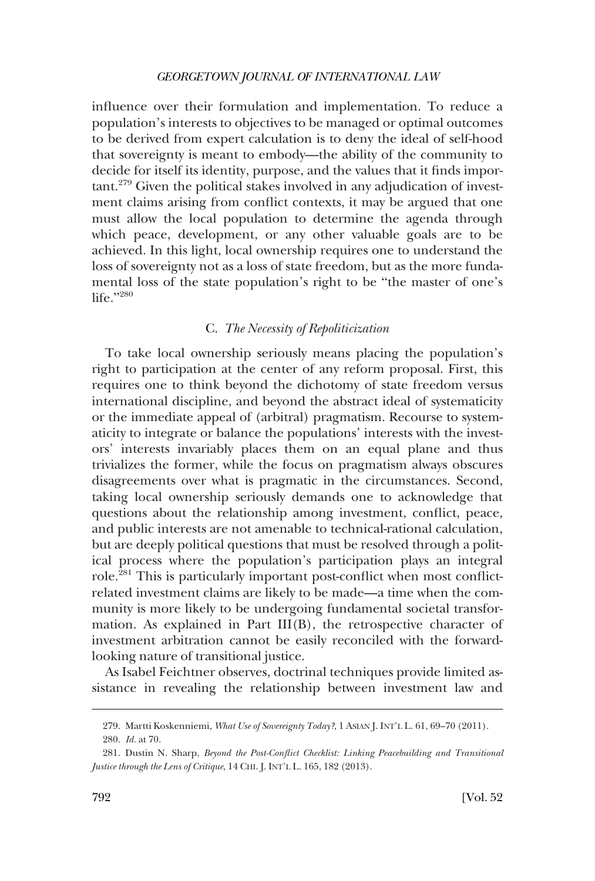influence over their formulation and implementation. To reduce a population's interests to objectives to be managed or optimal outcomes to be derived from expert calculation is to deny the ideal of self-hood that sovereignty is meant to embody—the ability of the community to decide for itself its identity, purpose, and the values that it finds important.[279] Given the political stakes involved in any adjudication of investment claims arising from conflict contexts, it may be argued that one must allow the local population to determine the agenda through which peace, development, or any other valuable goals are to be achieved. In this light, local ownership requires one to understand the loss of sovereignty not as a loss of state freedom, but as the more fundamental loss of the state population's right to be "the master of one's life."[280]

### C. *The Necessity of Repoliticization*

To take local ownership seriously means placing the population's right to participation at the center of any reform proposal. First, this requires one to think beyond the dichotomy of state freedom versus international discipline, and beyond the abstract ideal of systematicity or the immediate appeal of (arbitral) pragmatism. Recourse to systematicity to integrate or balance the populations' interests with the investors' interests invariably places them on an equal plane and thus trivializes the former, while the focus on pragmatism always obscures disagreements over what is pragmatic in the circumstances. Second, taking local ownership seriously demands one to acknowledge that questions about the relationship among investment, conflict, peace, and public interests are not amenable to technical-rational calculation, but are deeply political questions that must be resolved through a political process where the population's participation plays an integral role.[281] This is particularly important post-conflict when most conflict-related investment claims are likely to be made—a time when the community is more likely to be undergoing fundamental societal transformation. As explained in Part III(B), the retrospective character of investment arbitration cannot be easily reconciled with the forward-looking nature of transitional justice.

As Isabel Feichtner observes, doctrinal techniques provide limited assistance in revealing the relationship between investment law and

---

279. Martti Koskenniemi, *What Use of Sovereignty Today?*, 1 ASIAN J. INT'L L. 61, 69–70 (2011).

280. *Id.* at 70.

281. Dustin N. Sharp, *Beyond the Post-Conflict Checklist: Linking Peacebuilding and Transitional Justice through the Lens of Critique*, 14 CHI. J. INT'L L. 165, 182 (2013).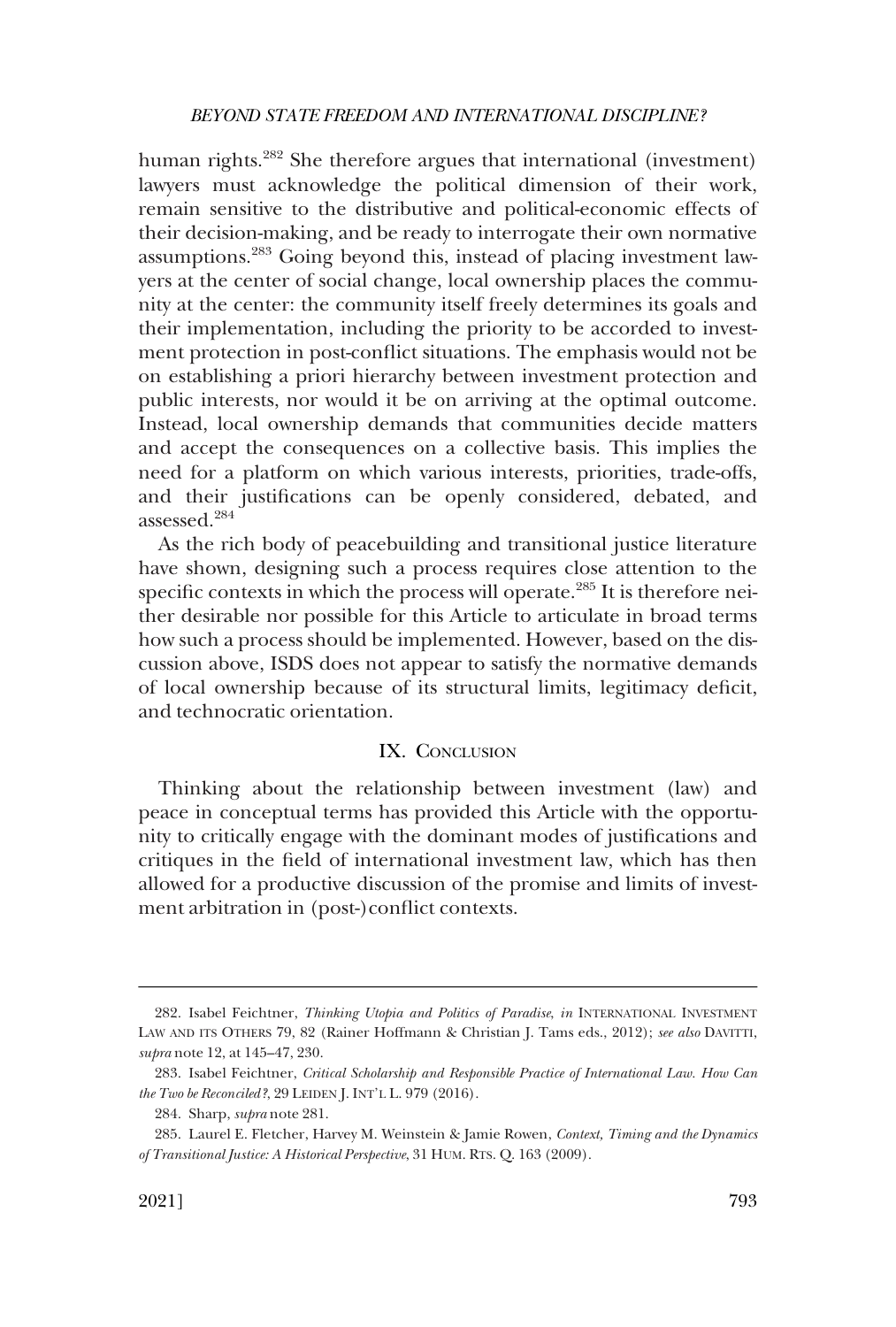human rights.[282] She therefore argues that international (investment) lawyers must acknowledge the political dimension of their work, remain sensitive to the distributive and political-economic effects of their decision-making, and be ready to interrogate their own normative assumptions.[283] Going beyond this, instead of placing investment lawyers at the center of social change, local ownership places the community at the center: the community itself freely determines its goals and their implementation, including the priority to be accorded to investment protection in post-conflict situations. The emphasis would not be on establishing a priori hierarchy between investment protection and public interests, nor would it be on arriving at the optimal outcome. Instead, local ownership demands that communities decide matters and accept the consequences on a collective basis. This implies the need for a platform on which various interests, priorities, trade-offs, and their justifications can be openly considered, debated, and assessed.[284]

As the rich body of peacebuilding and transitional justice literature have shown, designing such a process requires close attention to the specific contexts in which the process will operate.[285] It is therefore neither desirable nor possible for this Article to articulate in broad terms how such a process should be implemented. However, based on the discussion above, ISDS does not appear to satisfy the normative demands of local ownership because of its structural limits, legitimacy deficit, and technocratic orientation.

## IX. Conclusion

Thinking about the relationship between investment (law) and peace in conceptual terms has provided this Article with the opportunity to critically engage with the dominant modes of justifications and critiques in the field of international investment law, which has then allowed for a productive discussion of the promise and limits of investment arbitration in (post-)conflict contexts.

---

282. Isabel Feichtner, *Thinking Utopia and Politics of Paradise*, *in* International Investment Law and its Others 79, 82 (Rainer Hoffmann & Christian J. Tams eds., 2012); *see also* Davitti, *supra* note 12, at 145–47, 230.

283. Isabel Feichtner, *Critical Scholarship and Responsible Practice of International Law. How Can the Two be Reconciled?*, 29 Leiden J. Int'l L. 979 (2016).

284. Sharp, *supra* note 281.

285. Laurel E. Fletcher, Harvey M. Weinstein & Jamie Rowen, *Context, Timing and the Dynamics of Transitional Justice: A Historical Perspective*, 31 Hum. Rts. Q. 163 (2009).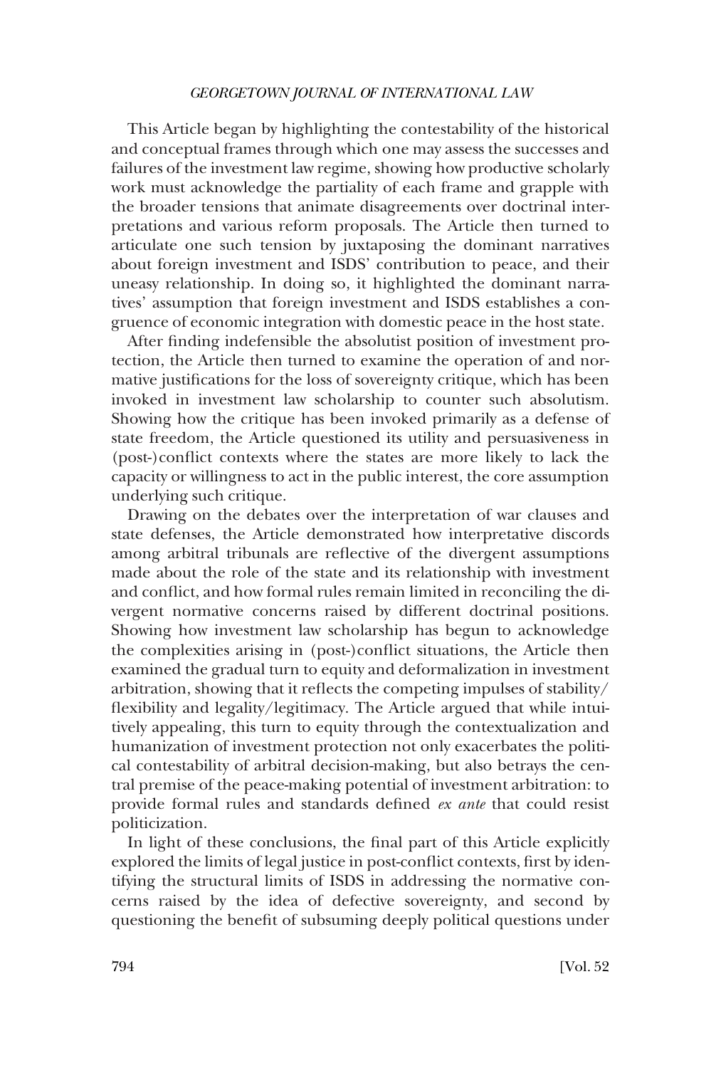This Article began by highlighting the contestability of the historical and conceptual frames through which one may assess the successes and failures of the investment law regime, showing how productive scholarly work must acknowledge the partiality of each frame and grapple with the broader tensions that animate disagreements over doctrinal interpretations and various reform proposals. The Article then turned to articulate one such tension by juxtaposing the dominant narratives about foreign investment and ISDS' contribution to peace, and their uneasy relationship. In doing so, it highlighted the dominant narratives' assumption that foreign investment and ISDS establishes a congruence of economic integration with domestic peace in the host state.

After finding indefensible the absolutist position of investment protection, the Article then turned to examine the operation of and normative justifications for the loss of sovereignty critique, which has been invoked in investment law scholarship to counter such absolutism. Showing how the critique has been invoked primarily as a defense of state freedom, the Article questioned its utility and persuasiveness in (post-)conflict contexts where the states are more likely to lack the capacity or willingness to act in the public interest, the core assumption underlying such critique.

Drawing on the debates over the interpretation of war clauses and state defenses, the Article demonstrated how interpretative discords among arbitral tribunals are reflective of the divergent assumptions made about the role of the state and its relationship with investment and conflict, and how formal rules remain limited in reconciling the divergent normative concerns raised by different doctrinal positions. Showing how investment law scholarship has begun to acknowledge the complexities arising in (post-)conflict situations, the Article then examined the gradual turn to equity and deformalization in investment arbitration, showing that it reflects the competing impulses of stability/flexibility and legality/legitimacy. The Article argued that while intuitively appealing, this turn to equity through the contextualization and humanization of investment protection not only exacerbates the political contestability of arbitral decision-making, but also betrays the central premise of the peace-making potential of investment arbitration: to provide formal rules and standards defined *ex ante* that could resist politicization.

In light of these conclusions, the final part of this Article explicitly explored the limits of legal justice in post-conflict contexts, first by identifying the structural limits of ISDS in addressing the normative concerns raised by the idea of defective sovereignty, and second by questioning the benefit of subsuming deeply political questions under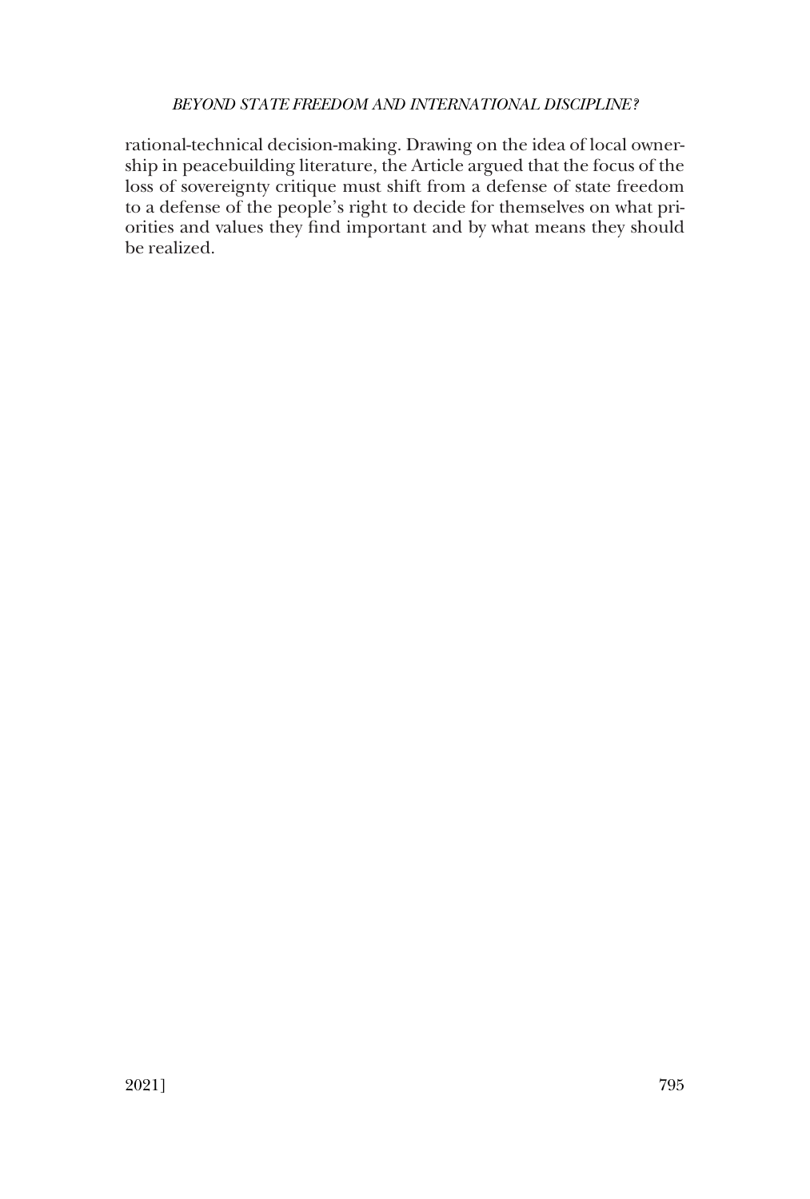rational-technical decision-making. Drawing on the idea of local ownership in peacebuilding literature, the Article argued that the focus of the loss of sovereignty critique must shift from a defense of state freedom to a defense of the people's right to decide for themselves on what priorities and values they find important and by what means they should be realized.